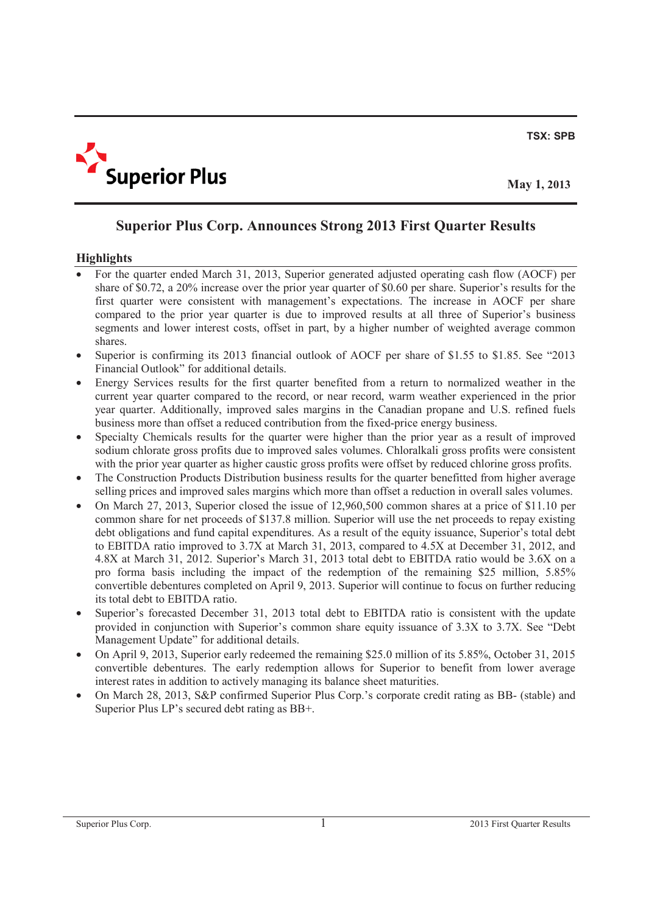TSX: SPB

**Superior Plus**

May 1, 2013

# Superior Plus Corp. Announces Strong 2013 First Quarter Results

## Highlights

- For the quarter ended March 31, 2013, Superior generated adjusted operating cash flow (AOCF) per share of $0.72, a 20% increase over the prior year quarter of $0.60 per share. Superior's results for the first quarter were consistent with management's expectations. The increase in AOCF per share compared to the prior year quarter is due to improved results at all three of Superior's business segments and lower interest costs, offset in part, by a higher number of weighted average common shares.
- Superior is confirming its 2013 financial outlook of AOCF per share of $1.55 to $1.85. See "2013 Financial Outlook" for additional details.
- Energy Services results for the first quarter benefited from a return to normalized weather in the current year quarter compared to the record, or near record, warm weather experienced in the prior year quarter. Additionally, improved sales margins in the Canadian propane and U.S. refined fuels business more than offset a reduced contribution from the fixed-price energy business.
- Specialty Chemicals results for the quarter were higher than the prior year as a result of improved sodium chlorate gross profits due to improved sales volumes. Chloralkali gross profits were consistent with the prior year quarter as higher caustic gross profits were offset by reduced chlorine gross profits.
- The Construction Products Distribution business results for the quarter benefitted from higher average selling prices and improved sales margins which more than offset a reduction in overall sales volumes.
- On March 27, 2013, Superior closed the issue of 12,960,500 common shares at a price of $11.10 per common share for net proceeds of $137.8 million. Superior will use the net proceeds to repay existing debt obligations and fund capital expenditures. As a result of the equity issuance, Superior's total debt to EBITDA ratio improved to 3.7X at March 31, 2013, compared to 4.5X at December 31, 2012, and 4.8X at March 31, 2012. Superior's March 31, 2013 total debt to EBITDA ratio would be 3.6X on a pro forma basis including the impact of the redemption of the remaining $25 million, 5.85% convertible debentures completed on April 9, 2013. Superior will continue to focus on further reducing its total debt to EBITDA ratio.
- Superior's forecasted December 31, 2013 total debt to EBITDA ratio is consistent with the update provided in conjunction with Superior's common share equity issuance of 3.3X to 3.7X. See "Debt Management Update" for additional details.
- On April 9, 2013, Superior early redeemed the remaining $25.0 million of its 5.85%, October 31, 2015 convertible debentures. The early redemption allows for Superior to benefit from lower average interest rates in addition to actively managing its balance sheet maturities.
- On March 28, 2013, S&P confirmed Superior Plus Corp.'s corporate credit rating as BB- (stable) and Superior Plus LP's secured debt rating as BB+.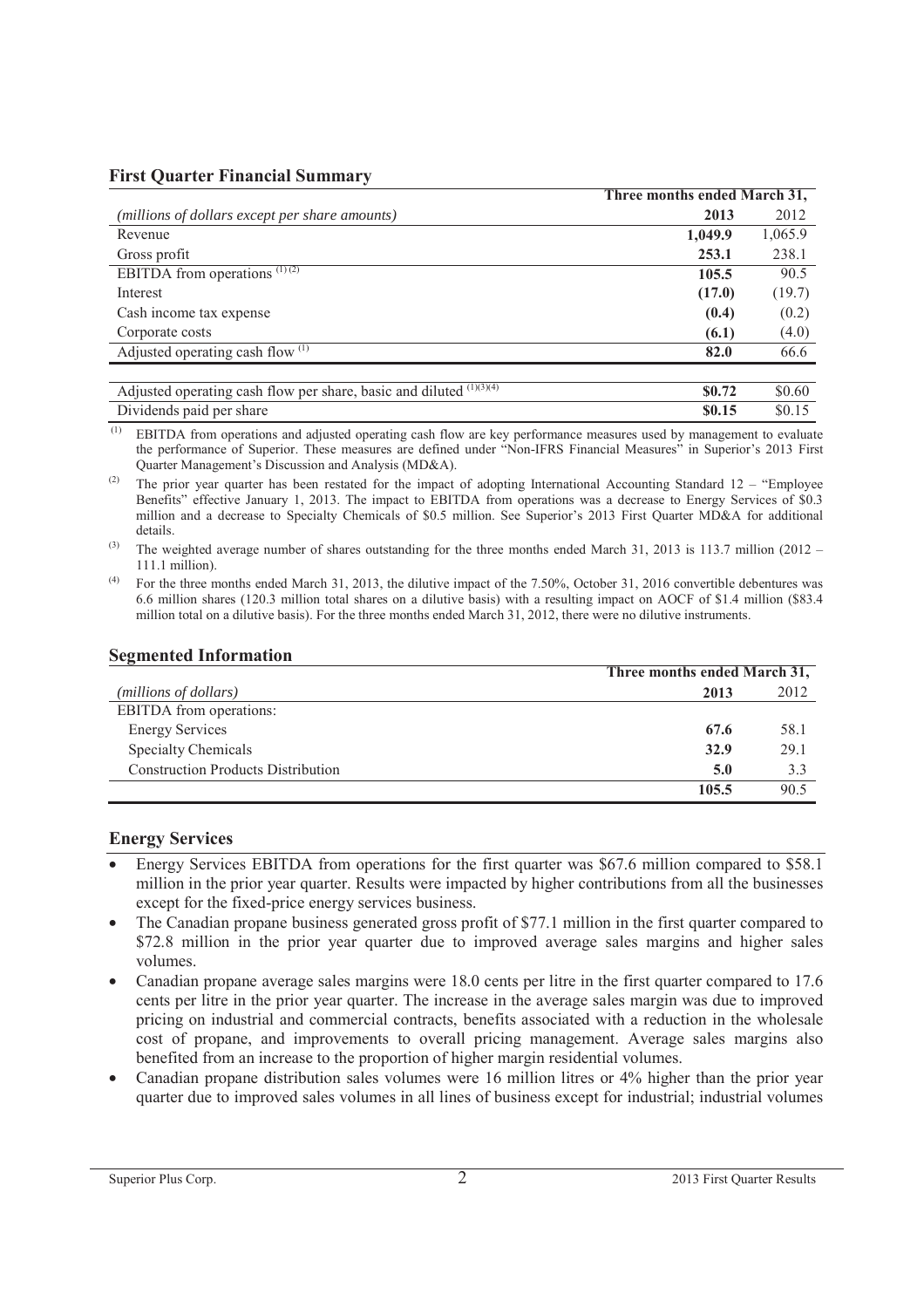## First Quarter Financial Summary

| *(millions of dollars except per share amounts)* | Three months ended March 31, 2013 | 2012 |
|---|---|---|
| Revenue | **1,049.9** | 1,065.9 |
| Gross profit | **253.1** | 238.1 |
| EBITDA from operations [(1)(2)] | **105.5** | 90.5 |
| Interest | **(17.0)** | (19.7) |
| Cash income tax expense | **(0.4)** | (0.2) |
| Corporate costs | **(6.1)** | (4.0) |
| Adjusted operating cash flow [(1)] | **82.0** | 66.6 |
| | | |
| Adjusted operating cash flow per share, basic and diluted [(1)(3)(4)] | **$0.72** | $0.60 |
| Dividends paid per share | **$0.15** | $0.15 |

(1) EBITDA from operations and adjusted operating cash flow are key performance measures used by management to evaluate the performance of Superior. These measures are defined under "Non-IFRS Financial Measures" in Superior's 2013 First Quarter Management's Discussion and Analysis (MD&A).

(2) The prior year quarter has been restated for the impact of adopting International Accounting Standard 12 – "Employee Benefits" effective January 1, 2013. The impact to EBITDA from operations was a decrease to Energy Services of $0.3 million and a decrease to Specialty Chemicals of $0.5 million. See Superior's 2013 First Quarter MD&A for additional details.

(3) The weighted average number of shares outstanding for the three months ended March 31, 2013 is 113.7 million (2012 – 111.1 million).

(4) For the three months ended March 31, 2013, the dilutive impact of the 7.50%, October 31, 2016 convertible debentures was 6.6 million shares (120.3 million total shares on a dilutive basis) with a resulting impact on AOCF of $1.4 million ($83.4 million total on a dilutive basis). For the three months ended March 31, 2012, there were no dilutive instruments.

## Segmented Information

| *(millions of dollars)* | Three months ended March 31, 2013 | 2012 |
|---|---|---|
| EBITDA from operations: | | |
| Energy Services | **67.6** | 58.1 |
| Specialty Chemicals | **32.9** | 29.1 |
| Construction Products Distribution | **5.0** | 3.3 |
| | **105.5** | 90.5 |

## Energy Services

- Energy Services EBITDA from operations for the first quarter was $67.6 million compared to $58.1 million in the prior year quarter. Results were impacted by higher contributions from all the businesses except for the fixed-price energy services business.
- The Canadian propane business generated gross profit of $77.1 million in the first quarter compared to $72.8 million in the prior year quarter due to improved average sales margins and higher sales volumes.
- Canadian propane average sales margins were 18.0 cents per litre in the first quarter compared to 17.6 cents per litre in the prior year quarter. The increase in the average sales margin was due to improved pricing on industrial and commercial contracts, benefits associated with a reduction in the wholesale cost of propane, and improvements to overall pricing management. Average sales margins also benefited from an increase to the proportion of higher margin residential volumes.
- Canadian propane distribution sales volumes were 16 million litres or 4% higher than the prior year quarter due to improved sales volumes in all lines of business except for industrial; industrial volumes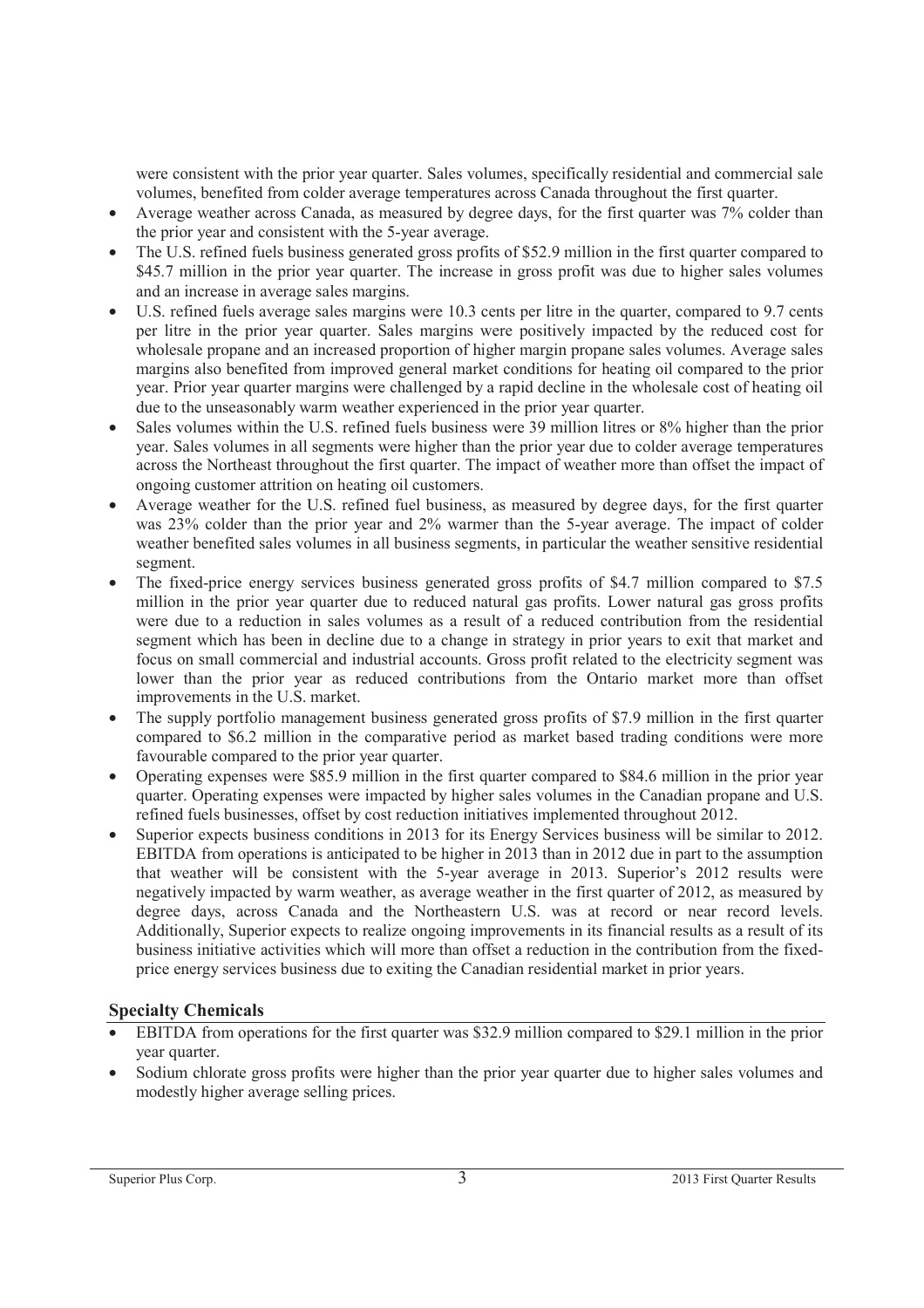were consistent with the prior year quarter. Sales volumes, specifically residential and commercial sale volumes, benefited from colder average temperatures across Canada throughout the first quarter.

- Average weather across Canada, as measured by degree days, for the first quarter was 7% colder than the prior year and consistent with the 5-year average.
- The U.S. refined fuels business generated gross profits of $52.9 million in the first quarter compared to $45.7 million in the prior year quarter. The increase in gross profit was due to higher sales volumes and an increase in average sales margins.
- U.S. refined fuels average sales margins were 10.3 cents per litre in the quarter, compared to 9.7 cents per litre in the prior year quarter. Sales margins were positively impacted by the reduced cost for wholesale propane and an increased proportion of higher margin propane sales volumes. Average sales margins also benefited from improved general market conditions for heating oil compared to the prior year. Prior year quarter margins were challenged by a rapid decline in the wholesale cost of heating oil due to the unseasonably warm weather experienced in the prior year quarter.
- Sales volumes within the U.S. refined fuels business were 39 million litres or 8% higher than the prior year. Sales volumes in all segments were higher than the prior year due to colder average temperatures across the Northeast throughout the first quarter. The impact of weather more than offset the impact of ongoing customer attrition on heating oil customers.
- Average weather for the U.S. refined fuel business, as measured by degree days, for the first quarter was 23% colder than the prior year and 2% warmer than the 5-year average. The impact of colder weather benefited sales volumes in all business segments, in particular the weather sensitive residential segment.
- The fixed-price energy services business generated gross profits of $4.7 million compared to $7.5 million in the prior year quarter due to reduced natural gas profits. Lower natural gas gross profits were due to a reduction in sales volumes as a result of a reduced contribution from the residential segment which has been in decline due to a change in strategy in prior years to exit that market and focus on small commercial and industrial accounts. Gross profit related to the electricity segment was lower than the prior year as reduced contributions from the Ontario market more than offset improvements in the U.S. market.
- The supply portfolio management business generated gross profits of $7.9 million in the first quarter compared to $6.2 million in the comparative period as market based trading conditions were more favourable compared to the prior year quarter.
- Operating expenses were $85.9 million in the first quarter compared to $84.6 million in the prior year quarter. Operating expenses were impacted by higher sales volumes in the Canadian propane and U.S. refined fuels businesses, offset by cost reduction initiatives implemented throughout 2012.
- Superior expects business conditions in 2013 for its Energy Services business will be similar to 2012. EBITDA from operations is anticipated to be higher in 2013 than in 2012 due in part to the assumption that weather will be consistent with the 5-year average in 2013. Superior's 2012 results were negatively impacted by warm weather, as average weather in the first quarter of 2012, as measured by degree days, across Canada and the Northeastern U.S. was at record or near record levels. Additionally, Superior expects to realize ongoing improvements in its financial results as a result of its business initiative activities which will more than offset a reduction in the contribution from the fixed-price energy services business due to exiting the Canadian residential market in prior years.

## Specialty Chemicals

- EBITDA from operations for the first quarter was $32.9 million compared to $29.1 million in the prior year quarter.
- Sodium chlorate gross profits were higher than the prior year quarter due to higher sales volumes and modestly higher average selling prices.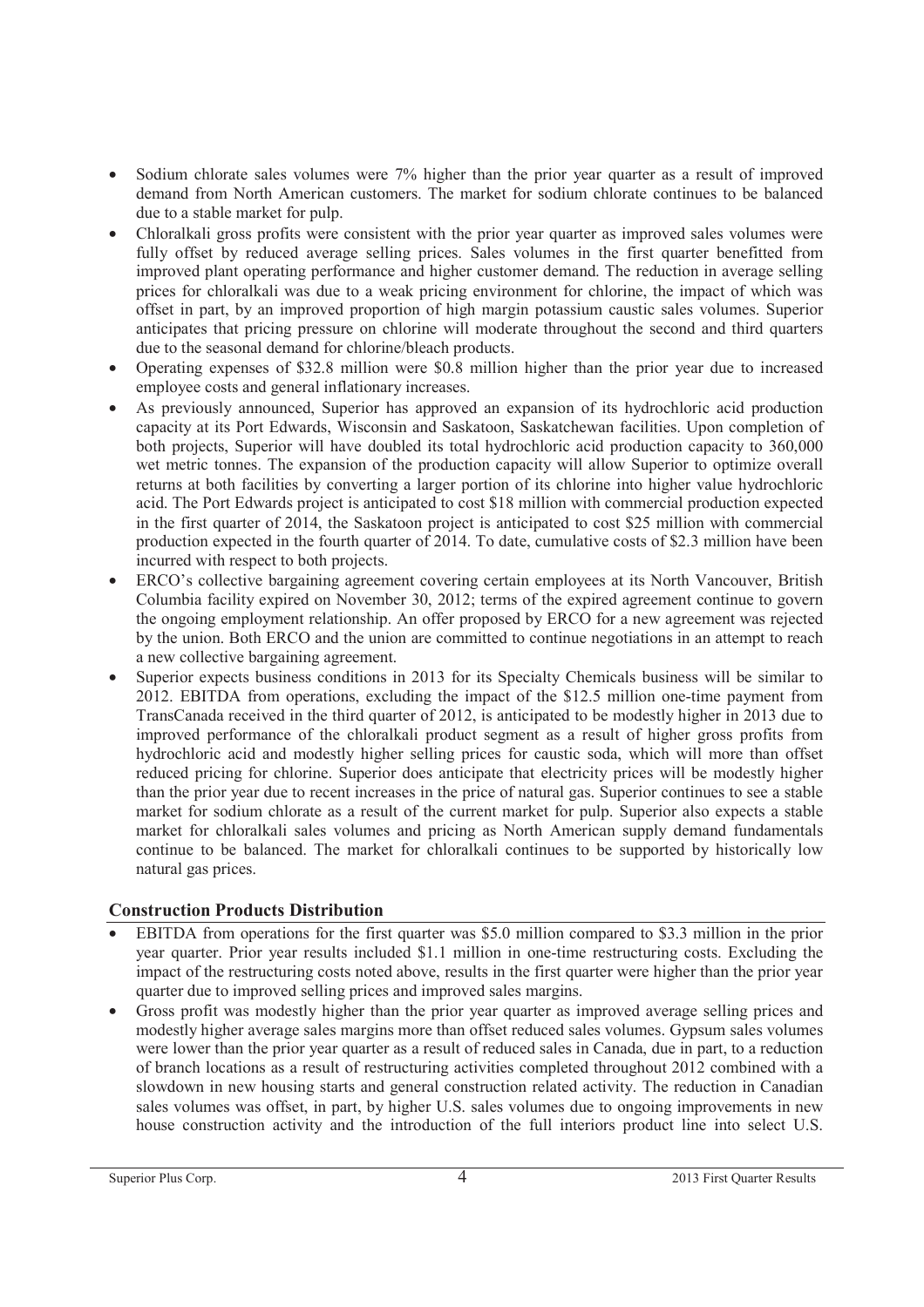- Sodium chlorate sales volumes were 7% higher than the prior year quarter as a result of improved demand from North American customers. The market for sodium chlorate continues to be balanced due to a stable market for pulp.
- Chloralkali gross profits were consistent with the prior year quarter as improved sales volumes were fully offset by reduced average selling prices. Sales volumes in the first quarter benefitted from improved plant operating performance and higher customer demand. The reduction in average selling prices for chloralkali was due to a weak pricing environment for chlorine, the impact of which was offset in part, by an improved proportion of high margin potassium caustic sales volumes. Superior anticipates that pricing pressure on chlorine will moderate throughout the second and third quarters due to the seasonal demand for chlorine/bleach products.
- Operating expenses of $32.8 million were $0.8 million higher than the prior year due to increased employee costs and general inflationary increases.
- As previously announced, Superior has approved an expansion of its hydrochloric acid production capacity at its Port Edwards, Wisconsin and Saskatoon, Saskatchewan facilities. Upon completion of both projects, Superior will have doubled its total hydrochloric acid production capacity to 360,000 wet metric tonnes. The expansion of the production capacity will allow Superior to optimize overall returns at both facilities by converting a larger portion of its chlorine into higher value hydrochloric acid. The Port Edwards project is anticipated to cost $18 million with commercial production expected in the first quarter of 2014, the Saskatoon project is anticipated to cost $25 million with commercial production expected in the fourth quarter of 2014. To date, cumulative costs of $2.3 million have been incurred with respect to both projects.
- ERCO's collective bargaining agreement covering certain employees at its North Vancouver, British Columbia facility expired on November 30, 2012; terms of the expired agreement continue to govern the ongoing employment relationship. An offer proposed by ERCO for a new agreement was rejected by the union. Both ERCO and the union are committed to continue negotiations in an attempt to reach a new collective bargaining agreement.
- Superior expects business conditions in 2013 for its Specialty Chemicals business will be similar to 2012. EBITDA from operations, excluding the impact of the $12.5 million one-time payment from TransCanada received in the third quarter of 2012, is anticipated to be modestly higher in 2013 due to improved performance of the chloralkali product segment as a result of higher gross profits from hydrochloric acid and modestly higher selling prices for caustic soda, which will more than offset reduced pricing for chlorine. Superior does anticipate that electricity prices will be modestly higher than the prior year due to recent increases in the price of natural gas. Superior continues to see a stable market for sodium chlorate as a result of the current market for pulp. Superior also expects a stable market for chloralkali sales volumes and pricing as North American supply demand fundamentals continue to be balanced. The market for chloralkali continues to be supported by historically low natural gas prices.

## Construction Products Distribution

- EBITDA from operations for the first quarter was $5.0 million compared to $3.3 million in the prior year quarter. Prior year results included $1.1 million in one-time restructuring costs. Excluding the impact of the restructuring costs noted above, results in the first quarter were higher than the prior year quarter due to improved selling prices and improved sales margins.
- Gross profit was modestly higher than the prior year quarter as improved average selling prices and modestly higher average sales margins more than offset reduced sales volumes. Gypsum sales volumes were lower than the prior year quarter as a result of reduced sales in Canada, due in part, to a reduction of branch locations as a result of restructuring activities completed throughout 2012 combined with a slowdown in new housing starts and general construction related activity. The reduction in Canadian sales volumes was offset, in part, by higher U.S. sales volumes due to ongoing improvements in new house construction activity and the introduction of the full interiors product line into select U.S.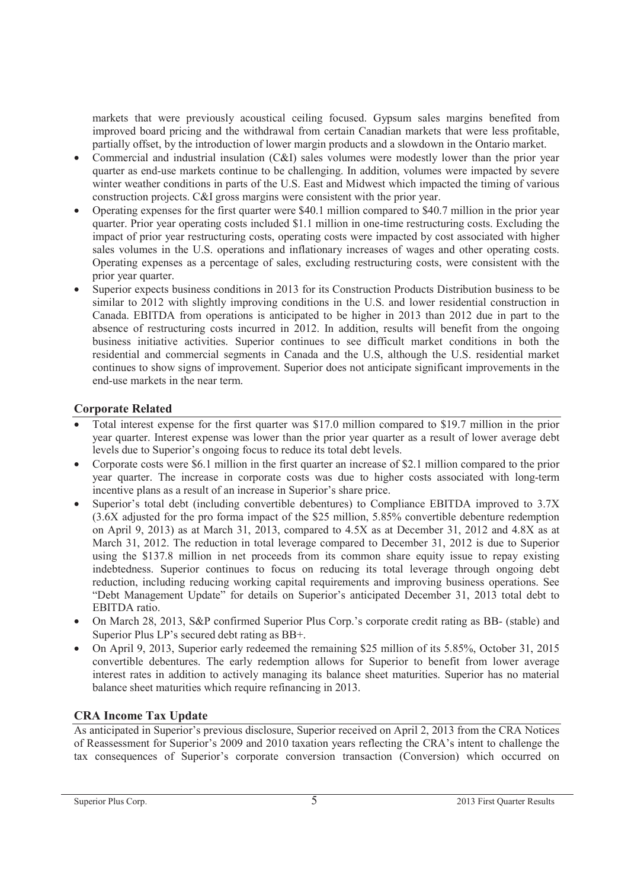markets that were previously acoustical ceiling focused. Gypsum sales margins benefited from improved board pricing and the withdrawal from certain Canadian markets that were less profitable, partially offset, by the introduction of lower margin products and a slowdown in the Ontario market.

- Commercial and industrial insulation (C&I) sales volumes were modestly lower than the prior year quarter as end-use markets continue to be challenging. In addition, volumes were impacted by severe winter weather conditions in parts of the U.S. East and Midwest which impacted the timing of various construction projects. C&I gross margins were consistent with the prior year.
- Operating expenses for the first quarter were $40.1 million compared to $40.7 million in the prior year quarter. Prior year operating costs included $1.1 million in one-time restructuring costs. Excluding the impact of prior year restructuring costs, operating costs were impacted by cost associated with higher sales volumes in the U.S. operations and inflationary increases of wages and other operating costs. Operating expenses as a percentage of sales, excluding restructuring costs, were consistent with the prior year quarter.
- Superior expects business conditions in 2013 for its Construction Products Distribution business to be similar to 2012 with slightly improving conditions in the U.S. and lower residential construction in Canada. EBITDA from operations is anticipated to be higher in 2013 than 2012 due in part to the absence of restructuring costs incurred in 2012. In addition, results will benefit from the ongoing business initiative activities. Superior continues to see difficult market conditions in both the residential and commercial segments in Canada and the U.S, although the U.S. residential market continues to show signs of improvement. Superior does not anticipate significant improvements in the end-use markets in the near term.

## Corporate Related

- Total interest expense for the first quarter was $17.0 million compared to $19.7 million in the prior year quarter. Interest expense was lower than the prior year quarter as a result of lower average debt levels due to Superior's ongoing focus to reduce its total debt levels.
- Corporate costs were $6.1 million in the first quarter an increase of $2.1 million compared to the prior year quarter. The increase in corporate costs was due to higher costs associated with long-term incentive plans as a result of an increase in Superior's share price.
- Superior's total debt (including convertible debentures) to Compliance EBITDA improved to 3.7X (3.6X adjusted for the pro forma impact of the $25 million, 5.85% convertible debenture redemption on April 9, 2013) as at March 31, 2013, compared to 4.5X as at December 31, 2012 and 4.8X as at March 31, 2012. The reduction in total leverage compared to December 31, 2012 is due to Superior using the $137.8 million in net proceeds from its common share equity issue to repay existing indebtedness. Superior continues to focus on reducing its total leverage through ongoing debt reduction, including reducing working capital requirements and improving business operations. See "Debt Management Update" for details on Superior's anticipated December 31, 2013 total debt to EBITDA ratio.
- On March 28, 2013, S&P confirmed Superior Plus Corp.'s corporate credit rating as BB- (stable) and Superior Plus LP's secured debt rating as BB+.
- On April 9, 2013, Superior early redeemed the remaining $25 million of its 5.85%, October 31, 2015 convertible debentures. The early redemption allows for Superior to benefit from lower average interest rates in addition to actively managing its balance sheet maturities. Superior has no material balance sheet maturities which require refinancing in 2013.

## CRA Income Tax Update

As anticipated in Superior's previous disclosure, Superior received on April 2, 2013 from the CRA Notices of Reassessment for Superior's 2009 and 2010 taxation years reflecting the CRA's intent to challenge the tax consequences of Superior's corporate conversion transaction (Conversion) which occurred on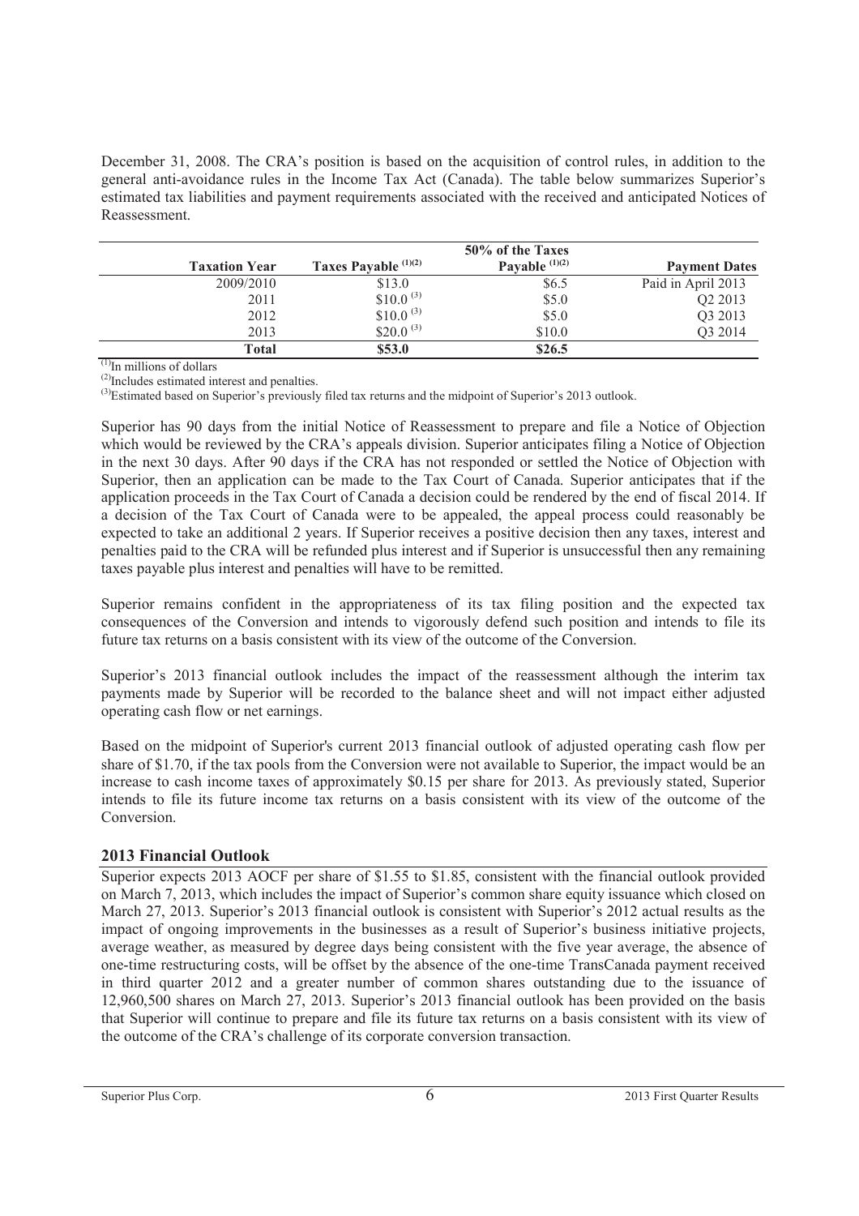December 31, 2008. The CRA's position is based on the acquisition of control rules, in addition to the general anti-avoidance rules in the Income Tax Act (Canada). The table below summarizes Superior's estimated tax liabilities and payment requirements associated with the received and anticipated Notices of Reassessment.

| Taxation Year | Taxes Payable [(1)(2)] | 50% of the Taxes Payable [(1)(2)] | Payment Dates |
|---|---|---|---|
| 2009/2010 | \$13.0 | \$6.5 | Paid in April 2013 |
| 2011 | \$10.0 [(3)] | \$5.0 | Q2 2013 |
| 2012 | \$10.0 [(3)] | \$5.0 | Q3 2013 |
| 2013 | \$20.0 [(3)] | \$10.0 | Q3 2014 |
| **Total** | **\$53.0** | **\$26.5** | |

(1) In millions of dollars
(2) Includes estimated interest and penalties.
(3) Estimated based on Superior's previously filed tax returns and the midpoint of Superior's 2013 outlook.

Superior has 90 days from the initial Notice of Reassessment to prepare and file a Notice of Objection which would be reviewed by the CRA's appeals division. Superior anticipates filing a Notice of Objection in the next 30 days. After 90 days if the CRA has not responded or settled the Notice of Objection with Superior, then an application can be made to the Tax Court of Canada. Superior anticipates that if the application proceeds in the Tax Court of Canada a decision could be rendered by the end of fiscal 2014. If a decision of the Tax Court of Canada were to be appealed, the appeal process could reasonably be expected to take an additional 2 years. If Superior receives a positive decision then any taxes, interest and penalties paid to the CRA will be refunded plus interest and if Superior is unsuccessful then any remaining taxes payable plus interest and penalties will have to be remitted.

Superior remains confident in the appropriateness of its tax filing position and the expected tax consequences of the Conversion and intends to vigorously defend such position and intends to file its future tax returns on a basis consistent with its view of the outcome of the Conversion.

Superior's 2013 financial outlook includes the impact of the reassessment although the interim tax payments made by Superior will be recorded to the balance sheet and will not impact either adjusted operating cash flow or net earnings.

Based on the midpoint of Superior's current 2013 financial outlook of adjusted operating cash flow per share of \$1.70, if the tax pools from the Conversion were not available to Superior, the impact would be an increase to cash income taxes of approximately \$0.15 per share for 2013. As previously stated, Superior intends to file its future income tax returns on a basis consistent with its view of the outcome of the Conversion.

## 2013 Financial Outlook

Superior expects 2013 AOCF per share of \$1.55 to \$1.85, consistent with the financial outlook provided on March 7, 2013, which includes the impact of Superior's common share equity issuance which closed on March 27, 2013. Superior's 2013 financial outlook is consistent with Superior's 2012 actual results as the impact of ongoing improvements in the businesses as a result of Superior's business initiative projects, average weather, as measured by degree days being consistent with the five year average, the absence of one-time restructuring costs, will be offset by the absence of the one-time TransCanada payment received in third quarter 2012 and a greater number of common shares outstanding due to the issuance of 12,960,500 shares on March 27, 2013. Superior's 2013 financial outlook has been provided on the basis that Superior will continue to prepare and file its future tax returns on a basis consistent with its view of the outcome of the CRA's challenge of its corporate conversion transaction.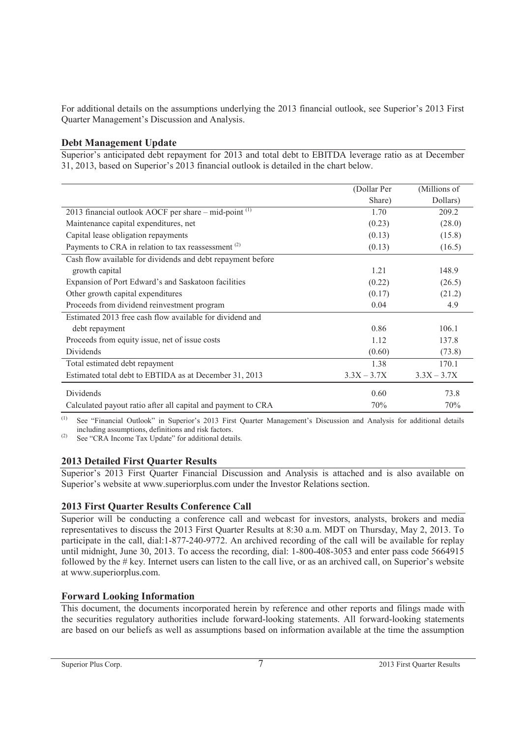For additional details on the assumptions underlying the 2013 financial outlook, see Superior's 2013 First Quarter Management's Discussion and Analysis.

## Debt Management Update

Superior's anticipated debt repayment for 2013 and total debt to EBITDA leverage ratio as at December 31, 2013, based on Superior's 2013 financial outlook is detailed in the chart below.

| | (Dollar Per Share) | (Millions of Dollars) |
|---|---|---|
| 2013 financial outlook AOCF per share – mid-point [(1)] | 1.70 | 209.2 |
| Maintenance capital expenditures, net | (0.23) | (28.0) |
| Capital lease obligation repayments | (0.13) | (15.8) |
| Payments to CRA in relation to tax reassessment [(2)] | (0.13) | (16.5) |
| Cash flow available for dividends and debt repayment before growth capital | 1.21 | 148.9 |
| Expansion of Port Edward's and Saskatoon facilities | (0.22) | (26.5) |
| Other growth capital expenditures | (0.17) | (21.2) |
| Proceeds from dividend reinvestment program | 0.04 | 4.9 |
| Estimated 2013 free cash flow available for dividend and debt repayment | 0.86 | 106.1 |
| Proceeds from equity issue, net of issue costs | 1.12 | 137.8 |
| Dividends | (0.60) | (73.8) |
| Total estimated debt repayment | 1.38 | 170.1 |
| Estimated total debt to EBTIDA as at December 31, 2013 | 3.3X – 3.7X | 3.3X – 3.7X |
| Dividends | 0.60 | 73.8 |
| Calculated payout ratio after all capital and payment to CRA | 70% | 70% |

(1) See "Financial Outlook" in Superior's 2013 First Quarter Management's Discussion and Analysis for additional details including assumptions, definitions and risk factors.

(2) See "CRA Income Tax Update" for additional details.

## 2013 Detailed First Quarter Results

Superior's 2013 First Quarter Financial Discussion and Analysis is attached and is also available on Superior's website at www.superiorplus.com under the Investor Relations section.

## 2013 First Quarter Results Conference Call

Superior will be conducting a conference call and webcast for investors, analysts, brokers and media representatives to discuss the 2013 First Quarter Results at 8:30 a.m. MDT on Thursday, May 2, 2013. To participate in the call, dial:1-877-240-9772. An archived recording of the call will be available for replay until midnight, June 30, 2013. To access the recording, dial: 1-800-408-3053 and enter pass code 5664915 followed by the # key. Internet users can listen to the call live, or as an archived call, on Superior's website at www.superiorplus.com.

## Forward Looking Information

This document, the documents incorporated herein by reference and other reports and filings made with the securities regulatory authorities include forward-looking statements. All forward-looking statements are based on our beliefs as well as assumptions based on information available at the time the assumption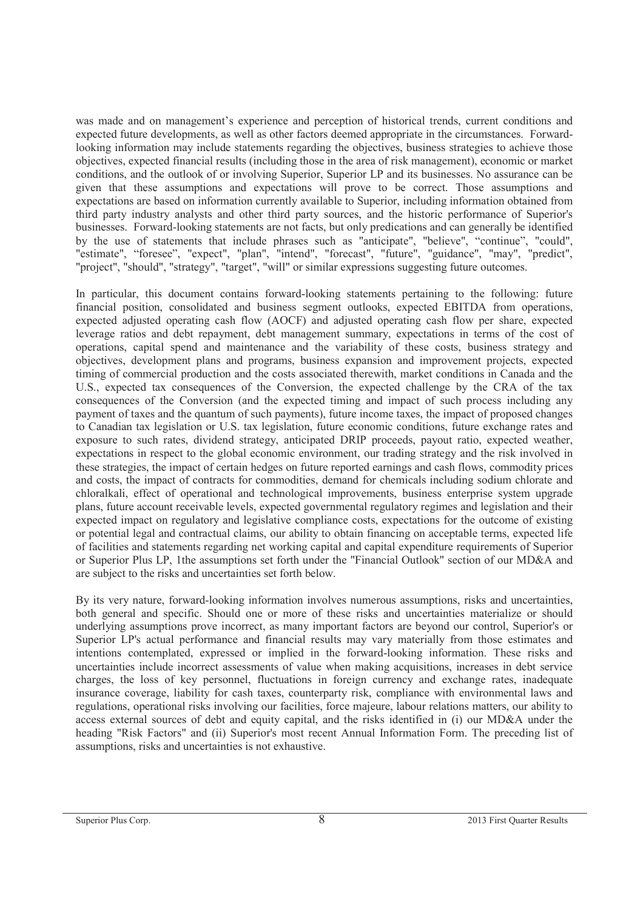was made and on management's experience and perception of historical trends, current conditions and expected future developments, as well as other factors deemed appropriate in the circumstances. Forward-looking information may include statements regarding the objectives, business strategies to achieve those objectives, expected financial results (including those in the area of risk management), economic or market conditions, and the outlook of or involving Superior, Superior LP and its businesses. No assurance can be given that these assumptions and expectations will prove to be correct. Those assumptions and expectations are based on information currently available to Superior, including information obtained from third party industry analysts and other third party sources, and the historic performance of Superior's businesses. Forward-looking statements are not facts, but only predications and can generally be identified by the use of statements that include phrases such as "anticipate", "believe", "continue", "could", "estimate", "foresee", "expect", "plan", "intend", "forecast", "future", "guidance", "may", "predict", "project", "should", "strategy", "target", "will" or similar expressions suggesting future outcomes.

In particular, this document contains forward-looking statements pertaining to the following: future financial position, consolidated and business segment outlooks, expected EBITDA from operations, expected adjusted operating cash flow (AOCF) and adjusted operating cash flow per share, expected leverage ratios and debt repayment, debt management summary, expectations in terms of the cost of operations, capital spend and maintenance and the variability of these costs, business strategy and objectives, development plans and programs, business expansion and improvement projects, expected timing of commercial production and the costs associated therewith, market conditions in Canada and the U.S., expected tax consequences of the Conversion, the expected challenge by the CRA of the tax consequences of the Conversion (and the expected timing and impact of such process including any payment of taxes and the quantum of such payments), future income taxes, the impact of proposed changes to Canadian tax legislation or U.S. tax legislation, future economic conditions, future exchange rates and exposure to such rates, dividend strategy, anticipated DRIP proceeds, payout ratio, expected weather, expectations in respect to the global economic environment, our trading strategy and the risk involved in these strategies, the impact of certain hedges on future reported earnings and cash flows, commodity prices and costs, the impact of contracts for commodities, demand for chemicals including sodium chlorate and chloralkali, effect of operational and technological improvements, business enterprise system upgrade plans, future account receivable levels, expected governmental regulatory regimes and legislation and their expected impact on regulatory and legislative compliance costs, expectations for the outcome of existing or potential legal and contractual claims, our ability to obtain financing on acceptable terms, expected life of facilities and statements regarding net working capital and capital expenditure requirements of Superior or Superior Plus LP, 1the assumptions set forth under the "Financial Outlook" section of our MD&A and are subject to the risks and uncertainties set forth below.

By its very nature, forward-looking information involves numerous assumptions, risks and uncertainties, both general and specific. Should one or more of these risks and uncertainties materialize or should underlying assumptions prove incorrect, as many important factors are beyond our control, Superior's or Superior LP's actual performance and financial results may vary materially from those estimates and intentions contemplated, expressed or implied in the forward-looking information. These risks and uncertainties include incorrect assessments of value when making acquisitions, increases in debt service charges, the loss of key personnel, fluctuations in foreign currency and exchange rates, inadequate insurance coverage, liability for cash taxes, counterparty risk, compliance with environmental laws and regulations, operational risks involving our facilities, force majeure, labour relations matters, our ability to access external sources of debt and equity capital, and the risks identified in (i) our MD&A under the heading "Risk Factors" and (ii) Superior's most recent Annual Information Form. The preceding list of assumptions, risks and uncertainties is not exhaustive.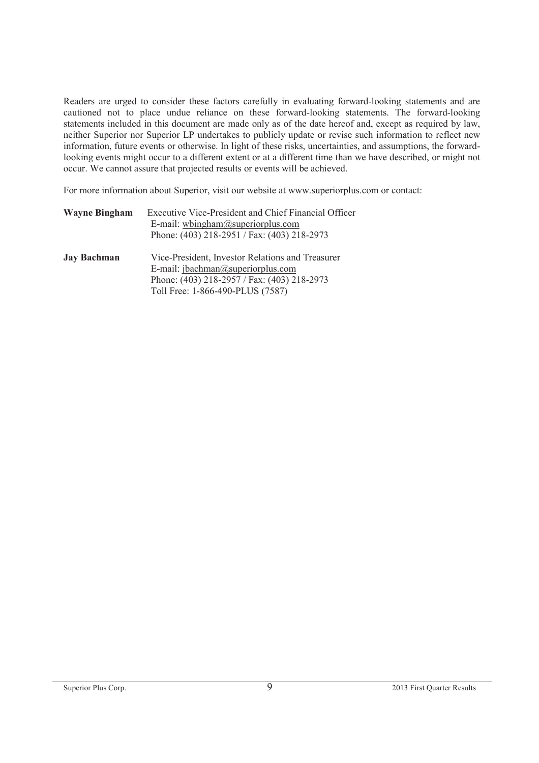Readers are urged to consider these factors carefully in evaluating forward-looking statements and are cautioned not to place undue reliance on these forward-looking statements. The forward-looking statements included in this document are made only as of the date hereof and, except as required by law, neither Superior nor Superior LP undertakes to publicly update or revise such information to reflect new information, future events or otherwise. In light of these risks, uncertainties, and assumptions, the forward-looking events might occur to a different extent or at a different time than we have described, or might not occur. We cannot assure that projected results or events will be achieved.

For more information about Superior, visit our website at www.superiorplus.com or contact:

**Wayne Bingham** Executive Vice-President and Chief Financial Officer
E-mail: wbingham@superiorplus.com
Phone: (403) 218-2951 / Fax: (403) 218-2973

**Jay Bachman** Vice-President, Investor Relations and Treasurer
E-mail: jbachman@superiorplus.com
Phone: (403) 218-2957 / Fax: (403) 218-2973
Toll Free: 1-866-490-PLUS (7587)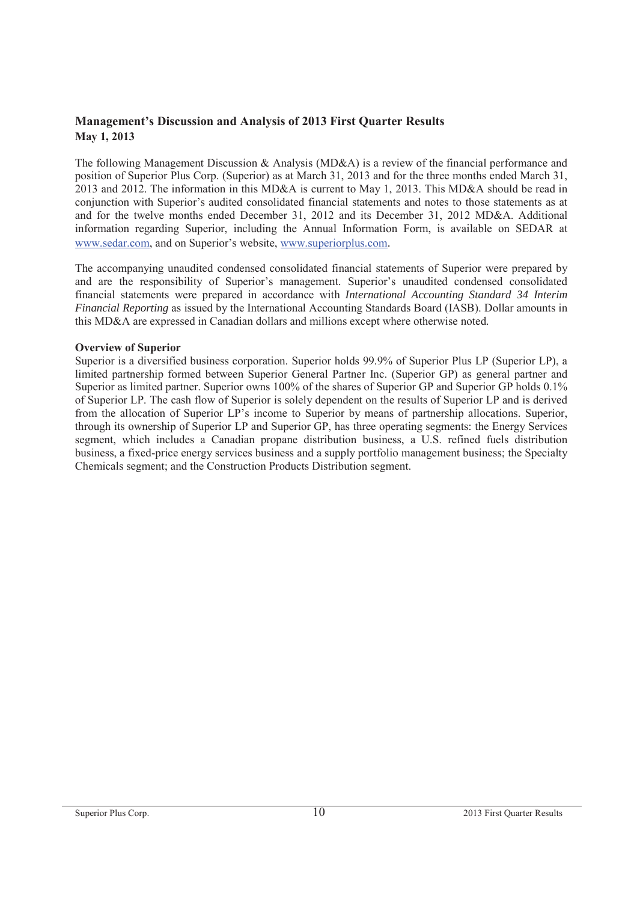## Management's Discussion and Analysis of 2013 First Quarter Results

**May 1, 2013**

The following Management Discussion & Analysis (MD&A) is a review of the financial performance and position of Superior Plus Corp. (Superior) as at March 31, 2013 and for the three months ended March 31, 2013 and 2012. The information in this MD&A is current to May 1, 2013. This MD&A should be read in conjunction with Superior's audited consolidated financial statements and notes to those statements as at and for the twelve months ended December 31, 2012 and its December 31, 2012 MD&A. Additional information regarding Superior, including the Annual Information Form, is available on SEDAR at www.sedar.com, and on Superior's website, www.superiorplus.com.

The accompanying unaudited condensed consolidated financial statements of Superior were prepared by and are the responsibility of Superior's management. Superior's unaudited condensed consolidated financial statements were prepared in accordance with *International Accounting Standard 34 Interim Financial Reporting* as issued by the International Accounting Standards Board (IASB). Dollar amounts in this MD&A are expressed in Canadian dollars and millions except where otherwise noted.

**Overview of Superior**

Superior is a diversified business corporation. Superior holds 99.9% of Superior Plus LP (Superior LP), a limited partnership formed between Superior General Partner Inc. (Superior GP) as general partner and Superior as limited partner. Superior owns 100% of the shares of Superior GP and Superior GP holds 0.1% of Superior LP. The cash flow of Superior is solely dependent on the results of Superior LP and is derived from the allocation of Superior LP's income to Superior by means of partnership allocations. Superior, through its ownership of Superior LP and Superior GP, has three operating segments: the Energy Services segment, which includes a Canadian propane distribution business, a U.S. refined fuels distribution business, a fixed-price energy services business and a supply portfolio management business; the Specialty Chemicals segment; and the Construction Products Distribution segment.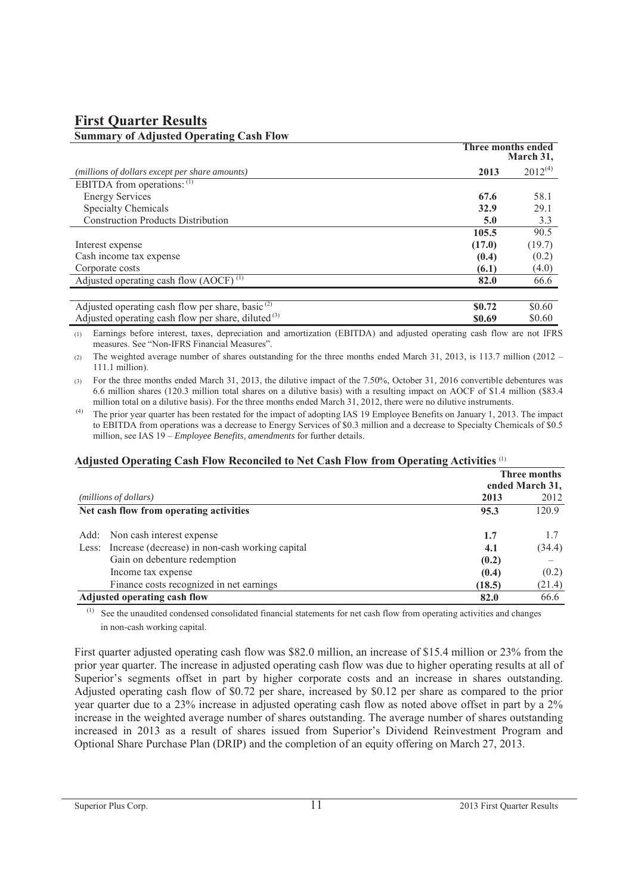# First Quarter Results

## Summary of Adjusted Operating Cash Flow

| | Three months ended March 31, | |
|---|---|---|
| *(millions of dollars except per share amounts)* | **2013** | 2012[(4)] |
| EBITDA from operations: [(1)] | | |
| Energy Services | **67.6** | 58.1 |
| Specialty Chemicals | **32.9** | 29.1 |
| Construction Products Distribution | **5.0** | 3.3 |
| | **105.5** | 90.5 |
| Interest expense | **(17.0)** | (19.7) |
| Cash income tax expense | **(0.4)** | (0.2) |
| Corporate costs | **(6.1)** | (4.0) |
| Adjusted operating cash flow (AOCF) [(1)] | **82.0** | 66.6 |
| | | |
| Adjusted operating cash flow per share, basic [(2)] | **$0.72** | $0.60 |
| Adjusted operating cash flow per share, diluted [(3)] | **$0.69** | $0.60 |

(1) Earnings before interest, taxes, depreciation and amortization (EBITDA) and adjusted operating cash flow are not IFRS measures. See "Non-IFRS Financial Measures".

(2) The weighted average number of shares outstanding for the three months ended March 31, 2013, is 113.7 million (2012 – 111.1 million).

(3) For the three months ended March 31, 2013, the dilutive impact of the 7.50%, October 31, 2016 convertible debentures was 6.6 million shares (120.3 million total shares on a dilutive basis) with a resulting impact on AOCF of $1.4 million ($83.4 million total on a dilutive basis). For the three months ended March 31, 2012, there were no dilutive instruments.

(4) The prior year quarter has been restated for the impact of adopting IAS 19 Employee Benefits on January 1, 2013. The impact to EBITDA from operations was a decrease to Energy Services of $0.3 million and a decrease to Specialty Chemicals of $0.5 million, see IAS 19 – *Employee Benefits, amendments* for further details.

## Adjusted Operating Cash Flow Reconciled to Net Cash Flow from Operating Activities [(1)]

| | | Three months ended March 31, | |
|---|---|---|---|
| *(millions of dollars)* | | **2013** | 2012 |
| **Net cash flow from operating activities** | | **95.3** | 120.9 |
| | | | |
| Add: | Non cash interest expense | **1.7** | 1.7 |
| Less: | Increase (decrease) in non-cash working capital | **4.1** | (34.4) |
| | Gain on debenture redemption | **(0.2)** | – |
| | Income tax expense | **(0.4)** | (0.2) |
| | Finance costs recognized in net earnings | **(18.5)** | (21.4) |
| **Adjusted operating cash flow** | | **82.0** | 66.6 |

(1) See the unaudited condensed consolidated financial statements for net cash flow from operating activities and changes in non-cash working capital.

First quarter adjusted operating cash flow was $82.0 million, an increase of $15.4 million or 23% from the prior year quarter. The increase in adjusted operating cash flow was due to higher operating results at all of Superior's segments offset in part by higher corporate costs and an increase in shares outstanding. Adjusted operating cash flow of $0.72 per share, increased by $0.12 per share as compared to the prior year quarter due to a 23% increase in adjusted operating cash flow as noted above offset in part by a 2% increase in the weighted average number of shares outstanding. The average number of shares outstanding increased in 2013 as a result of shares issued from Superior's Dividend Reinvestment Program and Optional Share Purchase Plan (DRIP) and the completion of an equity offering on March 27, 2013.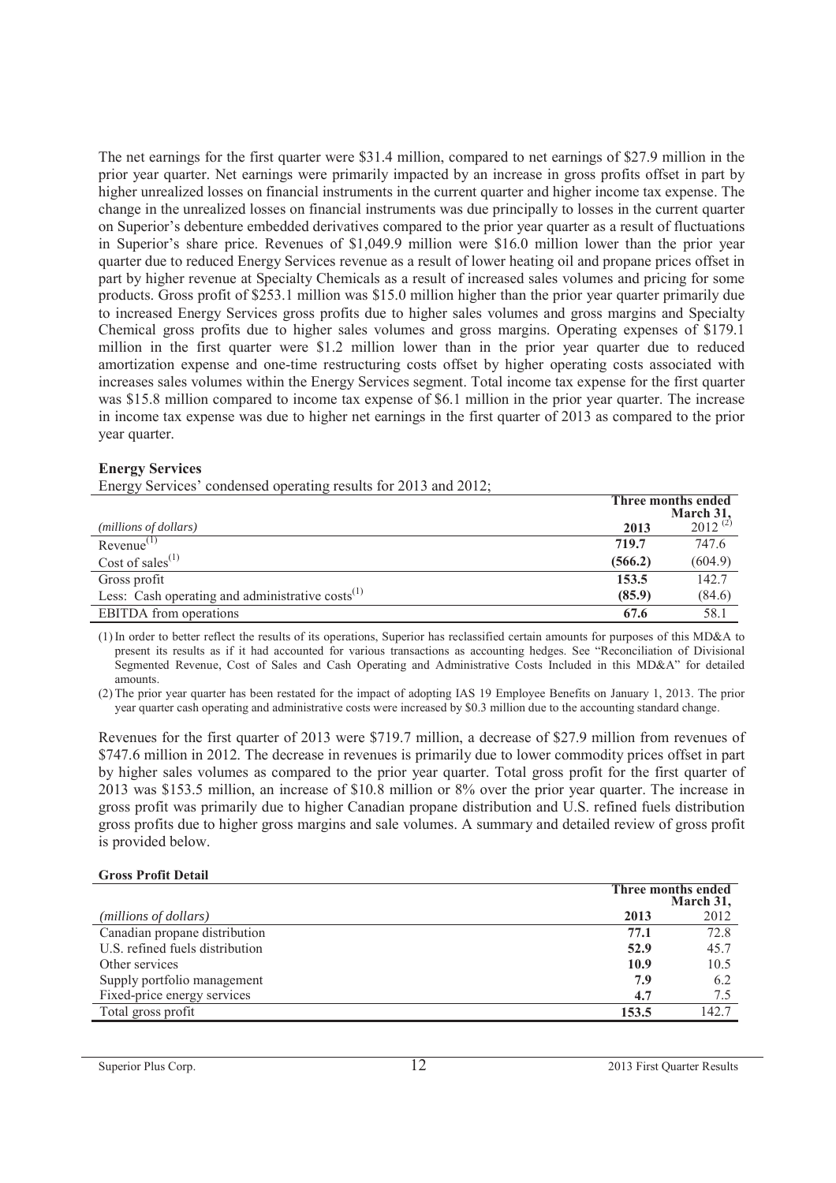The net earnings for the first quarter were $31.4 million, compared to net earnings of $27.9 million in the prior year quarter. Net earnings were primarily impacted by an increase in gross profits offset in part by higher unrealized losses on financial instruments in the current quarter and higher income tax expense. The change in the unrealized losses on financial instruments was due principally to losses in the current quarter on Superior's debenture embedded derivatives compared to the prior year quarter as a result of fluctuations in Superior's share price. Revenues of $1,049.9 million were $16.0 million lower than the prior year quarter due to reduced Energy Services revenue as a result of lower heating oil and propane prices offset in part by higher revenue at Specialty Chemicals as a result of increased sales volumes and pricing for some products. Gross profit of $253.1 million was $15.0 million higher than the prior year quarter primarily due to increased Energy Services gross profits due to higher sales volumes and gross margins and Specialty Chemical gross profits due to higher sales volumes and gross margins. Operating expenses of $179.1 million in the first quarter were $1.2 million lower than in the prior year quarter due to reduced amortization expense and one-time restructuring costs offset by higher operating costs associated with increases sales volumes within the Energy Services segment. Total income tax expense for the first quarter was $15.8 million compared to income tax expense of $6.1 million in the prior year quarter. The increase in income tax expense was due to higher net earnings in the first quarter of 2013 as compared to the prior year quarter.

**Energy Services**

Energy Services' condensed operating results for 2013 and 2012;

| | Three months ended March 31, | |
|---|---|---|
| *(millions of dollars)* | **2013** | 2012 [(2)] |
| Revenue[(1)] | **719.7** | 747.6 |
| Cost of sales[(1)] | **(566.2)** | (604.9) |
| Gross profit | **153.5** | 142.7 |
| Less: Cash operating and administrative costs[(1)] | **(85.9)** | (84.6) |
| EBITDA from operations | **67.6** | 58.1 |

(1) In order to better reflect the results of its operations, Superior has reclassified certain amounts for purposes of this MD&A to present its results as if it had accounted for various transactions as accounting hedges. See "Reconciliation of Divisional Segmented Revenue, Cost of Sales and Cash Operating and Administrative Costs Included in this MD&A" for detailed amounts.

(2) The prior year quarter has been restated for the impact of adopting IAS 19 Employee Benefits on January 1, 2013. The prior year quarter cash operating and administrative costs were increased by $0.3 million due to the accounting standard change.

Revenues for the first quarter of 2013 were $719.7 million, a decrease of $27.9 million from revenues of $747.6 million in 2012. The decrease in revenues is primarily due to lower commodity prices offset in part by higher sales volumes as compared to the prior year quarter. Total gross profit for the first quarter of 2013 was $153.5 million, an increase of $10.8 million or 8% over the prior year quarter. The increase in gross profit was primarily due to higher Canadian propane distribution and U.S. refined fuels distribution gross profits due to higher gross margins and sale volumes. A summary and detailed review of gross profit is provided below.

**Gross Profit Detail**

| | Three months ended March 31, | |
|---|---|---|
| *(millions of dollars)* | **2013** | 2012 |
| Canadian propane distribution | **77.1** | 72.8 |
| U.S. refined fuels distribution | **52.9** | 45.7 |
| Other services | **10.9** | 10.5 |
| Supply portfolio management | **7.9** | 6.2 |
| Fixed-price energy services | **4.7** | 7.5 |
| Total gross profit | **153.5** | 142.7 |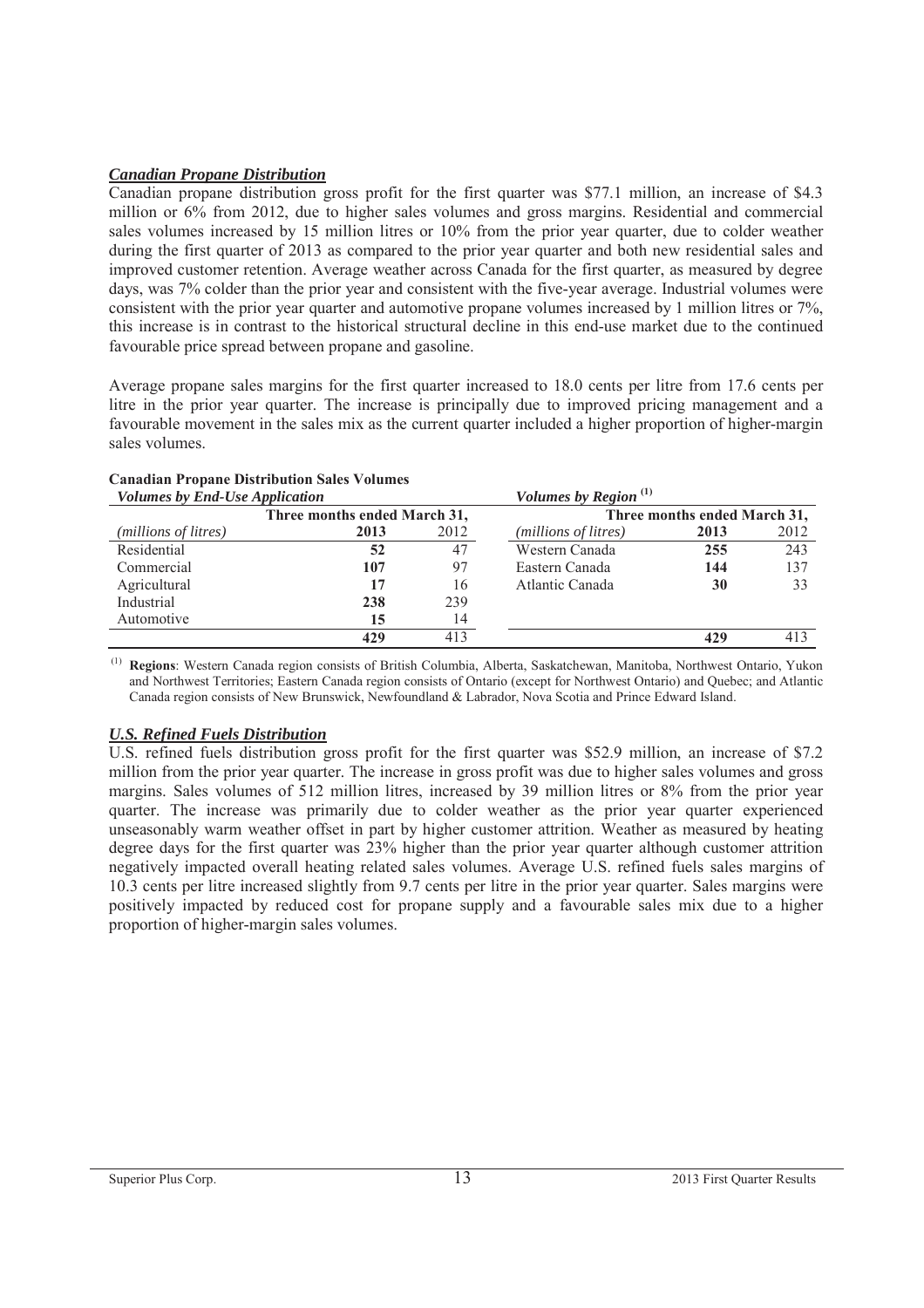### ***Canadian Propane Distribution***

Canadian propane distribution gross profit for the first quarter was $77.1 million, an increase of $4.3 million or 6% from 2012, due to higher sales volumes and gross margins. Residential and commercial sales volumes increased by 15 million litres or 10% from the prior year quarter, due to colder weather during the first quarter of 2013 as compared to the prior year quarter and both new residential sales and improved customer retention. Average weather across Canada for the first quarter, as measured by degree days, was 7% colder than the prior year and consistent with the five-year average. Industrial volumes were consistent with the prior year quarter and automotive propane volumes increased by 1 million litres or 7%, this increase is in contrast to the historical structural decline in this end-use market due to the continued favourable price spread between propane and gasoline.

Average propane sales margins for the first quarter increased to 18.0 cents per litre from 17.6 cents per litre in the prior year quarter. The increase is principally due to improved pricing management and a favourable movement in the sales mix as the current quarter included a higher proportion of higher-margin sales volumes.

**Canadian Propane Distribution Sales Volumes**

| *Volumes by End-Use Application* | | | *Volumes by Region* [1] | | |
|---|---|---|---|---|---|
| | Three months ended March 31, | | | Three months ended March 31, | |
| *(millions of litres)* | **2013** | 2012 | *(millions of litres)* | **2013** | 2012 |
| Residential | **52** | 47 | Western Canada | **255** | 243 |
| Commercial | **107** | 97 | Eastern Canada | **144** | 137 |
| Agricultural | **17** | 16 | Atlantic Canada | **30** | 33 |
| Industrial | **238** | 239 | | | |
| Automotive | **15** | 14 | | | |
| | **429** | 413 | | **429** | 413 |

[1] **Regions**: Western Canada region consists of British Columbia, Alberta, Saskatchewan, Manitoba, Northwest Ontario, Yukon and Northwest Territories; Eastern Canada region consists of Ontario (except for Northwest Ontario) and Quebec; and Atlantic Canada region consists of New Brunswick, Newfoundland & Labrador, Nova Scotia and Prince Edward Island.

### ***U.S. Refined Fuels Distribution***

U.S. refined fuels distribution gross profit for the first quarter was $52.9 million, an increase of $7.2 million from the prior year quarter. The increase in gross profit was due to higher sales volumes and gross margins. Sales volumes of 512 million litres, increased by 39 million litres or 8% from the prior year quarter. The increase was primarily due to colder weather as the prior year quarter experienced unseasonably warm weather offset in part by higher customer attrition. Weather as measured by heating degree days for the first quarter was 23% higher than the prior year quarter although customer attrition negatively impacted overall heating related sales volumes. Average U.S. refined fuels sales margins of 10.3 cents per litre increased slightly from 9.7 cents per litre in the prior year quarter. Sales margins were positively impacted by reduced cost for propane supply and a favourable sales mix due to a higher proportion of higher-margin sales volumes.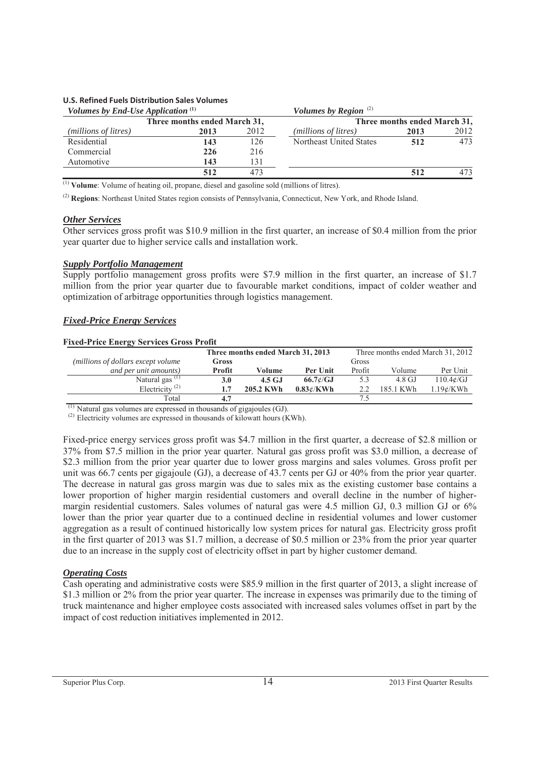**U.S. Refined Fuels Distribution Sales Volumes**

| *Volumes by End-Use Application* [1] | | | *Volumes by Region* [2] | | |
|---|---|---|---|---|---|
| | Three months ended March 31, | | | Three months ended March 31, | |
| *(millions of litres)* | **2013** | 2012 | *(millions of litres)* | **2013** | 2012 |
| Residential | **143** | 126 | Northeast United States | **512** | 473 |
| Commercial | **226** | 216 | | | |
| Automotive | **143** | 131 | | | |
| | **512** | 473 | | **512** | 473 |

(1) **Volume**: Volume of heating oil, propane, diesel and gasoline sold (millions of litres).

(2) **Regions**: Northeast United States region consists of Pennsylvania, Connecticut, New York, and Rhode Island.

### *Other Services*

Other services gross profit was $10.9 million in the first quarter, an increase of $0.4 million from the prior year quarter due to higher service calls and installation work.

### *Supply Portfolio Management*

Supply portfolio management gross profits were $7.9 million in the first quarter, an increase of $1.7 million from the prior year quarter due to favourable market conditions, impact of colder weather and optimization of arbitrage opportunities through logistics management.

### *Fixed-Price Energy Services*

**Fixed-Price Energy Services Gross Profit**

| | Three months ended March 31, 2013 | | | Three months ended March 31, 2012 | | |
|---|---|---|---|---|---|---|
| *(millions of dollars except volume and per unit amounts)* | **Gross Profit** | **Volume** | **Per Unit** | Gross Profit | Volume | Per Unit |
| Natural gas [1] | **3.0** | **4.5 GJ** | **66.7¢/GJ** | 5.3 | 4.8 GJ | 110.4¢/GJ |
| Electricity [2] | **1.7** | **205.2 KWh** | **0.83¢/KWh** | 2.2 | 185.1 KWh | 1.19¢/KWh |
| Total | **4.7** | | | 7.5 | | |

(1) Natural gas volumes are expressed in thousands of gigajoules (GJ).

(2) Electricity volumes are expressed in thousands of kilowatt hours (KWh).

Fixed-price energy services gross profit was $4.7 million in the first quarter, a decrease of $2.8 million or 37% from $7.5 million in the prior year quarter. Natural gas gross profit was $3.0 million, a decrease of $2.3 million from the prior year quarter due to lower gross margins and sales volumes. Gross profit per unit was 66.7 cents per gigajoule (GJ), a decrease of 43.7 cents per GJ or 40% from the prior year quarter. The decrease in natural gas gross margin was due to sales mix as the existing customer base contains a lower proportion of higher margin residential customers and overall decline in the number of higher-margin residential customers. Sales volumes of natural gas were 4.5 million GJ, 0.3 million GJ or 6% lower than the prior year quarter due to a continued decline in residential volumes and lower customer aggregation as a result of continued historically low system prices for natural gas. Electricity gross profit in the first quarter of 2013 was $1.7 million, a decrease of $0.5 million or 23% from the prior year quarter due to an increase in the supply cost of electricity offset in part by higher customer demand.

### *Operating Costs*

Cash operating and administrative costs were $85.9 million in the first quarter of 2013, a slight increase of $1.3 million or 2% from the prior year quarter. The increase in expenses was primarily due to the timing of truck maintenance and higher employee costs associated with increased sales volumes offset in part by the impact of cost reduction initiatives implemented in 2012.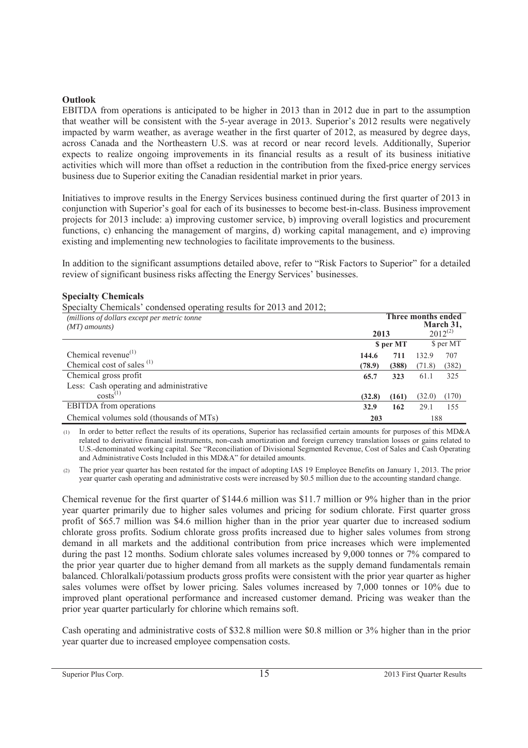**Outlook**

EBITDA from operations is anticipated to be higher in 2013 than in 2012 due in part to the assumption that weather will be consistent with the 5-year average in 2013. Superior's 2012 results were negatively impacted by warm weather, as average weather in the first quarter of 2012, as measured by degree days, across Canada and the Northeastern U.S. was at record or near record levels. Additionally, Superior expects to realize ongoing improvements in its financial results as a result of its business initiative activities which will more than offset a reduction in the contribution from the fixed-price energy services business due to Superior exiting the Canadian residential market in prior years.

Initiatives to improve results in the Energy Services business continued during the first quarter of 2013 in conjunction with Superior's goal for each of its businesses to become best-in-class. Business improvement projects for 2013 include: a) improving customer service, b) improving overall logistics and procurement functions, c) enhancing the management of margins, d) working capital management, and e) improving existing and implementing new technologies to facilitate improvements to the business.

In addition to the significant assumptions detailed above, refer to "Risk Factors to Superior" for a detailed review of significant business risks affecting the Energy Services' businesses.

**Specialty Chemicals**

Specialty Chemicals' condensed operating results for 2013 and 2012;

| *(millions of dollars except per metric tonne (MT) amounts)* | Three months ended March 31, | | | |
|---|---|---|---|---|
| | **2013** | | 2012[2] | |
| | | **$ per MT** | | $ per MT |
| Chemical revenue[1] | **144.6** | **711** | 132.9 | 707 |
| Chemical cost of sales [1] | **(78.9)** | **(388)** | (71.8) | (382) |
| Chemical gross profit | **65.7** | **323** | 61.1 | 325 |
| Less: Cash operating and administrative costs[1] | **(32.8)** | **(161)** | (32.0) | (170) |
| EBITDA from operations | **32.9** | **162** | 29.1 | 155 |
| Chemical volumes sold (thousands of MTs) | **203** | | 188 | |

(1) In order to better reflect the results of its operations, Superior has reclassified certain amounts for purposes of this MD&A related to derivative financial instruments, non-cash amortization and foreign currency translation losses or gains related to U.S.-denominated working capital. See "Reconciliation of Divisional Segmented Revenue, Cost of Sales and Cash Operating and Administrative Costs Included in this MD&A" for detailed amounts.

(2) The prior year quarter has been restated for the impact of adopting IAS 19 Employee Benefits on January 1, 2013. The prior year quarter cash operating and administrative costs were increased by $0.5 million due to the accounting standard change.

Chemical revenue for the first quarter of $144.6 million was $11.7 million or 9% higher than in the prior year quarter primarily due to higher sales volumes and pricing for sodium chlorate. First quarter gross profit of $65.7 million was $4.6 million higher than in the prior year quarter due to increased sodium chlorate gross profits. Sodium chlorate gross profits increased due to higher sales volumes from strong demand in all markets and the additional contribution from price increases which were implemented during the past 12 months. Sodium chlorate sales volumes increased by 9,000 tonnes or 7% compared to the prior year quarter due to higher demand from all markets as the supply demand fundamentals remain balanced. Chloralkali/potassium products gross profits were consistent with the prior year quarter as higher sales volumes were offset by lower pricing. Sales volumes increased by 7,000 tonnes or 10% due to improved plant operational performance and increased customer demand. Pricing was weaker than the prior year quarter particularly for chlorine which remains soft.

Cash operating and administrative costs of $32.8 million were $0.8 million or 3% higher than in the prior year quarter due to increased employee compensation costs.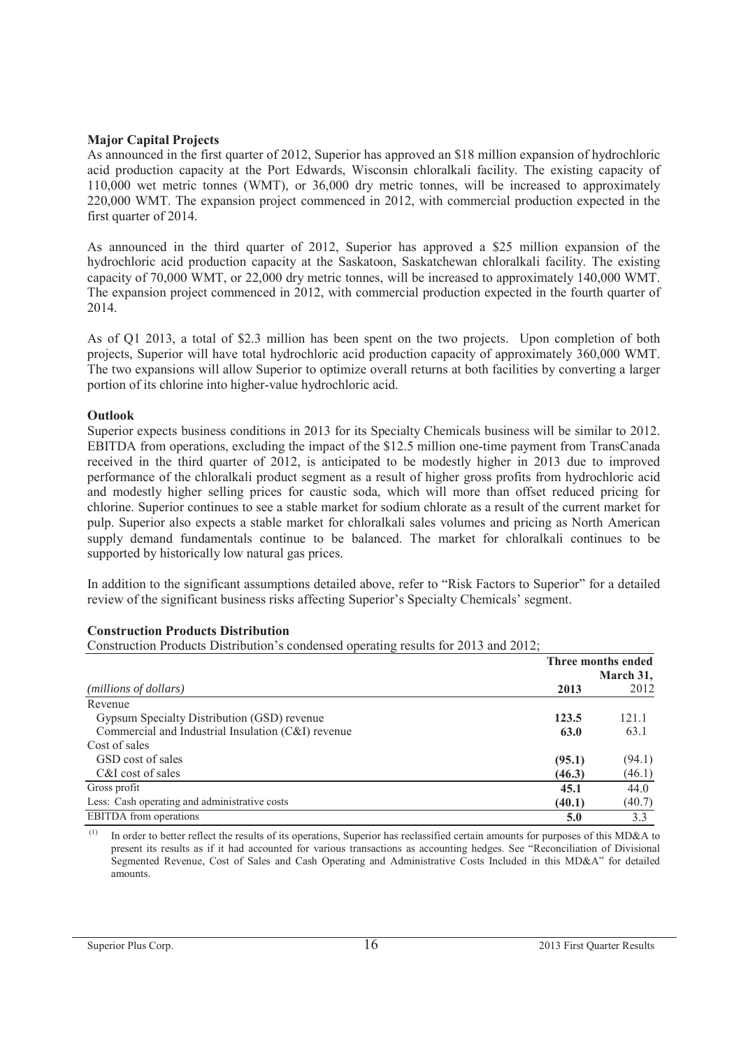**Major Capital Projects**

As announced in the first quarter of 2012, Superior has approved an $18 million expansion of hydrochloric acid production capacity at the Port Edwards, Wisconsin chloralkali facility. The existing capacity of 110,000 wet metric tonnes (WMT), or 36,000 dry metric tonnes, will be increased to approximately 220,000 WMT. The expansion project commenced in 2012, with commercial production expected in the first quarter of 2014.

As announced in the third quarter of 2012, Superior has approved a $25 million expansion of the hydrochloric acid production capacity at the Saskatoon, Saskatchewan chloralkali facility. The existing capacity of 70,000 WMT, or 22,000 dry metric tonnes, will be increased to approximately 140,000 WMT. The expansion project commenced in 2012, with commercial production expected in the fourth quarter of 2014.

As of Q1 2013, a total of $2.3 million has been spent on the two projects. Upon completion of both projects, Superior will have total hydrochloric acid production capacity of approximately 360,000 WMT. The two expansions will allow Superior to optimize overall returns at both facilities by converting a larger portion of its chlorine into higher-value hydrochloric acid.

**Outlook**

Superior expects business conditions in 2013 for its Specialty Chemicals business will be similar to 2012. EBITDA from operations, excluding the impact of the $12.5 million one-time payment from TransCanada received in the third quarter of 2012, is anticipated to be modestly higher in 2013 due to improved performance of the chloralkali product segment as a result of higher gross profits from hydrochloric acid and modestly higher selling prices for caustic soda, which will more than offset reduced pricing for chlorine. Superior continues to see a stable market for sodium chlorate as a result of the current market for pulp. Superior also expects a stable market for chloralkali sales volumes and pricing as North American supply demand fundamentals continue to be balanced. The market for chloralkali continues to be supported by historically low natural gas prices.

In addition to the significant assumptions detailed above, refer to "Risk Factors to Superior" for a detailed review of the significant business risks affecting Superior's Specialty Chemicals' segment.

**Construction Products Distribution**

Construction Products Distribution's condensed operating results for 2013 and 2012;

| | Three months ended March 31, | |
|---|---|---|
| *(millions of dollars)* | **2013** | 2012 |
| Revenue | | |
| Gypsum Specialty Distribution (GSD) revenue | **123.5** | 121.1 |
| Commercial and Industrial Insulation (C&I) revenue | **63.0** | 63.1 |
| Cost of sales | | |
| GSD cost of sales | **(95.1)** | (94.1) |
| C&I cost of sales | **(46.3)** | (46.1) |
| Gross profit | **45.1** | 44.0 |
| Less: Cash operating and administrative costs | **(40.1)** | (40.7) |
| EBITDA from operations | **5.0** | 3.3 |

(1) In order to better reflect the results of its operations, Superior has reclassified certain amounts for purposes of this MD&A to present its results as if it had accounted for various transactions as accounting hedges. See "Reconciliation of Divisional Segmented Revenue, Cost of Sales and Cash Operating and Administrative Costs Included in this MD&A" for detailed amounts.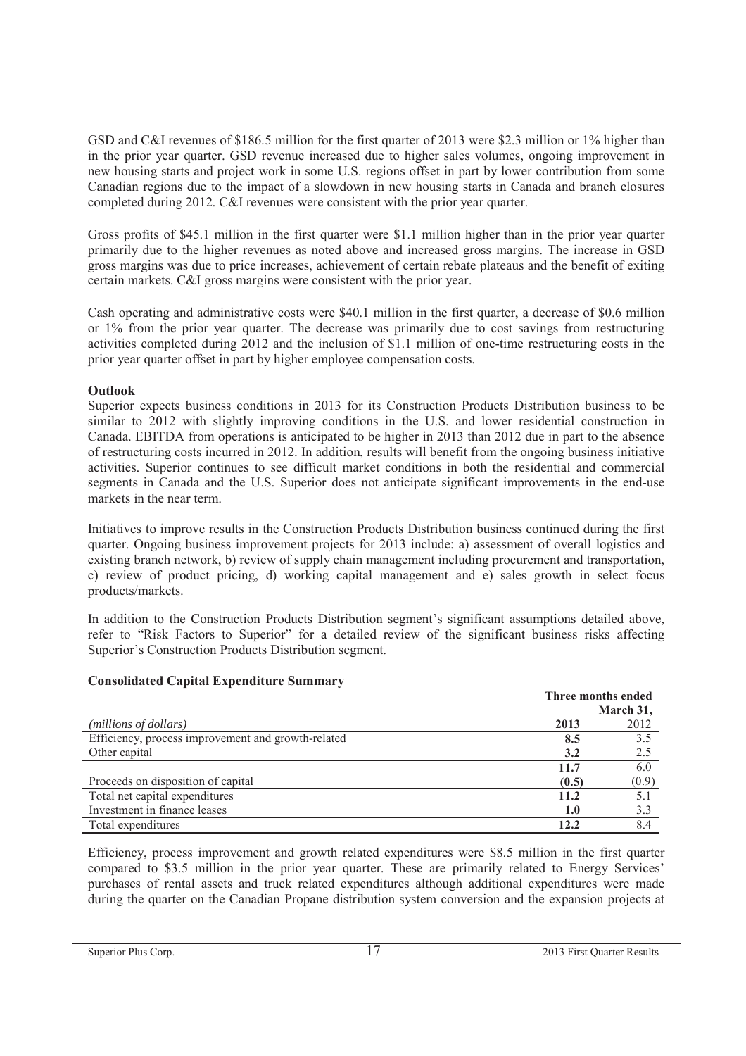GSD and C&I revenues of $186.5 million for the first quarter of 2013 were $2.3 million or 1% higher than in the prior year quarter. GSD revenue increased due to higher sales volumes, ongoing improvement in new housing starts and project work in some U.S. regions offset in part by lower contribution from some Canadian regions due to the impact of a slowdown in new housing starts in Canada and branch closures completed during 2012. C&I revenues were consistent with the prior year quarter.

Gross profits of $45.1 million in the first quarter were $1.1 million higher than in the prior year quarter primarily due to the higher revenues as noted above and increased gross margins. The increase in GSD gross margins was due to price increases, achievement of certain rebate plateaus and the benefit of exiting certain markets. C&I gross margins were consistent with the prior year.

Cash operating and administrative costs were $40.1 million in the first quarter, a decrease of $0.6 million or 1% from the prior year quarter. The decrease was primarily due to cost savings from restructuring activities completed during 2012 and the inclusion of $1.1 million of one-time restructuring costs in the prior year quarter offset in part by higher employee compensation costs.

**Outlook**

Superior expects business conditions in 2013 for its Construction Products Distribution business to be similar to 2012 with slightly improving conditions in the U.S. and lower residential construction in Canada. EBITDA from operations is anticipated to be higher in 2013 than 2012 due in part to the absence of restructuring costs incurred in 2012. In addition, results will benefit from the ongoing business initiative activities. Superior continues to see difficult market conditions in both the residential and commercial segments in Canada and the U.S. Superior does not anticipate significant improvements in the end-use markets in the near term.

Initiatives to improve results in the Construction Products Distribution business continued during the first quarter. Ongoing business improvement projects for 2013 include: a) assessment of overall logistics and existing branch network, b) review of supply chain management including procurement and transportation, c) review of product pricing, d) working capital management and e) sales growth in select focus products/markets.

In addition to the Construction Products Distribution segment's significant assumptions detailed above, refer to "Risk Factors to Superior" for a detailed review of the significant business risks affecting Superior's Construction Products Distribution segment.

**Consolidated Capital Expenditure Summary**

| | Three months ended | March 31, |
|---|---|---|
| *(millions of dollars)* | **2013** | 2012 |
| Efficiency, process improvement and growth-related | **8.5** | 3.5 |
| Other capital | **3.2** | 2.5 |
| | **11.7** | 6.0 |
| Proceeds on disposition of capital | **(0.5)** | (0.9) |
| Total net capital expenditures | **11.2** | 5.1 |
| Investment in finance leases | **1.0** | 3.3 |
| Total expenditures | **12.2** | 8.4 |

Efficiency, process improvement and growth related expenditures were $8.5 million in the first quarter compared to $3.5 million in the prior year quarter. These are primarily related to Energy Services' purchases of rental assets and truck related expenditures although additional expenditures were made during the quarter on the Canadian Propane distribution system conversion and the expansion projects at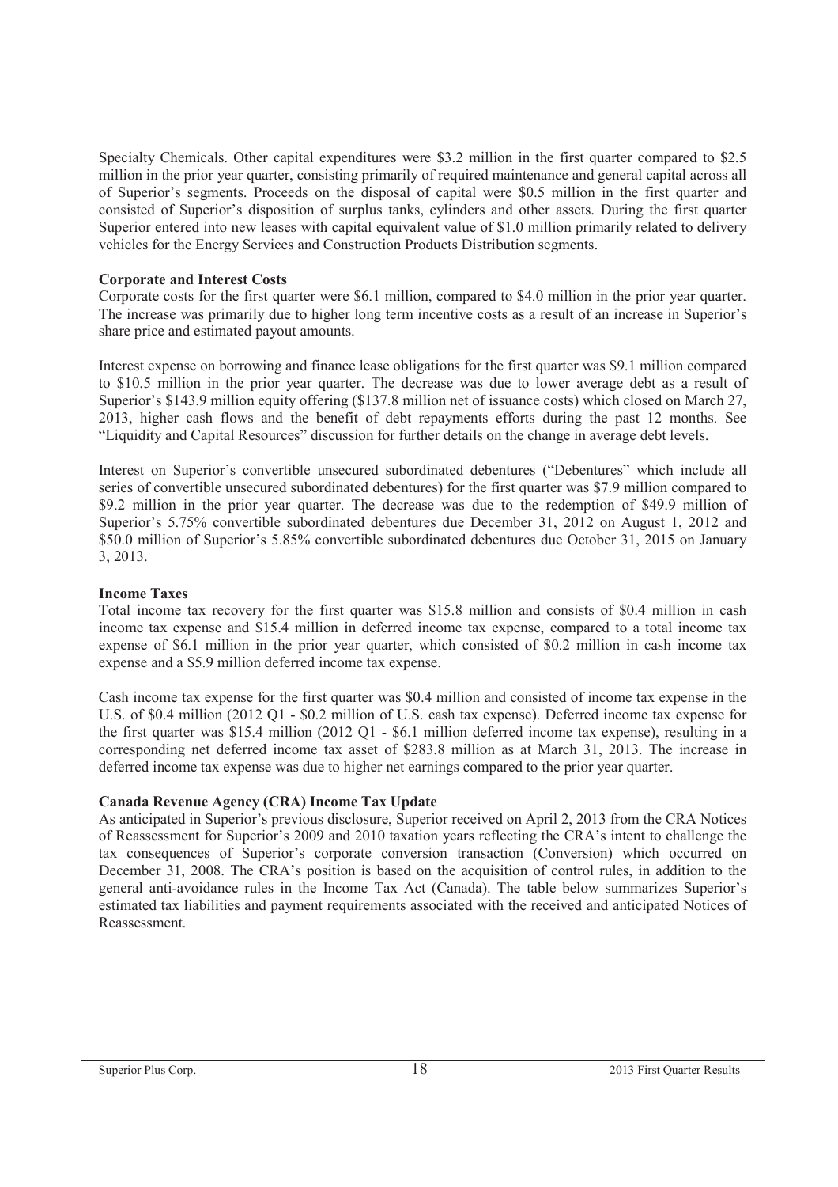Specialty Chemicals. Other capital expenditures were $3.2 million in the first quarter compared to $2.5 million in the prior year quarter, consisting primarily of required maintenance and general capital across all of Superior's segments. Proceeds on the disposal of capital were $0.5 million in the first quarter and consisted of Superior's disposition of surplus tanks, cylinders and other assets. During the first quarter Superior entered into new leases with capital equivalent value of $1.0 million primarily related to delivery vehicles for the Energy Services and Construction Products Distribution segments.

**Corporate and Interest Costs**

Corporate costs for the first quarter were $6.1 million, compared to $4.0 million in the prior year quarter. The increase was primarily due to higher long term incentive costs as a result of an increase in Superior's share price and estimated payout amounts.

Interest expense on borrowing and finance lease obligations for the first quarter was $9.1 million compared to $10.5 million in the prior year quarter. The decrease was due to lower average debt as a result of Superior's $143.9 million equity offering ($137.8 million net of issuance costs) which closed on March 27, 2013, higher cash flows and the benefit of debt repayments efforts during the past 12 months. See "Liquidity and Capital Resources" discussion for further details on the change in average debt levels.

Interest on Superior's convertible unsecured subordinated debentures ("Debentures" which include all series of convertible unsecured subordinated debentures) for the first quarter was $7.9 million compared to $9.2 million in the prior year quarter. The decrease was due to the redemption of $49.9 million of Superior's 5.75% convertible subordinated debentures due December 31, 2012 on August 1, 2012 and $50.0 million of Superior's 5.85% convertible subordinated debentures due October 31, 2015 on January 3, 2013.

**Income Taxes**

Total income tax recovery for the first quarter was $15.8 million and consists of $0.4 million in cash income tax expense and $15.4 million in deferred income tax expense, compared to a total income tax expense of $6.1 million in the prior year quarter, which consisted of $0.2 million in cash income tax expense and a $5.9 million deferred income tax expense.

Cash income tax expense for the first quarter was $0.4 million and consisted of income tax expense in the U.S. of $0.4 million (2012 Q1 - $0.2 million of U.S. cash tax expense). Deferred income tax expense for the first quarter was $15.4 million (2012 Q1 - $6.1 million deferred income tax expense), resulting in a corresponding net deferred income tax asset of $283.8 million as at March 31, 2013. The increase in deferred income tax expense was due to higher net earnings compared to the prior year quarter.

**Canada Revenue Agency (CRA) Income Tax Update**

As anticipated in Superior's previous disclosure, Superior received on April 2, 2013 from the CRA Notices of Reassessment for Superior's 2009 and 2010 taxation years reflecting the CRA's intent to challenge the tax consequences of Superior's corporate conversion transaction (Conversion) which occurred on December 31, 2008. The CRA's position is based on the acquisition of control rules, in addition to the general anti-avoidance rules in the Income Tax Act (Canada). The table below summarizes Superior's estimated tax liabilities and payment requirements associated with the received and anticipated Notices of Reassessment.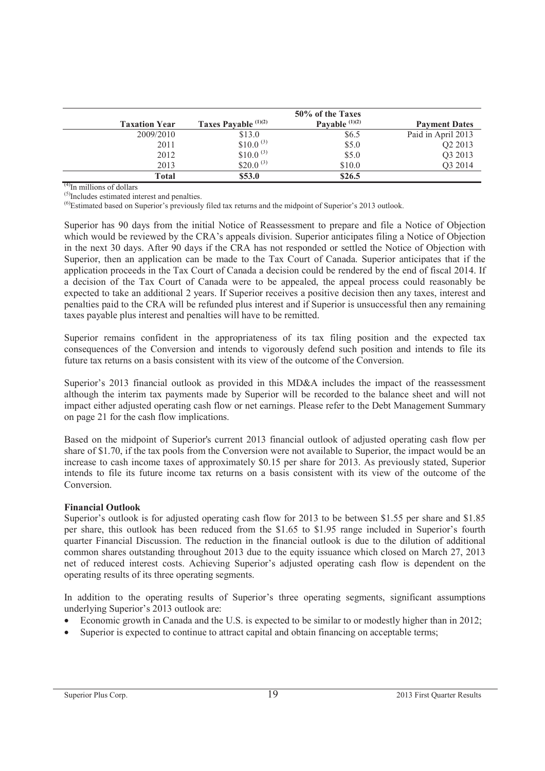| Taxation Year | Taxes Payable [(1)(2)] | 50% of the Taxes Payable [(1)(2)] | Payment Dates |
|---|---|---|---|
| 2009/2010 | \$13.0 | \$6.5 | Paid in April 2013 |
| 2011 | \$10.0 [(3)] | \$5.0 | Q2 2013 |
| 2012 | \$10.0 [(3)] | \$5.0 | Q3 2013 |
| 2013 | \$20.0 [(3)] | \$10.0 | Q3 2014 |
| **Total** | **\$53.0** | **\$26.5** | |

[(4)]In millions of dollars

[(5)]Includes estimated interest and penalties.

[(6)]Estimated based on Superior's previously filed tax returns and the midpoint of Superior's 2013 outlook.

Superior has 90 days from the initial Notice of Reassessment to prepare and file a Notice of Objection which would be reviewed by the CRA's appeals division. Superior anticipates filing a Notice of Objection in the next 30 days. After 90 days if the CRA has not responded or settled the Notice of Objection with Superior, then an application can be made to the Tax Court of Canada. Superior anticipates that if the application proceeds in the Tax Court of Canada a decision could be rendered by the end of fiscal 2014. If a decision of the Tax Court of Canada were to be appealed, the appeal process could reasonably be expected to take an additional 2 years. If Superior receives a positive decision then any taxes, interest and penalties paid to the CRA will be refunded plus interest and if Superior is unsuccessful then any remaining taxes payable plus interest and penalties will have to be remitted.

Superior remains confident in the appropriateness of its tax filing position and the expected tax consequences of the Conversion and intends to vigorously defend such position and intends to file its future tax returns on a basis consistent with its view of the outcome of the Conversion.

Superior's 2013 financial outlook as provided in this MD&A includes the impact of the reassessment although the interim tax payments made by Superior will be recorded to the balance sheet and will not impact either adjusted operating cash flow or net earnings. Please refer to the Debt Management Summary on page 21 for the cash flow implications.

Based on the midpoint of Superior's current 2013 financial outlook of adjusted operating cash flow per share of \$1.70, if the tax pools from the Conversion were not available to Superior, the impact would be an increase to cash income taxes of approximately \$0.15 per share for 2013. As previously stated, Superior intends to file its future income tax returns on a basis consistent with its view of the outcome of the Conversion.

**Financial Outlook**

Superior's outlook is for adjusted operating cash flow for 2013 to be between \$1.55 per share and \$1.85 per share, this outlook has been reduced from the \$1.65 to \$1.95 range included in Superior's fourth quarter Financial Discussion. The reduction in the financial outlook is due to the dilution of additional common shares outstanding throughout 2013 due to the equity issuance which closed on March 27, 2013 net of reduced interest costs. Achieving Superior's adjusted operating cash flow is dependent on the operating results of its three operating segments.

In addition to the operating results of Superior's three operating segments, significant assumptions underlying Superior's 2013 outlook are:

- Economic growth in Canada and the U.S. is expected to be similar to or modestly higher than in 2012;
- Superior is expected to continue to attract capital and obtain financing on acceptable terms;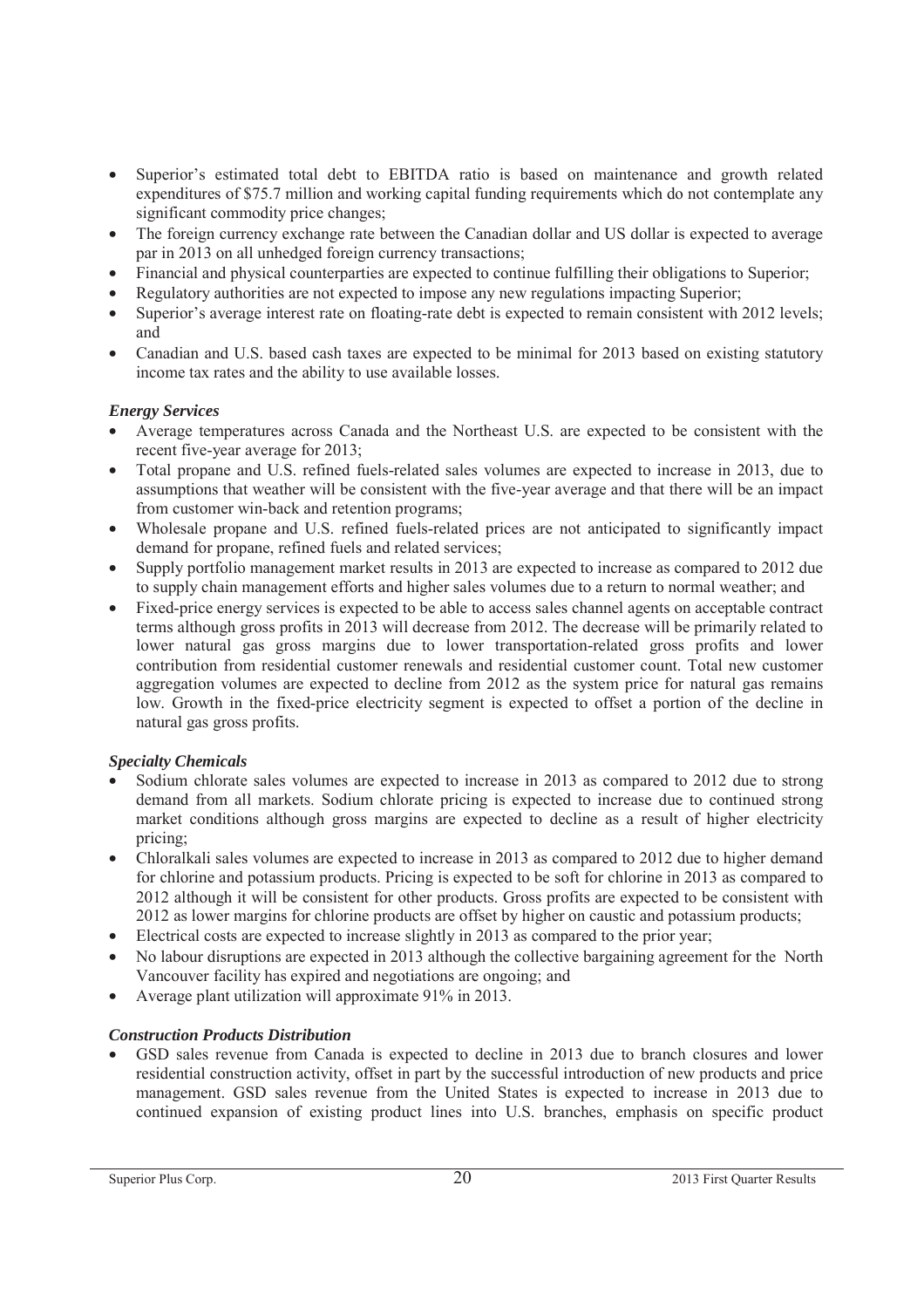- Superior's estimated total debt to EBITDA ratio is based on maintenance and growth related expenditures of $75.7 million and working capital funding requirements which do not contemplate any significant commodity price changes;
- The foreign currency exchange rate between the Canadian dollar and US dollar is expected to average par in 2013 on all unhedged foreign currency transactions;
- Financial and physical counterparties are expected to continue fulfilling their obligations to Superior;
- Regulatory authorities are not expected to impose any new regulations impacting Superior;
- Superior's average interest rate on floating-rate debt is expected to remain consistent with 2012 levels; and
- Canadian and U.S. based cash taxes are expected to be minimal for 2013 based on existing statutory income tax rates and the ability to use available losses.

***Energy Services***

- Average temperatures across Canada and the Northeast U.S. are expected to be consistent with the recent five-year average for 2013;
- Total propane and U.S. refined fuels-related sales volumes are expected to increase in 2013, due to assumptions that weather will be consistent with the five-year average and that there will be an impact from customer win-back and retention programs;
- Wholesale propane and U.S. refined fuels-related prices are not anticipated to significantly impact demand for propane, refined fuels and related services;
- Supply portfolio management market results in 2013 are expected to increase as compared to 2012 due to supply chain management efforts and higher sales volumes due to a return to normal weather; and
- Fixed-price energy services is expected to be able to access sales channel agents on acceptable contract terms although gross profits in 2013 will decrease from 2012. The decrease will be primarily related to lower natural gas gross margins due to lower transportation-related gross profits and lower contribution from residential customer renewals and residential customer count. Total new customer aggregation volumes are expected to decline from 2012 as the system price for natural gas remains low. Growth in the fixed-price electricity segment is expected to offset a portion of the decline in natural gas gross profits.

***Specialty Chemicals***

- Sodium chlorate sales volumes are expected to increase in 2013 as compared to 2012 due to strong demand from all markets. Sodium chlorate pricing is expected to increase due to continued strong market conditions although gross margins are expected to decline as a result of higher electricity pricing;
- Chloralkali sales volumes are expected to increase in 2013 as compared to 2012 due to higher demand for chlorine and potassium products. Pricing is expected to be soft for chlorine in 2013 as compared to 2012 although it will be consistent for other products. Gross profits are expected to be consistent with 2012 as lower margins for chlorine products are offset by higher on caustic and potassium products;
- Electrical costs are expected to increase slightly in 2013 as compared to the prior year;
- No labour disruptions are expected in 2013 although the collective bargaining agreement for the North Vancouver facility has expired and negotiations are ongoing; and
- Average plant utilization will approximate 91% in 2013.

***Construction Products Distribution***

- GSD sales revenue from Canada is expected to decline in 2013 due to branch closures and lower residential construction activity, offset in part by the successful introduction of new products and price management. GSD sales revenue from the United States is expected to increase in 2013 due to continued expansion of existing product lines into U.S. branches, emphasis on specific product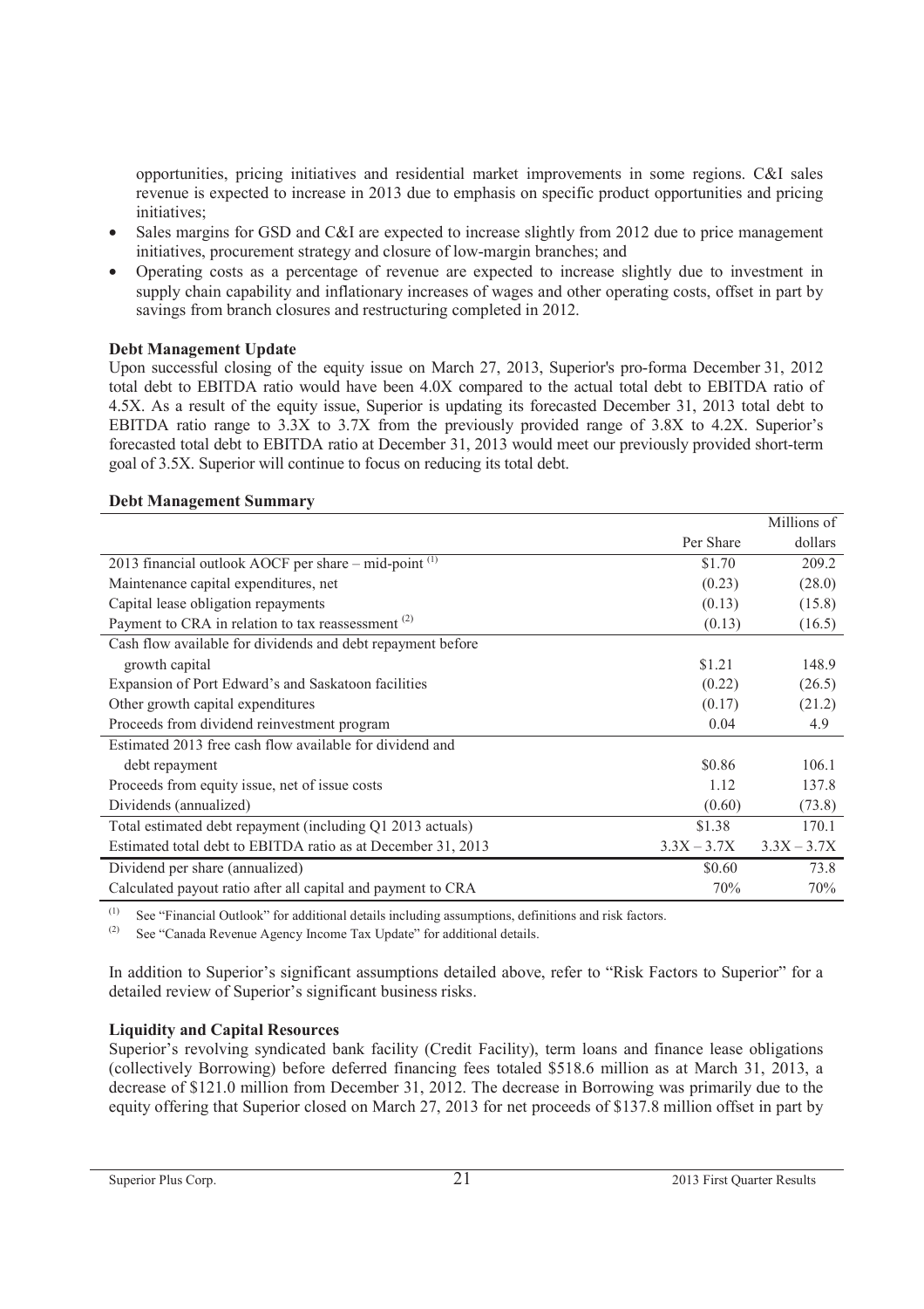opportunities, pricing initiatives and residential market improvements in some regions. C&I sales revenue is expected to increase in 2013 due to emphasis on specific product opportunities and pricing initiatives;

- Sales margins for GSD and C&I are expected to increase slightly from 2012 due to price management initiatives, procurement strategy and closure of low-margin branches; and
- Operating costs as a percentage of revenue are expected to increase slightly due to investment in supply chain capability and inflationary increases of wages and other operating costs, offset in part by savings from branch closures and restructuring completed in 2012.

**Debt Management Update**

Upon successful closing of the equity issue on March 27, 2013, Superior's pro-forma December 31, 2012 total debt to EBITDA ratio would have been 4.0X compared to the actual total debt to EBITDA ratio of 4.5X. As a result of the equity issue, Superior is updating its forecasted December 31, 2013 total debt to EBITDA ratio range to 3.3X to 3.7X from the previously provided range of 3.8X to 4.2X. Superior's forecasted total debt to EBITDA ratio at December 31, 2013 would meet our previously provided short-term goal of 3.5X. Superior will continue to focus on reducing its total debt.

**Debt Management Summary**

| | Per Share | Millions of dollars |
|---|---|---|
| 2013 financial outlook AOCF per share – mid-point [(1)] | \$1.70 | 209.2 |
| Maintenance capital expenditures, net | (0.23) | (28.0) |
| Capital lease obligation repayments | (0.13) | (15.8) |
| Payment to CRA in relation to tax reassessment [(2)] | (0.13) | (16.5) |
| Cash flow available for dividends and debt repayment before growth capital | \$1.21 | 148.9 |
| Expansion of Port Edward's and Saskatoon facilities | (0.22) | (26.5) |
| Other growth capital expenditures | (0.17) | (21.2) |
| Proceeds from dividend reinvestment program | 0.04 | 4.9 |
| Estimated 2013 free cash flow available for dividend and debt repayment | \$0.86 | 106.1 |
| Proceeds from equity issue, net of issue costs | 1.12 | 137.8 |
| Dividends (annualized) | (0.60) | (73.8) |
| Total estimated debt repayment (including Q1 2013 actuals) | \$1.38 | 170.1 |
| Estimated total debt to EBITDA ratio as at December 31, 2013 | 3.3X – 3.7X | 3.3X – 3.7X |
| Dividend per share (annualized) | \$0.60 | 73.8 |
| Calculated payout ratio after all capital and payment to CRA | 70% | 70% |

(1) See "Financial Outlook" for additional details including assumptions, definitions and risk factors.
(2) See "Canada Revenue Agency Income Tax Update" for additional details.

In addition to Superior's significant assumptions detailed above, refer to "Risk Factors to Superior" for a detailed review of Superior's significant business risks.

**Liquidity and Capital Resources**

Superior's revolving syndicated bank facility (Credit Facility), term loans and finance lease obligations (collectively Borrowing) before deferred financing fees totaled \$518.6 million as at March 31, 2013, a decrease of \$121.0 million from December 31, 2012. The decrease in Borrowing was primarily due to the equity offering that Superior closed on March 27, 2013 for net proceeds of \$137.8 million offset in part by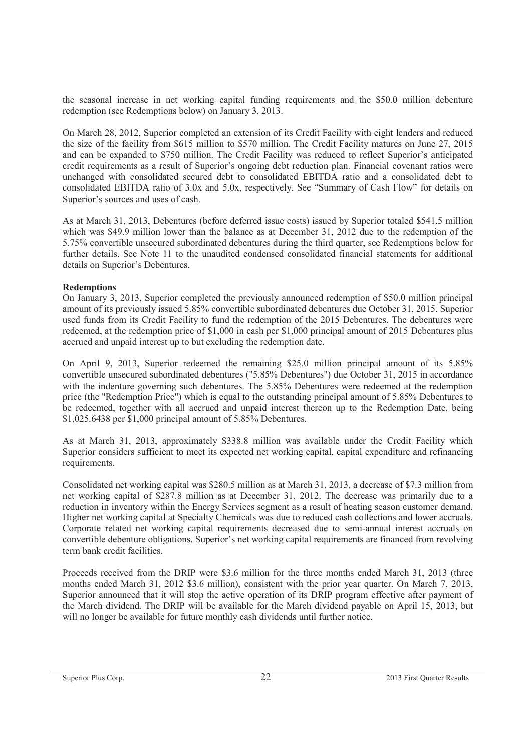the seasonal increase in net working capital funding requirements and the $50.0 million debenture redemption (see Redemptions below) on January 3, 2013.

On March 28, 2012, Superior completed an extension of its Credit Facility with eight lenders and reduced the size of the facility from $615 million to $570 million. The Credit Facility matures on June 27, 2015 and can be expanded to $750 million. The Credit Facility was reduced to reflect Superior's anticipated credit requirements as a result of Superior's ongoing debt reduction plan. Financial covenant ratios were unchanged with consolidated secured debt to consolidated EBITDA ratio and a consolidated debt to consolidated EBITDA ratio of 3.0x and 5.0x, respectively. See "Summary of Cash Flow" for details on Superior's sources and uses of cash.

As at March 31, 2013, Debentures (before deferred issue costs) issued by Superior totaled $541.5 million which was $49.9 million lower than the balance as at December 31, 2012 due to the redemption of the 5.75% convertible unsecured subordinated debentures during the third quarter, see Redemptions below for further details. See Note 11 to the unaudited condensed consolidated financial statements for additional details on Superior's Debentures.

**Redemptions**

On January 3, 2013, Superior completed the previously announced redemption of $50.0 million principal amount of its previously issued 5.85% convertible subordinated debentures due October 31, 2015. Superior used funds from its Credit Facility to fund the redemption of the 2015 Debentures. The debentures were redeemed, at the redemption price of $1,000 in cash per $1,000 principal amount of 2015 Debentures plus accrued and unpaid interest up to but excluding the redemption date.

On April 9, 2013, Superior redeemed the remaining $25.0 million principal amount of its 5.85% convertible unsecured subordinated debentures ("5.85% Debentures") due October 31, 2015 in accordance with the indenture governing such debentures. The 5.85% Debentures were redeemed at the redemption price (the "Redemption Price") which is equal to the outstanding principal amount of 5.85% Debentures to be redeemed, together with all accrued and unpaid interest thereon up to the Redemption Date, being $1,025.6438 per $1,000 principal amount of 5.85% Debentures.

As at March 31, 2013, approximately $338.8 million was available under the Credit Facility which Superior considers sufficient to meet its expected net working capital, capital expenditure and refinancing requirements.

Consolidated net working capital was $280.5 million as at March 31, 2013, a decrease of $7.3 million from net working capital of $287.8 million as at December 31, 2012. The decrease was primarily due to a reduction in inventory within the Energy Services segment as a result of heating season customer demand. Higher net working capital at Specialty Chemicals was due to reduced cash collections and lower accruals. Corporate related net working capital requirements decreased due to semi-annual interest accruals on convertible debenture obligations. Superior's net working capital requirements are financed from revolving term bank credit facilities.

Proceeds received from the DRIP were $3.6 million for the three months ended March 31, 2013 (three months ended March 31, 2012 $3.6 million), consistent with the prior year quarter. On March 7, 2013, Superior announced that it will stop the active operation of its DRIP program effective after payment of the March dividend. The DRIP will be available for the March dividend payable on April 15, 2013, but will no longer be available for future monthly cash dividends until further notice.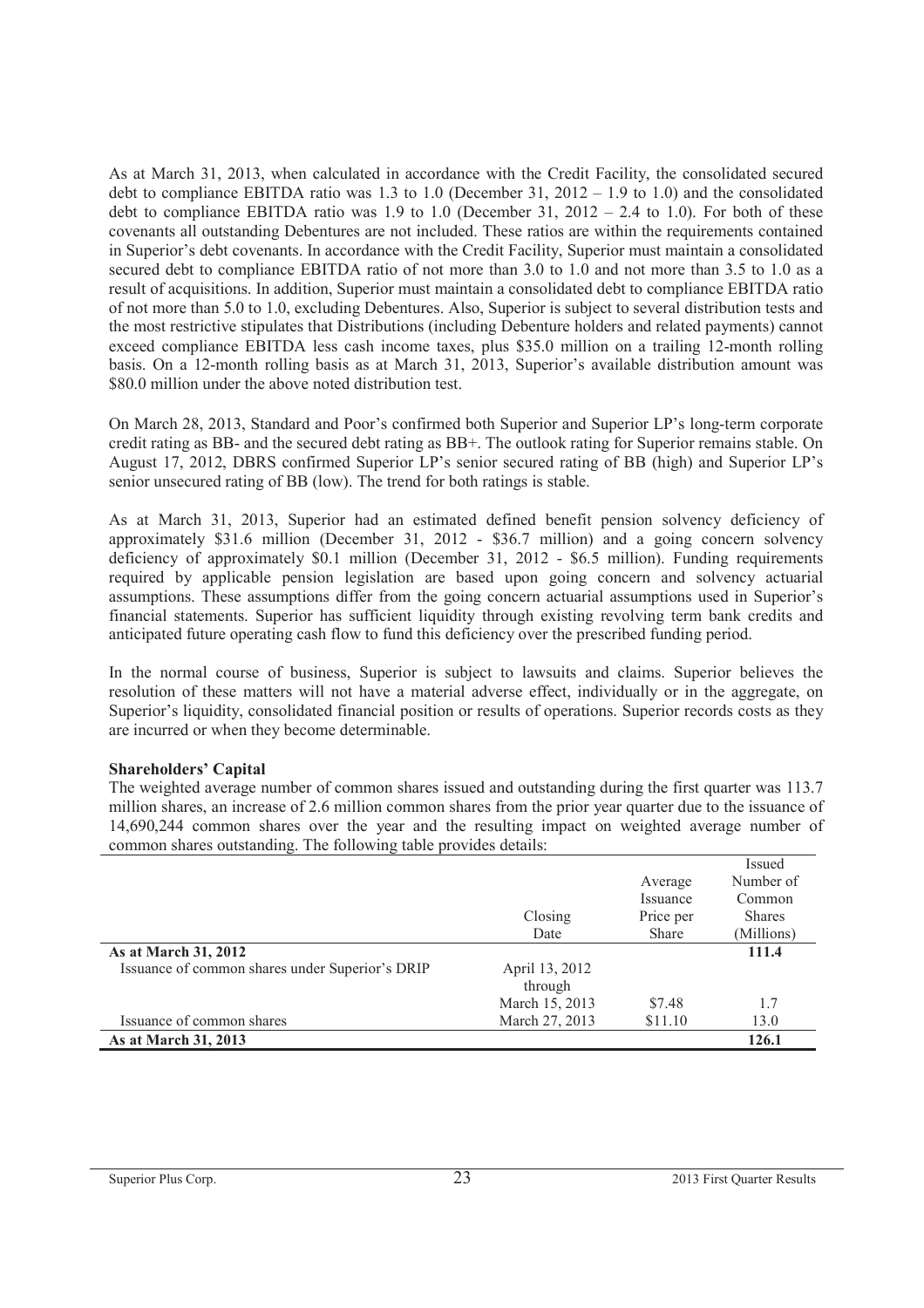As at March 31, 2013, when calculated in accordance with the Credit Facility, the consolidated secured debt to compliance EBITDA ratio was 1.3 to 1.0 (December 31, 2012 – 1.9 to 1.0) and the consolidated debt to compliance EBITDA ratio was 1.9 to 1.0 (December 31, 2012 – 2.4 to 1.0). For both of these covenants all outstanding Debentures are not included. These ratios are within the requirements contained in Superior's debt covenants. In accordance with the Credit Facility, Superior must maintain a consolidated secured debt to compliance EBITDA ratio of not more than 3.0 to 1.0 and not more than 3.5 to 1.0 as a result of acquisitions. In addition, Superior must maintain a consolidated debt to compliance EBITDA ratio of not more than 5.0 to 1.0, excluding Debentures. Also, Superior is subject to several distribution tests and the most restrictive stipulates that Distributions (including Debenture holders and related payments) cannot exceed compliance EBITDA less cash income taxes, plus $35.0 million on a trailing 12-month rolling basis. On a 12-month rolling basis as at March 31, 2013, Superior's available distribution amount was $80.0 million under the above noted distribution test.

On March 28, 2013, Standard and Poor's confirmed both Superior and Superior LP's long-term corporate credit rating as BB- and the secured debt rating as BB+. The outlook rating for Superior remains stable. On August 17, 2012, DBRS confirmed Superior LP's senior secured rating of BB (high) and Superior LP's senior unsecured rating of BB (low). The trend for both ratings is stable.

As at March 31, 2013, Superior had an estimated defined benefit pension solvency deficiency of approximately $31.6 million (December 31, 2012 - $36.7 million) and a going concern solvency deficiency of approximately $0.1 million (December 31, 2012 - $6.5 million). Funding requirements required by applicable pension legislation are based upon going concern and solvency actuarial assumptions. These assumptions differ from the going concern actuarial assumptions used in Superior's financial statements. Superior has sufficient liquidity through existing revolving term bank credits and anticipated future operating cash flow to fund this deficiency over the prescribed funding period.

In the normal course of business, Superior is subject to lawsuits and claims. Superior believes the resolution of these matters will not have a material adverse effect, individually or in the aggregate, on Superior's liquidity, consolidated financial position or results of operations. Superior records costs as they are incurred or when they become determinable.

**Shareholders' Capital**

The weighted average number of common shares issued and outstanding during the first quarter was 113.7 million shares, an increase of 2.6 million common shares from the prior year quarter due to the issuance of 14,690,244 common shares over the year and the resulting impact on weighted average number of common shares outstanding. The following table provides details:

| | Closing Date | Average Issuance Price per Share | Issued Number of Common Shares (Millions) |
|---|---|---|---|
| **As at March 31, 2012** | | | **111.4** |
| Issuance of common shares under Superior's DRIP | April 13, 2012 through March 15, 2013 | $7.48 | 1.7 |
| Issuance of common shares | March 27, 2013 | $11.10 | 13.0 |
| **As at March 31, 2013** | | | **126.1** |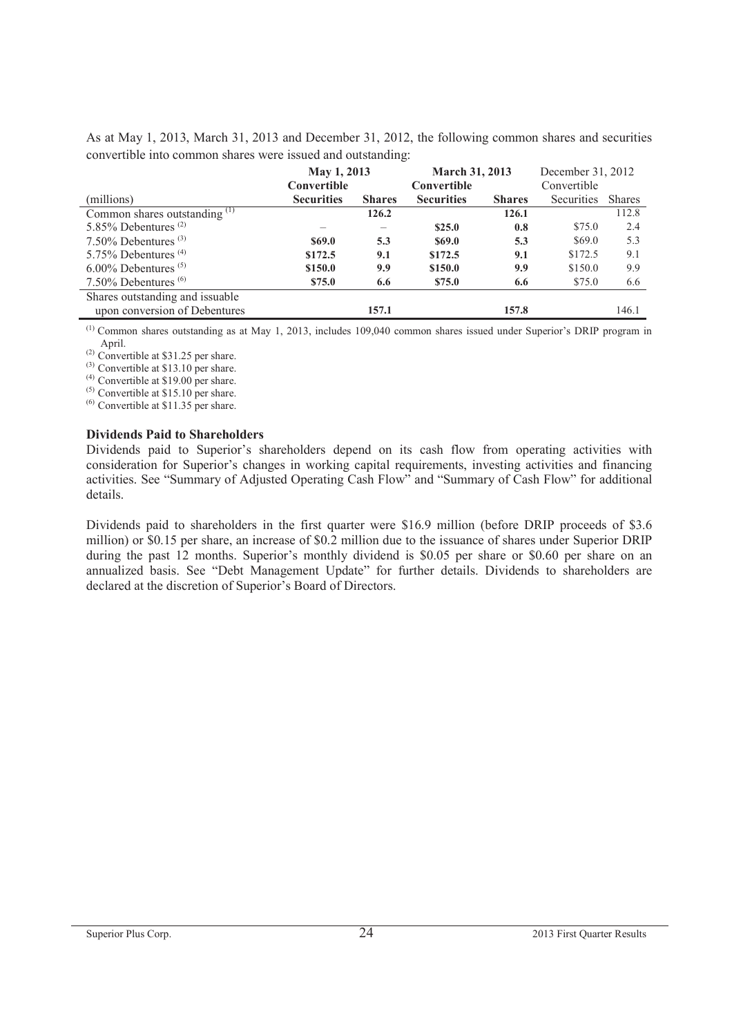As at May 1, 2013, March 31, 2013 and December 31, 2012, the following common shares and securities convertible into common shares were issued and outstanding:

| | **May 1, 2013** | | **March 31, 2013** | | December 31, 2012 | |
|---|---|---|---|---|---|---|
| | **Convertible** | | **Convertible** | | Convertible | |
| (millions) | **Securities** | **Shares** | **Securities** | **Shares** | Securities | Shares |
| Common shares outstanding [(1)] | | **126.2** | | **126.1** | | 112.8 |
| 5.85% Debentures [(2)] | – | – | **\$25.0** | **0.8** | \$75.0 | 2.4 |
| 7.50% Debentures [(3)] | **\$69.0** | **5.3** | **\$69.0** | **5.3** | \$69.0 | 5.3 |
| 5.75% Debentures [(4)] | **\$172.5** | **9.1** | **\$172.5** | **9.1** | \$172.5 | 9.1 |
| 6.00% Debentures [(5)] | **\$150.0** | **9.9** | **\$150.0** | **9.9** | \$150.0 | 9.9 |
| 7.50% Debentures [(6)] | **\$75.0** | **6.6** | **\$75.0** | **6.6** | \$75.0 | 6.6 |
| Shares outstanding and issuable upon conversion of Debentures | | **157.1** | | **157.8** | | 146.1 |

[(1)] Common shares outstanding as at May 1, 2013, includes 109,040 common shares issued under Superior's DRIP program in April.
[(2)] Convertible at \$31.25 per share.
[(3)] Convertible at \$13.10 per share.
[(4)] Convertible at \$19.00 per share.
[(5)] Convertible at \$15.10 per share.
[(6)] Convertible at \$11.35 per share.

**Dividends Paid to Shareholders**

Dividends paid to Superior's shareholders depend on its cash flow from operating activities with consideration for Superior's changes in working capital requirements, investing activities and financing activities. See "Summary of Adjusted Operating Cash Flow" and "Summary of Cash Flow" for additional details.

Dividends paid to shareholders in the first quarter were \$16.9 million (before DRIP proceeds of \$3.6 million) or \$0.15 per share, an increase of \$0.2 million due to the issuance of shares under Superior DRIP during the past 12 months. Superior's monthly dividend is \$0.05 per share or \$0.60 per share on an annualized basis. See "Debt Management Update" for further details. Dividends to shareholders are declared at the discretion of Superior's Board of Directors.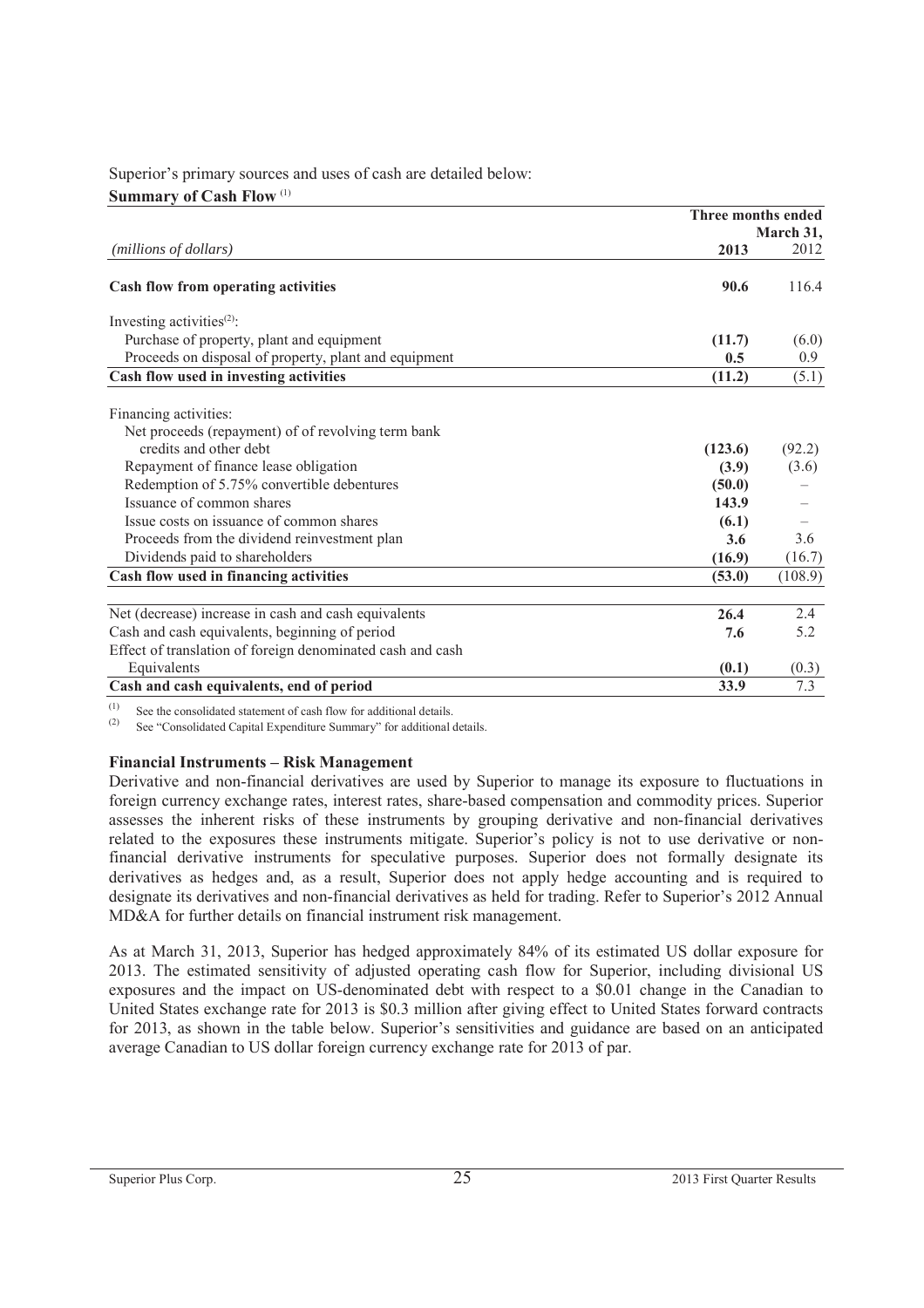Superior's primary sources and uses of cash are detailed below:

**Summary of Cash Flow** [(1)]

| *(millions of dollars)* | Three months ended March 31, 2013 | 2012 |
|---|---|---|
| **Cash flow from operating activities** | **90.6** | 116.4 |
| Investing activities[(2)]: | | |
| Purchase of property, plant and equipment | **(11.7)** | (6.0) |
| Proceeds on disposal of property, plant and equipment | **0.5** | 0.9 |
| **Cash flow used in investing activities** | **(11.2)** | (5.1) |
| Financing activities: | | |
| Net proceeds (repayment) of of revolving term bank credits and other debt | **(123.6)** | (92.2) |
| Repayment of finance lease obligation | **(3.9)** | (3.6) |
| Redemption of 5.75% convertible debentures | **(50.0)** | – |
| Issuance of common shares | **143.9** | – |
| Issue costs on issuance of common shares | **(6.1)** | – |
| Proceeds from the dividend reinvestment plan | **3.6** | 3.6 |
| Dividends paid to shareholders | **(16.9)** | (16.7) |
| **Cash flow used in financing activities** | **(53.0)** | (108.9) |
| Net (decrease) increase in cash and cash equivalents | **26.4** | 2.4 |
| Cash and cash equivalents, beginning of period | **7.6** | 5.2 |
| Effect of translation of foreign denominated cash and cash Equivalents | **(0.1)** | (0.3) |
| **Cash and cash equivalents, end of period** | **33.9** | 7.3 |

(1) See the consolidated statement of cash flow for additional details.
(2) See "Consolidated Capital Expenditure Summary" for additional details.

**Financial Instruments – Risk Management**

Derivative and non-financial derivatives are used by Superior to manage its exposure to fluctuations in foreign currency exchange rates, interest rates, share-based compensation and commodity prices. Superior assesses the inherent risks of these instruments by grouping derivative and non-financial derivatives related to the exposures these instruments mitigate. Superior's policy is not to use derivative or non-financial derivative instruments for speculative purposes. Superior does not formally designate its derivatives as hedges and, as a result, Superior does not apply hedge accounting and is required to designate its derivatives and non-financial derivatives as held for trading. Refer to Superior's 2012 Annual MD&A for further details on financial instrument risk management.

As at March 31, 2013, Superior has hedged approximately 84% of its estimated US dollar exposure for 2013. The estimated sensitivity of adjusted operating cash flow for Superior, including divisional US exposures and the impact on US-denominated debt with respect to a $0.01 change in the Canadian to United States exchange rate for 2013 is $0.3 million after giving effect to United States forward contracts for 2013, as shown in the table below. Superior's sensitivities and guidance are based on an anticipated average Canadian to US dollar foreign currency exchange rate for 2013 of par.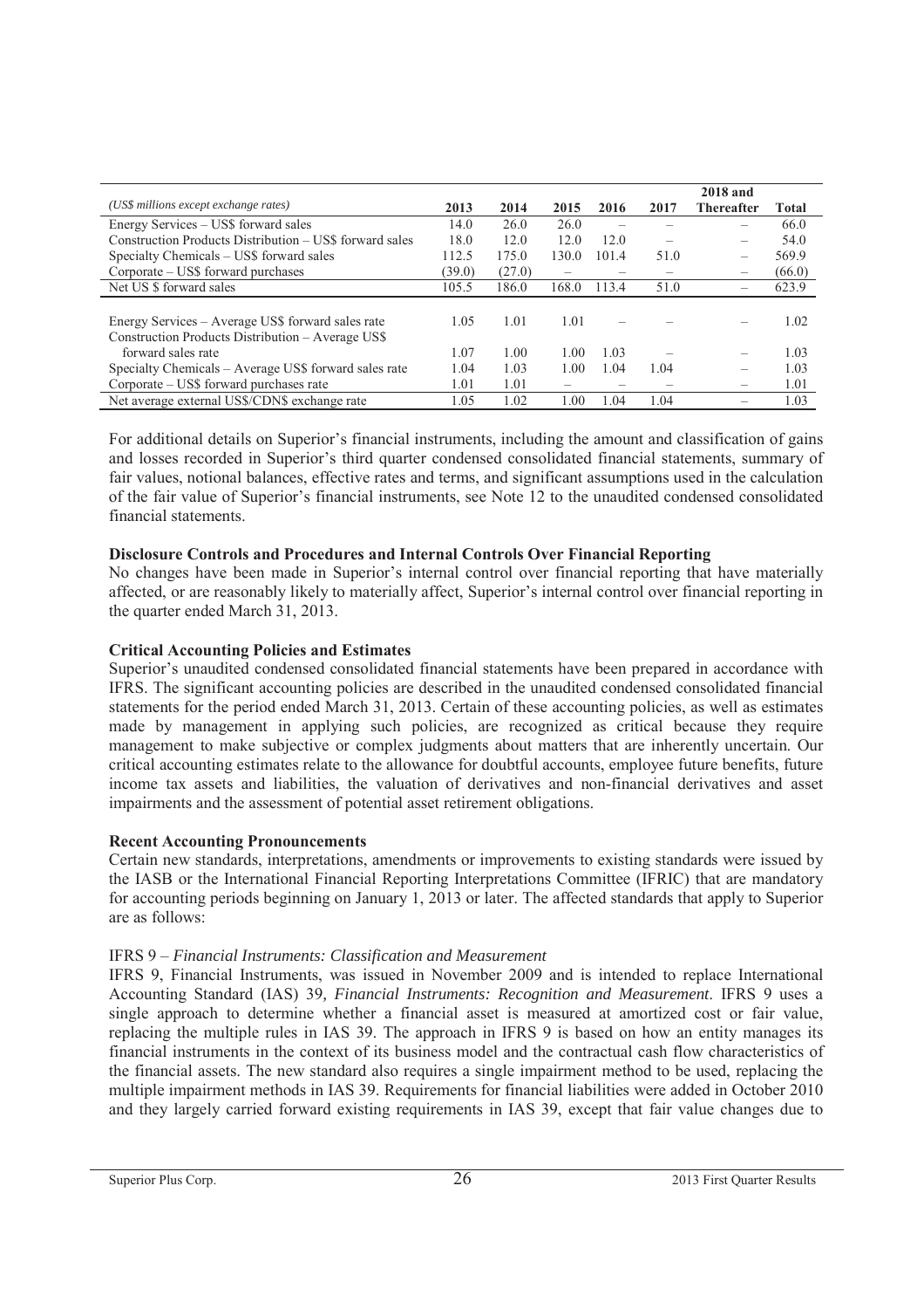| (US$ millions except exchange rates) | 2013 | 2014 | 2015 | 2016 | 2017 | 2018 and Thereafter | Total |
|---|---|---|---|---|---|---|---|
| Energy Services – US$ forward sales | 14.0 | 26.0 | 26.0 | – | – | – | 66.0 |
| Construction Products Distribution – US$ forward sales | 18.0 | 12.0 | 12.0 | 12.0 | – | – | 54.0 |
| Specialty Chemicals – US$ forward sales | 112.5 | 175.0 | 130.0 | 101.4 | 51.0 | – | 569.9 |
| Corporate – US$ forward purchases | (39.0) | (27.0) | – | – | – | – | (66.0) |
| Net US $ forward sales | 105.5 | 186.0 | 168.0 | 113.4 | 51.0 | – | 623.9 |
| | | | | | | | |
| Energy Services – Average US$ forward sales rate | 1.05 | 1.01 | 1.01 | – | – | – | 1.02 |
| Construction Products Distribution – Average US$ forward sales rate | 1.07 | 1.00 | 1.00 | 1.03 | – | – | 1.03 |
| Specialty Chemicals – Average US$ forward sales rate | 1.04 | 1.03 | 1.00 | 1.04 | 1.04 | – | 1.03 |
| Corporate – US$ forward purchases rate | 1.01 | 1.01 | – | – | – | – | 1.01 |
| Net average external US$/CDN$ exchange rate | 1.05 | 1.02 | 1.00 | 1.04 | 1.04 | – | 1.03 |

For additional details on Superior's financial instruments, including the amount and classification of gains and losses recorded in Superior's third quarter condensed consolidated financial statements, summary of fair values, notional balances, effective rates and terms, and significant assumptions used in the calculation of the fair value of Superior's financial instruments, see Note 12 to the unaudited condensed consolidated financial statements.

**Disclosure Controls and Procedures and Internal Controls Over Financial Reporting**

No changes have been made in Superior's internal control over financial reporting that have materially affected, or are reasonably likely to materially affect, Superior's internal control over financial reporting in the quarter ended March 31, 2013.

**Critical Accounting Policies and Estimates**

Superior's unaudited condensed consolidated financial statements have been prepared in accordance with IFRS. The significant accounting policies are described in the unaudited condensed consolidated financial statements for the period ended March 31, 2013. Certain of these accounting policies, as well as estimates made by management in applying such policies, are recognized as critical because they require management to make subjective or complex judgments about matters that are inherently uncertain. Our critical accounting estimates relate to the allowance for doubtful accounts, employee future benefits, future income tax assets and liabilities, the valuation of derivatives and non-financial derivatives and asset impairments and the assessment of potential asset retirement obligations.

**Recent Accounting Pronouncements**

Certain new standards, interpretations, amendments or improvements to existing standards were issued by the IASB or the International Financial Reporting Interpretations Committee (IFRIC) that are mandatory for accounting periods beginning on January 1, 2013 or later. The affected standards that apply to Superior are as follows:

IFRS 9 – *Financial Instruments: Classification and Measurement*

IFRS 9, Financial Instruments, was issued in November 2009 and is intended to replace International Accounting Standard (IAS) 39*, Financial Instruments: Recognition and Measurement*. IFRS 9 uses a single approach to determine whether a financial asset is measured at amortized cost or fair value, replacing the multiple rules in IAS 39. The approach in IFRS 9 is based on how an entity manages its financial instruments in the context of its business model and the contractual cash flow characteristics of the financial assets. The new standard also requires a single impairment method to be used, replacing the multiple impairment methods in IAS 39. Requirements for financial liabilities were added in October 2010 and they largely carried forward existing requirements in IAS 39, except that fair value changes due to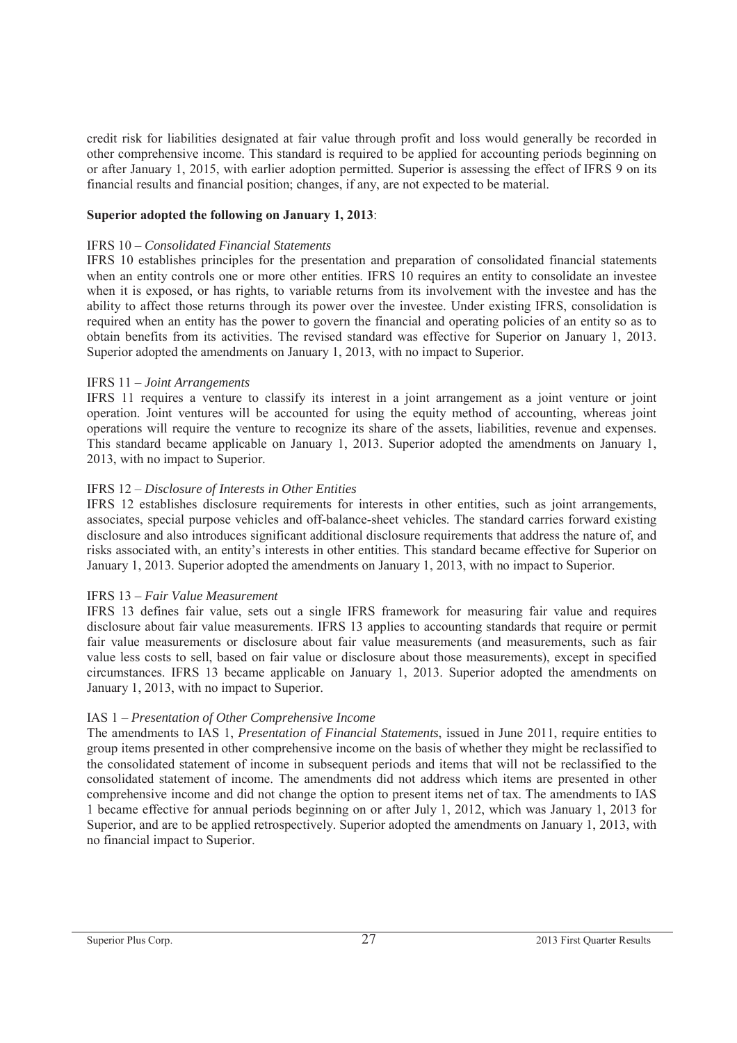credit risk for liabilities designated at fair value through profit and loss would generally be recorded in other comprehensive income. This standard is required to be applied for accounting periods beginning on or after January 1, 2015, with earlier adoption permitted. Superior is assessing the effect of IFRS 9 on its financial results and financial position; changes, if any, are not expected to be material.

**Superior adopted the following on January 1, 2013**:

IFRS 10 – *Consolidated Financial Statements*
IFRS 10 establishes principles for the presentation and preparation of consolidated financial statements when an entity controls one or more other entities. IFRS 10 requires an entity to consolidate an investee when it is exposed, or has rights, to variable returns from its involvement with the investee and has the ability to affect those returns through its power over the investee. Under existing IFRS, consolidation is required when an entity has the power to govern the financial and operating policies of an entity so as to obtain benefits from its activities. The revised standard was effective for Superior on January 1, 2013. Superior adopted the amendments on January 1, 2013, with no impact to Superior.

IFRS 11 – *Joint Arrangements*
IFRS 11 requires a venture to classify its interest in a joint arrangement as a joint venture or joint operation. Joint ventures will be accounted for using the equity method of accounting, whereas joint operations will require the venture to recognize its share of the assets, liabilities, revenue and expenses. This standard became applicable on January 1, 2013. Superior adopted the amendments on January 1, 2013, with no impact to Superior.

IFRS 12 – *Disclosure of Interests in Other Entities*
IFRS 12 establishes disclosure requirements for interests in other entities, such as joint arrangements, associates, special purpose vehicles and off-balance-sheet vehicles. The standard carries forward existing disclosure and also introduces significant additional disclosure requirements that address the nature of, and risks associated with, an entity's interests in other entities. This standard became effective for Superior on January 1, 2013. Superior adopted the amendments on January 1, 2013, with no impact to Superior.

IFRS 13 **–** *Fair Value Measurement*
IFRS 13 defines fair value, sets out a single IFRS framework for measuring fair value and requires disclosure about fair value measurements. IFRS 13 applies to accounting standards that require or permit fair value measurements or disclosure about fair value measurements (and measurements, such as fair value less costs to sell, based on fair value or disclosure about those measurements), except in specified circumstances. IFRS 13 became applicable on January 1, 2013. Superior adopted the amendments on January 1, 2013, with no impact to Superior.

IAS 1 – *Presentation of Other Comprehensive Income*
The amendments to IAS 1, *Presentation of Financial Statements*, issued in June 2011, require entities to group items presented in other comprehensive income on the basis of whether they might be reclassified to the consolidated statement of income in subsequent periods and items that will not be reclassified to the consolidated statement of income. The amendments did not address which items are presented in other comprehensive income and did not change the option to present items net of tax. The amendments to IAS 1 became effective for annual periods beginning on or after July 1, 2012, which was January 1, 2013 for Superior, and are to be applied retrospectively. Superior adopted the amendments on January 1, 2013, with no financial impact to Superior.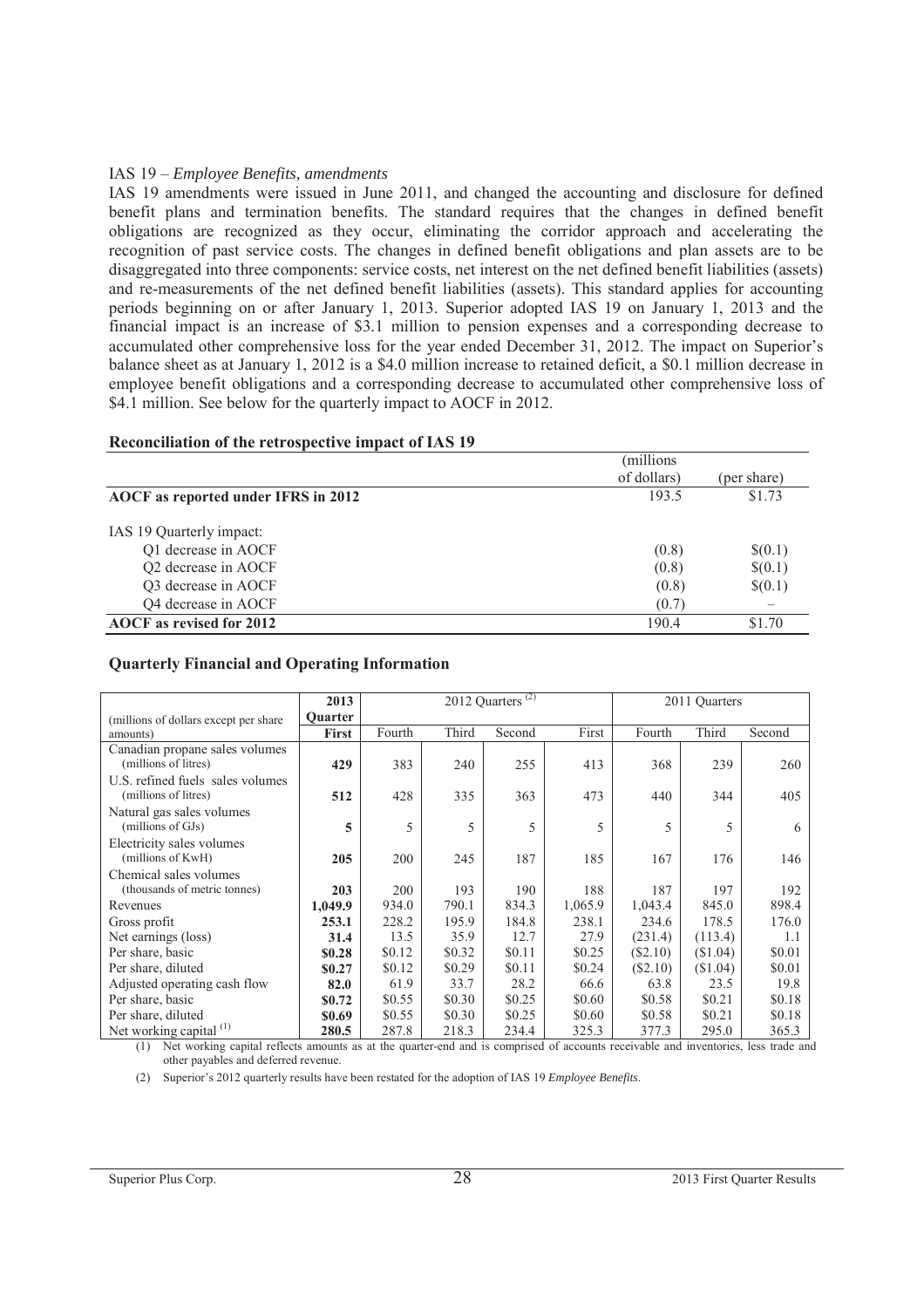IAS 19 – *Employee Benefits, amendments*

IAS 19 amendments were issued in June 2011, and changed the accounting and disclosure for defined benefit plans and termination benefits. The standard requires that the changes in defined benefit obligations are recognized as they occur, eliminating the corridor approach and accelerating the recognition of past service costs. The changes in defined benefit obligations and plan assets are to be disaggregated into three components: service costs, net interest on the net defined benefit liabilities (assets) and re-measurements of the net defined benefit liabilities (assets). This standard applies for accounting periods beginning on or after January 1, 2013. Superior adopted IAS 19 on January 1, 2013 and the financial impact is an increase of $3.1 million to pension expenses and a corresponding decrease to accumulated other comprehensive loss for the year ended December 31, 2012. The impact on Superior's balance sheet as at January 1, 2012 is a $4.0 million increase to retained deficit, a $0.1 million decrease in employee benefit obligations and a corresponding decrease to accumulated other comprehensive loss of $4.1 million. See below for the quarterly impact to AOCF in 2012.

**Reconciliation of the retrospective impact of IAS 19**

| | (millions of dollars) | (per share) |
|---|---|---|
| **AOCF as reported under IFRS in 2012** | 193.5 | $1.73 |
| IAS 19 Quarterly impact: | | |
| Q1 decrease in AOCF | (0.8) | $(0.1) |
| Q2 decrease in AOCF | (0.8) | $(0.1) |
| Q3 decrease in AOCF | (0.8) | $(0.1) |
| Q4 decrease in AOCF | (0.7) | – |
| **AOCF as revised for 2012** | 190.4 | $1.70 |

**Quarterly Financial and Operating Information**

| (millions of dollars except per share amounts) | **2013 Quarter** | 2012 Quarters (2) | | | | 2011 Quarters | | |
|---|---|---|---|---|---|---|---|---|
| | **First** | Fourth | Third | Second | First | Fourth | Third | Second |
| Canadian propane sales volumes (millions of litres) | **429** | 383 | 240 | 255 | 413 | 368 | 239 | 260 |
| U.S. refined fuels sales volumes (millions of litres) | **512** | 428 | 335 | 363 | 473 | 440 | 344 | 405 |
| Natural gas sales volumes (millions of GJs) | **5** | 5 | 5 | 5 | 5 | 5 | 5 | 6 |
| Electricity sales volumes (millions of KwH) | **205** | 200 | 245 | 187 | 185 | 167 | 176 | 146 |
| Chemical sales volumes (thousands of metric tonnes) | **203** | 200 | 193 | 190 | 188 | 187 | 197 | 192 |
| Revenues | **1,049.9** | 934.0 | 790.1 | 834.3 | 1,065.9 | 1,043.4 | 845.0 | 898.4 |
| Gross profit | **253.1** | 228.2 | 195.9 | 184.8 | 238.1 | 234.6 | 178.5 | 176.0 |
| Net earnings (loss) | **31.4** | 13.5 | 35.9 | 12.7 | 27.9 | (231.4) | (113.4) | 1.1 |
| Per share, basic | **$0.28** | $0.12 | $0.32 | $0.11 | $0.25 | ($2.10) | ($1.04) | $0.01 |
| Per share, diluted | **$0.27** | $0.12 | $0.29 | $0.11 | $0.24 | ($2.10) | ($1.04) | $0.01 |
| Adjusted operating cash flow | **82.0** | 61.9 | 33.7 | 28.2 | 66.6 | 63.8 | 23.5 | 19.8 |
| Per share, basic | **$0.72** | $0.55 | $0.30 | $0.25 | $0.60 | $0.58 | $0.21 | $0.18 |
| Per share, diluted | **$0.69** | $0.55 | $0.30 | $0.25 | $0.60 | $0.58 | $0.21 | $0.18 |
| Net working capital (1) | **280.5** | 287.8 | 218.3 | 234.4 | 325.3 | 377.3 | 295.0 | 365.3 |

(1) Net working capital reflects amounts as at the quarter-end and is comprised of accounts receivable and inventories, less trade and other payables and deferred revenue.

(2) Superior's 2012 quarterly results have been restated for the adoption of IAS 19 *Employee Benefits*.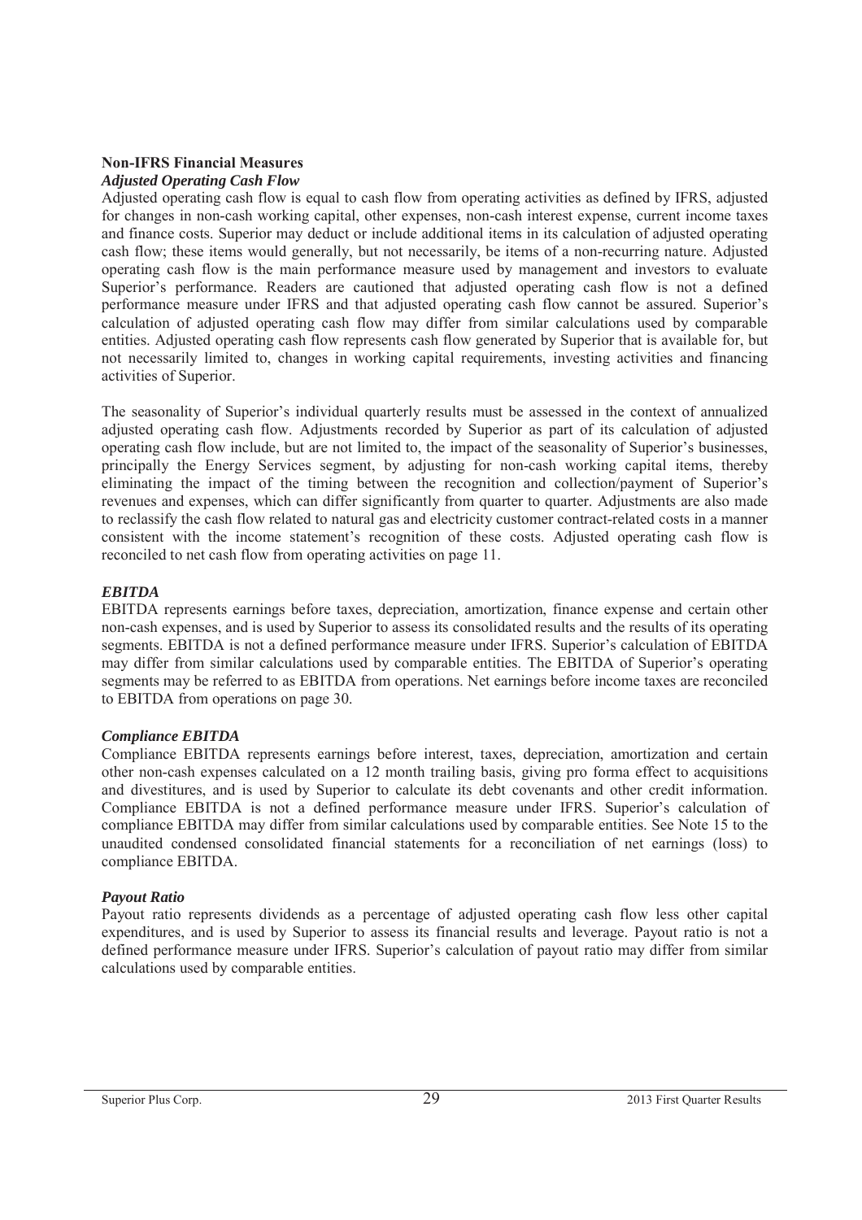## Non-IFRS Financial Measures

### *Adjusted Operating Cash Flow*

Adjusted operating cash flow is equal to cash flow from operating activities as defined by IFRS, adjusted for changes in non-cash working capital, other expenses, non-cash interest expense, current income taxes and finance costs. Superior may deduct or include additional items in its calculation of adjusted operating cash flow; these items would generally, but not necessarily, be items of a non-recurring nature. Adjusted operating cash flow is the main performance measure used by management and investors to evaluate Superior's performance. Readers are cautioned that adjusted operating cash flow is not a defined performance measure under IFRS and that adjusted operating cash flow cannot be assured. Superior's calculation of adjusted operating cash flow may differ from similar calculations used by comparable entities. Adjusted operating cash flow represents cash flow generated by Superior that is available for, but not necessarily limited to, changes in working capital requirements, investing activities and financing activities of Superior.

The seasonality of Superior's individual quarterly results must be assessed in the context of annualized adjusted operating cash flow. Adjustments recorded by Superior as part of its calculation of adjusted operating cash flow include, but are not limited to, the impact of the seasonality of Superior's businesses, principally the Energy Services segment, by adjusting for non-cash working capital items, thereby eliminating the impact of the timing between the recognition and collection/payment of Superior's revenues and expenses, which can differ significantly from quarter to quarter. Adjustments are also made to reclassify the cash flow related to natural gas and electricity customer contract-related costs in a manner consistent with the income statement's recognition of these costs. Adjusted operating cash flow is reconciled to net cash flow from operating activities on page 11.

### *EBITDA*

EBITDA represents earnings before taxes, depreciation, amortization, finance expense and certain other non-cash expenses, and is used by Superior to assess its consolidated results and the results of its operating segments. EBITDA is not a defined performance measure under IFRS. Superior's calculation of EBITDA may differ from similar calculations used by comparable entities. The EBITDA of Superior's operating segments may be referred to as EBITDA from operations. Net earnings before income taxes are reconciled to EBITDA from operations on page 30.

### *Compliance EBITDA*

Compliance EBITDA represents earnings before interest, taxes, depreciation, amortization and certain other non-cash expenses calculated on a 12 month trailing basis, giving pro forma effect to acquisitions and divestitures, and is used by Superior to calculate its debt covenants and other credit information. Compliance EBITDA is not a defined performance measure under IFRS. Superior's calculation of compliance EBITDA may differ from similar calculations used by comparable entities. See Note 15 to the unaudited condensed consolidated financial statements for a reconciliation of net earnings (loss) to compliance EBITDA.

### *Payout Ratio*

Payout ratio represents dividends as a percentage of adjusted operating cash flow less other capital expenditures, and is used by Superior to assess its financial results and leverage. Payout ratio is not a defined performance measure under IFRS. Superior's calculation of payout ratio may differ from similar calculations used by comparable entities.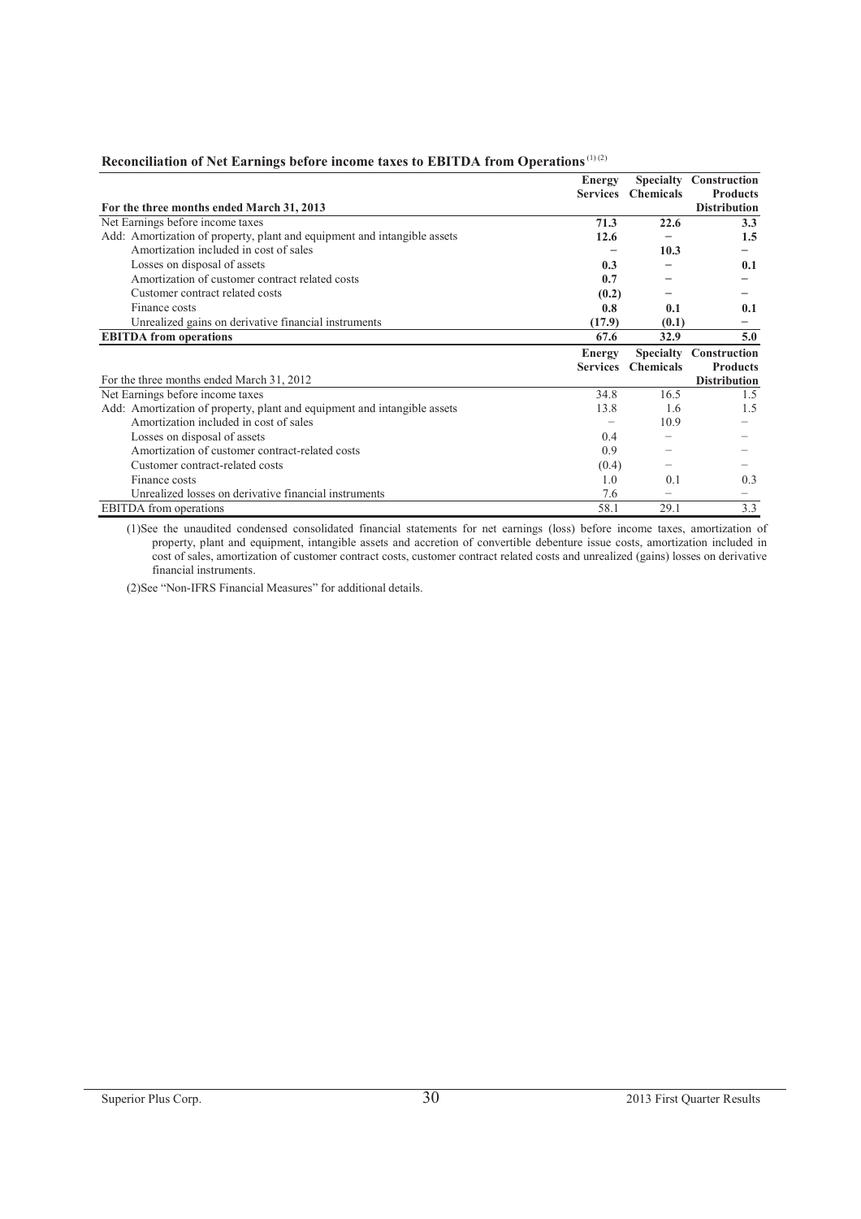**Reconciliation of Net Earnings before income taxes to EBITDA from Operations** (1)(2)

| For the three months ended March 31, 2013 | Energy Services | Specialty Chemicals | Construction Products Distribution |
|---|---|---|---|
| Net Earnings before income taxes | **71.3** | **22.6** | **3.3** |
| Add: Amortization of property, plant and equipment and intangible assets | **12.6** | **–** | **1.5** |
| Amortization included in cost of sales | **–** | **10.3** | **–** |
| Losses on disposal of assets | **0.3** | **–** | **0.1** |
| Amortization of customer contract related costs | **0.7** | **–** | **–** |
| Customer contract related costs | **(0.2)** | **–** | **–** |
| Finance costs | **0.8** | **0.1** | **0.1** |
| Unrealized gains on derivative financial instruments | **(17.9)** | **(0.1)** | **–** |
| **EBITDA from operations** | **67.6** | **32.9** | **5.0** |

| For the three months ended March 31, 2012 | Energy Services | Specialty Chemicals | Construction Products Distribution |
|---|---|---|---|
| Net Earnings before income taxes | 34.8 | 16.5 | 1.5 |
| Add: Amortization of property, plant and equipment and intangible assets | 13.8 | 1.6 | 1.5 |
| Amortization included in cost of sales | – | 10.9 | – |
| Losses on disposal of assets | 0.4 | – | – |
| Amortization of customer contract-related costs | 0.9 | – | – |
| Customer contract-related costs | (0.4) | – | – |
| Finance costs | 1.0 | 0.1 | 0.3 |
| Unrealized losses on derivative financial instruments | 7.6 | – | – |
| EBITDA from operations | 58.1 | 29.1 | 3.3 |

(1) See the unaudited condensed consolidated financial statements for net earnings (loss) before income taxes, amortization of property, plant and equipment, intangible assets and accretion of convertible debenture issue costs, amortization included in cost of sales, amortization of customer contract costs, customer contract related costs and unrealized (gains) losses on derivative financial instruments.

(2) See "Non-IFRS Financial Measures" for additional details.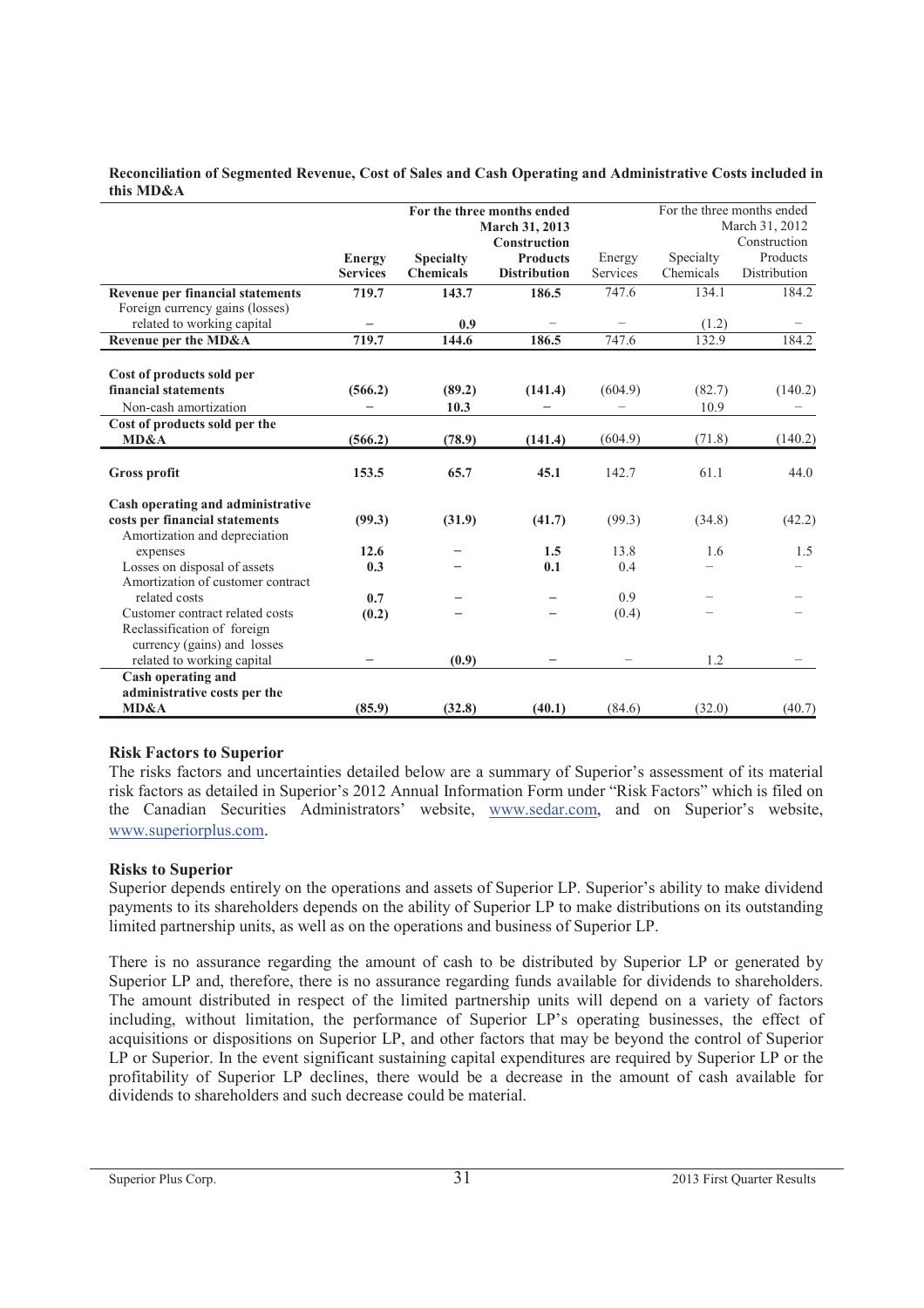**Reconciliation of Segmented Revenue, Cost of Sales and Cash Operating and Administrative Costs included in this MD&A**

| | **For the three months ended March 31, 2013** | | | For the three months ended March 31, 2012 | | |
|---|---|---|---|---|---|---|
| | **Energy Services** | **Specialty Chemicals** | **Construction Products Distribution** | Energy Services | Specialty Chemicals | Construction Products Distribution |
| **Revenue per financial statements** | **719.7** | **143.7** | **186.5** | 747.6 | 134.1 | 184.2 |
| Foreign currency gains (losses) related to working capital | **–** | **0.9** | – | – | (1.2) | – |
| **Revenue per the MD&A** | **719.7** | **144.6** | **186.5** | 747.6 | 132.9 | 184.2 |
| **Cost of products sold per financial statements** | **(566.2)** | **(89.2)** | **(141.4)** | (604.9) | (82.7) | (140.2) |
| Non-cash amortization | **–** | **10.3** | **–** | – | 10.9 | – |
| **Cost of products sold per the MD&A** | **(566.2)** | **(78.9)** | **(141.4)** | (604.9) | (71.8) | (140.2) |
| **Gross profit** | **153.5** | **65.7** | **45.1** | 142.7 | 61.1 | 44.0 |
| **Cash operating and administrative costs per financial statements** | **(99.3)** | **(31.9)** | **(41.7)** | (99.3) | (34.8) | (42.2) |
| Amortization and depreciation expenses | **12.6** | **–** | **1.5** | 13.8 | 1.6 | 1.5 |
| Losses on disposal of assets | **0.3** | **–** | **0.1** | 0.4 | – | – |
| Amortization of customer contract related costs | **0.7** | **–** | **–** | 0.9 | – | – |
| Customer contract related costs | **(0.2)** | **–** | **–** | (0.4) | – | – |
| Reclassification of foreign currency (gains) and losses related to working capital | **–** | **(0.9)** | **–** | – | 1.2 | – |
| **Cash operating and administrative costs per the MD&A** | **(85.9)** | **(32.8)** | **(40.1)** | (84.6) | (32.0) | (40.7) |

## Risk Factors to Superior

The risks factors and uncertainties detailed below are a summary of Superior's assessment of its material risk factors as detailed in Superior's 2012 Annual Information Form under "Risk Factors" which is filed on the Canadian Securities Administrators' website, www.sedar.com, and on Superior's website, www.superiorplus.com.

## Risks to Superior

Superior depends entirely on the operations and assets of Superior LP. Superior's ability to make dividend payments to its shareholders depends on the ability of Superior LP to make distributions on its outstanding limited partnership units, as well as on the operations and business of Superior LP.

There is no assurance regarding the amount of cash to be distributed by Superior LP or generated by Superior LP and, therefore, there is no assurance regarding funds available for dividends to shareholders. The amount distributed in respect of the limited partnership units will depend on a variety of factors including, without limitation, the performance of Superior LP's operating businesses, the effect of acquisitions or dispositions on Superior LP, and other factors that may be beyond the control of Superior LP or Superior. In the event significant sustaining capital expenditures are required by Superior LP or the profitability of Superior LP declines, there would be a decrease in the amount of cash available for dividends to shareholders and such decrease could be material.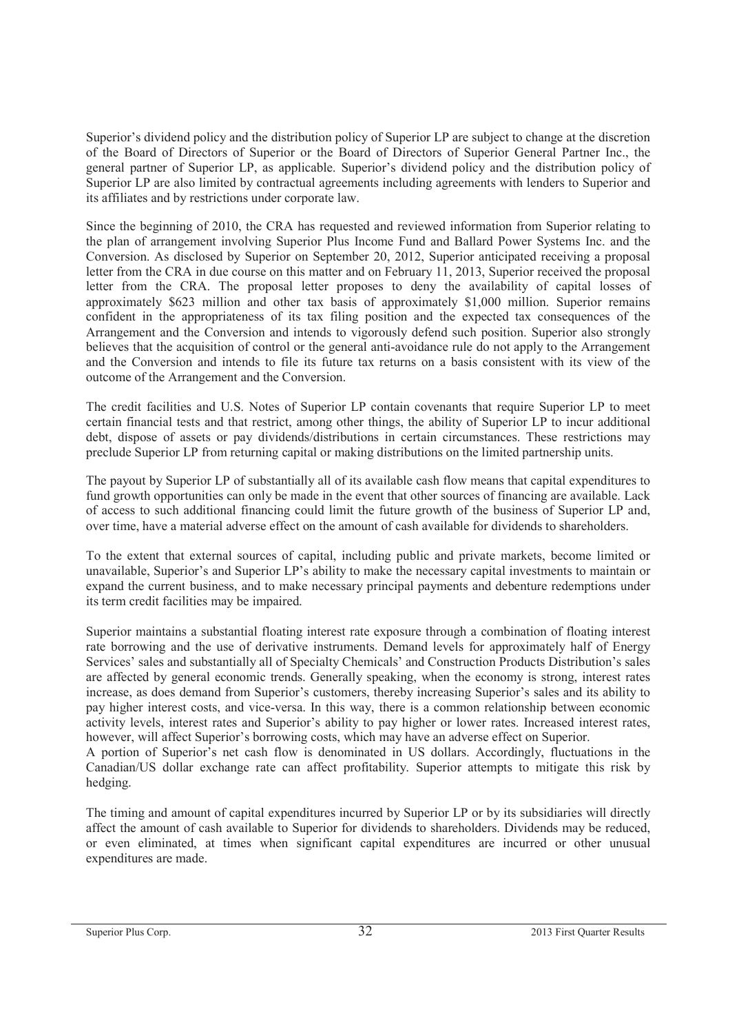Superior's dividend policy and the distribution policy of Superior LP are subject to change at the discretion of the Board of Directors of Superior or the Board of Directors of Superior General Partner Inc., the general partner of Superior LP, as applicable. Superior's dividend policy and the distribution policy of Superior LP are also limited by contractual agreements including agreements with lenders to Superior and its affiliates and by restrictions under corporate law.

Since the beginning of 2010, the CRA has requested and reviewed information from Superior relating to the plan of arrangement involving Superior Plus Income Fund and Ballard Power Systems Inc. and the Conversion. As disclosed by Superior on September 20, 2012, Superior anticipated receiving a proposal letter from the CRA in due course on this matter and on February 11, 2013, Superior received the proposal letter from the CRA. The proposal letter proposes to deny the availability of capital losses of approximately \$623 million and other tax basis of approximately \$1,000 million. Superior remains confident in the appropriateness of its tax filing position and the expected tax consequences of the Arrangement and the Conversion and intends to vigorously defend such position. Superior also strongly believes that the acquisition of control or the general anti-avoidance rule do not apply to the Arrangement and the Conversion and intends to file its future tax returns on a basis consistent with its view of the outcome of the Arrangement and the Conversion.

The credit facilities and U.S. Notes of Superior LP contain covenants that require Superior LP to meet certain financial tests and that restrict, among other things, the ability of Superior LP to incur additional debt, dispose of assets or pay dividends/distributions in certain circumstances. These restrictions may preclude Superior LP from returning capital or making distributions on the limited partnership units.

The payout by Superior LP of substantially all of its available cash flow means that capital expenditures to fund growth opportunities can only be made in the event that other sources of financing are available. Lack of access to such additional financing could limit the future growth of the business of Superior LP and, over time, have a material adverse effect on the amount of cash available for dividends to shareholders.

To the extent that external sources of capital, including public and private markets, become limited or unavailable, Superior's and Superior LP's ability to make the necessary capital investments to maintain or expand the current business, and to make necessary principal payments and debenture redemptions under its term credit facilities may be impaired.

Superior maintains a substantial floating interest rate exposure through a combination of floating interest rate borrowing and the use of derivative instruments. Demand levels for approximately half of Energy Services' sales and substantially all of Specialty Chemicals' and Construction Products Distribution's sales are affected by general economic trends. Generally speaking, when the economy is strong, interest rates increase, as does demand from Superior's customers, thereby increasing Superior's sales and its ability to pay higher interest costs, and vice-versa. In this way, there is a common relationship between economic activity levels, interest rates and Superior's ability to pay higher or lower rates. Increased interest rates, however, will affect Superior's borrowing costs, which may have an adverse effect on Superior.

A portion of Superior's net cash flow is denominated in US dollars. Accordingly, fluctuations in the Canadian/US dollar exchange rate can affect profitability. Superior attempts to mitigate this risk by hedging.

The timing and amount of capital expenditures incurred by Superior LP or by its subsidiaries will directly affect the amount of cash available to Superior for dividends to shareholders. Dividends may be reduced, or even eliminated, at times when significant capital expenditures are incurred or other unusual expenditures are made.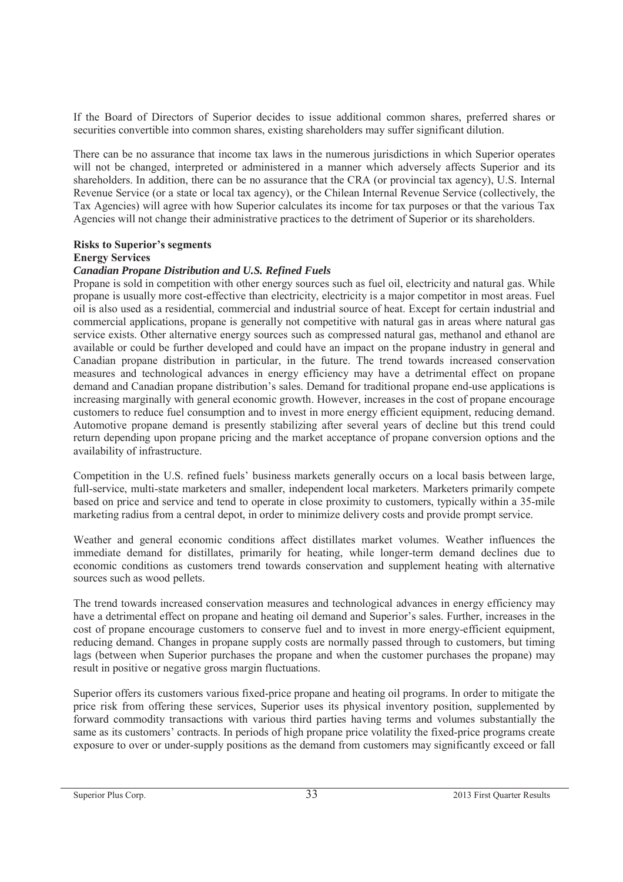If the Board of Directors of Superior decides to issue additional common shares, preferred shares or securities convertible into common shares, existing shareholders may suffer significant dilution.

There can be no assurance that income tax laws in the numerous jurisdictions in which Superior operates will not be changed, interpreted or administered in a manner which adversely affects Superior and its shareholders. In addition, there can be no assurance that the CRA (or provincial tax agency), U.S. Internal Revenue Service (or a state or local tax agency), or the Chilean Internal Revenue Service (collectively, the Tax Agencies) will agree with how Superior calculates its income for tax purposes or that the various Tax Agencies will not change their administrative practices to the detriment of Superior or its shareholders.

**Risks to Superior's segments**

**Energy Services**

***Canadian Propane Distribution and U.S. Refined Fuels***

Propane is sold in competition with other energy sources such as fuel oil, electricity and natural gas. While propane is usually more cost-effective than electricity, electricity is a major competitor in most areas. Fuel oil is also used as a residential, commercial and industrial source of heat. Except for certain industrial and commercial applications, propane is generally not competitive with natural gas in areas where natural gas service exists. Other alternative energy sources such as compressed natural gas, methanol and ethanol are available or could be further developed and could have an impact on the propane industry in general and Canadian propane distribution in particular, in the future. The trend towards increased conservation measures and technological advances in energy efficiency may have a detrimental effect on propane demand and Canadian propane distribution's sales. Demand for traditional propane end-use applications is increasing marginally with general economic growth. However, increases in the cost of propane encourage customers to reduce fuel consumption and to invest in more energy efficient equipment, reducing demand. Automotive propane demand is presently stabilizing after several years of decline but this trend could return depending upon propane pricing and the market acceptance of propane conversion options and the availability of infrastructure.

Competition in the U.S. refined fuels' business markets generally occurs on a local basis between large, full-service, multi-state marketers and smaller, independent local marketers. Marketers primarily compete based on price and service and tend to operate in close proximity to customers, typically within a 35-mile marketing radius from a central depot, in order to minimize delivery costs and provide prompt service.

Weather and general economic conditions affect distillates market volumes. Weather influences the immediate demand for distillates, primarily for heating, while longer-term demand declines due to economic conditions as customers trend towards conservation and supplement heating with alternative sources such as wood pellets.

The trend towards increased conservation measures and technological advances in energy efficiency may have a detrimental effect on propane and heating oil demand and Superior's sales. Further, increases in the cost of propane encourage customers to conserve fuel and to invest in more energy-efficient equipment, reducing demand. Changes in propane supply costs are normally passed through to customers, but timing lags (between when Superior purchases the propane and when the customer purchases the propane) may result in positive or negative gross margin fluctuations.

Superior offers its customers various fixed-price propane and heating oil programs. In order to mitigate the price risk from offering these services, Superior uses its physical inventory position, supplemented by forward commodity transactions with various third parties having terms and volumes substantially the same as its customers' contracts. In periods of high propane price volatility the fixed-price programs create exposure to over or under-supply positions as the demand from customers may significantly exceed or fall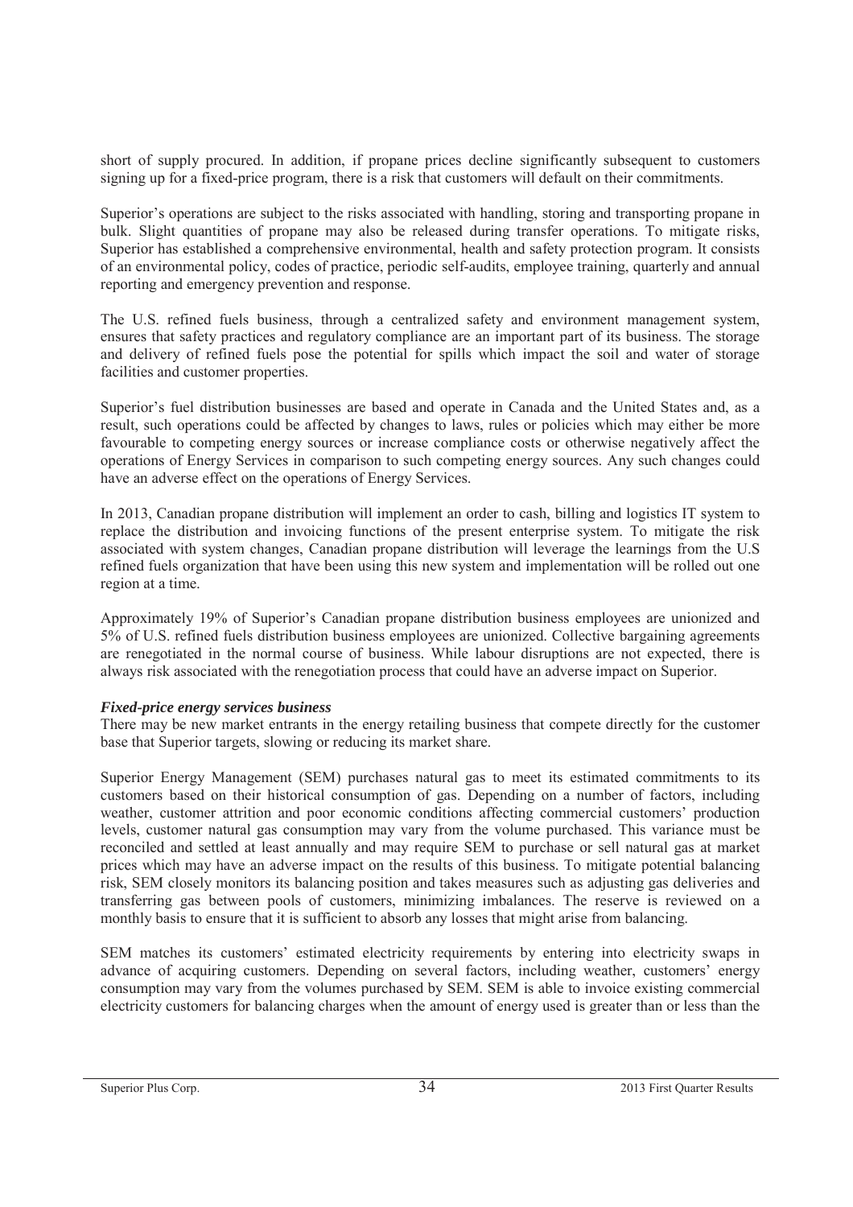short of supply procured. In addition, if propane prices decline significantly subsequent to customers signing up for a fixed-price program, there is a risk that customers will default on their commitments.

Superior's operations are subject to the risks associated with handling, storing and transporting propane in bulk. Slight quantities of propane may also be released during transfer operations. To mitigate risks, Superior has established a comprehensive environmental, health and safety protection program. It consists of an environmental policy, codes of practice, periodic self-audits, employee training, quarterly and annual reporting and emergency prevention and response.

The U.S. refined fuels business, through a centralized safety and environment management system, ensures that safety practices and regulatory compliance are an important part of its business. The storage and delivery of refined fuels pose the potential for spills which impact the soil and water of storage facilities and customer properties.

Superior's fuel distribution businesses are based and operate in Canada and the United States and, as a result, such operations could be affected by changes to laws, rules or policies which may either be more favourable to competing energy sources or increase compliance costs or otherwise negatively affect the operations of Energy Services in comparison to such competing energy sources. Any such changes could have an adverse effect on the operations of Energy Services.

In 2013, Canadian propane distribution will implement an order to cash, billing and logistics IT system to replace the distribution and invoicing functions of the present enterprise system. To mitigate the risk associated with system changes, Canadian propane distribution will leverage the learnings from the U.S refined fuels organization that have been using this new system and implementation will be rolled out one region at a time.

Approximately 19% of Superior's Canadian propane distribution business employees are unionized and 5% of U.S. refined fuels distribution business employees are unionized. Collective bargaining agreements are renegotiated in the normal course of business. While labour disruptions are not expected, there is always risk associated with the renegotiation process that could have an adverse impact on Superior.

***Fixed-price energy services business***

There may be new market entrants in the energy retailing business that compete directly for the customer base that Superior targets, slowing or reducing its market share.

Superior Energy Management (SEM) purchases natural gas to meet its estimated commitments to its customers based on their historical consumption of gas. Depending on a number of factors, including weather, customer attrition and poor economic conditions affecting commercial customers' production levels, customer natural gas consumption may vary from the volume purchased. This variance must be reconciled and settled at least annually and may require SEM to purchase or sell natural gas at market prices which may have an adverse impact on the results of this business. To mitigate potential balancing risk, SEM closely monitors its balancing position and takes measures such as adjusting gas deliveries and transferring gas between pools of customers, minimizing imbalances. The reserve is reviewed on a monthly basis to ensure that it is sufficient to absorb any losses that might arise from balancing.

SEM matches its customers' estimated electricity requirements by entering into electricity swaps in advance of acquiring customers. Depending on several factors, including weather, customers' energy consumption may vary from the volumes purchased by SEM. SEM is able to invoice existing commercial electricity customers for balancing charges when the amount of energy used is greater than or less than the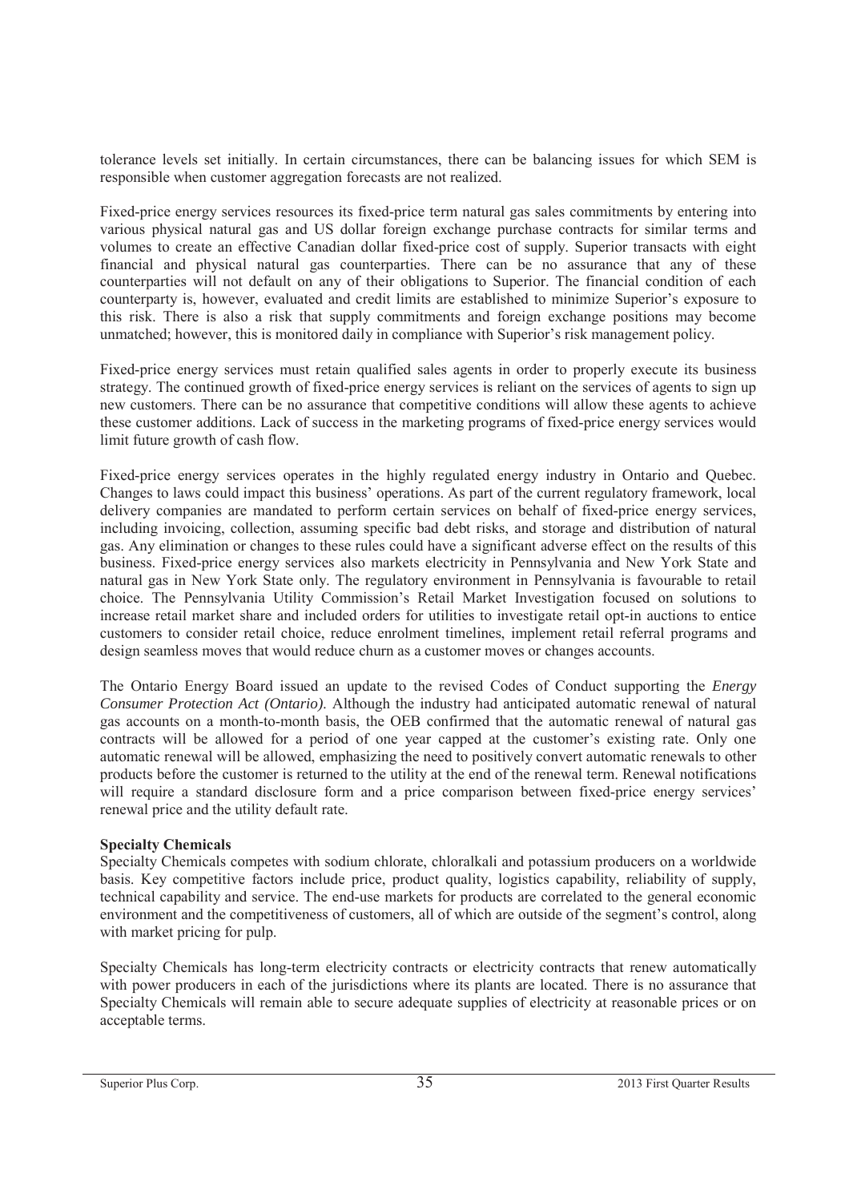tolerance levels set initially. In certain circumstances, there can be balancing issues for which SEM is responsible when customer aggregation forecasts are not realized.

Fixed-price energy services resources its fixed-price term natural gas sales commitments by entering into various physical natural gas and US dollar foreign exchange purchase contracts for similar terms and volumes to create an effective Canadian dollar fixed-price cost of supply. Superior transacts with eight financial and physical natural gas counterparties. There can be no assurance that any of these counterparties will not default on any of their obligations to Superior. The financial condition of each counterparty is, however, evaluated and credit limits are established to minimize Superior's exposure to this risk. There is also a risk that supply commitments and foreign exchange positions may become unmatched; however, this is monitored daily in compliance with Superior's risk management policy.

Fixed-price energy services must retain qualified sales agents in order to properly execute its business strategy. The continued growth of fixed-price energy services is reliant on the services of agents to sign up new customers. There can be no assurance that competitive conditions will allow these agents to achieve these customer additions. Lack of success in the marketing programs of fixed-price energy services would limit future growth of cash flow.

Fixed-price energy services operates in the highly regulated energy industry in Ontario and Quebec. Changes to laws could impact this business' operations. As part of the current regulatory framework, local delivery companies are mandated to perform certain services on behalf of fixed-price energy services, including invoicing, collection, assuming specific bad debt risks, and storage and distribution of natural gas. Any elimination or changes to these rules could have a significant adverse effect on the results of this business. Fixed-price energy services also markets electricity in Pennsylvania and New York State and natural gas in New York State only. The regulatory environment in Pennsylvania is favourable to retail choice. The Pennsylvania Utility Commission's Retail Market Investigation focused on solutions to increase retail market share and included orders for utilities to investigate retail opt-in auctions to entice customers to consider retail choice, reduce enrolment timelines, implement retail referral programs and design seamless moves that would reduce churn as a customer moves or changes accounts.

The Ontario Energy Board issued an update to the revised Codes of Conduct supporting the *Energy Consumer Protection Act (Ontario)*. Although the industry had anticipated automatic renewal of natural gas accounts on a month-to-month basis, the OEB confirmed that the automatic renewal of natural gas contracts will be allowed for a period of one year capped at the customer's existing rate. Only one automatic renewal will be allowed, emphasizing the need to positively convert automatic renewals to other products before the customer is returned to the utility at the end of the renewal term. Renewal notifications will require a standard disclosure form and a price comparison between fixed-price energy services' renewal price and the utility default rate.

**Specialty Chemicals**

Specialty Chemicals competes with sodium chlorate, chloralkali and potassium producers on a worldwide basis. Key competitive factors include price, product quality, logistics capability, reliability of supply, technical capability and service. The end-use markets for products are correlated to the general economic environment and the competitiveness of customers, all of which are outside of the segment's control, along with market pricing for pulp.

Specialty Chemicals has long-term electricity contracts or electricity contracts that renew automatically with power producers in each of the jurisdictions where its plants are located. There is no assurance that Specialty Chemicals will remain able to secure adequate supplies of electricity at reasonable prices or on acceptable terms.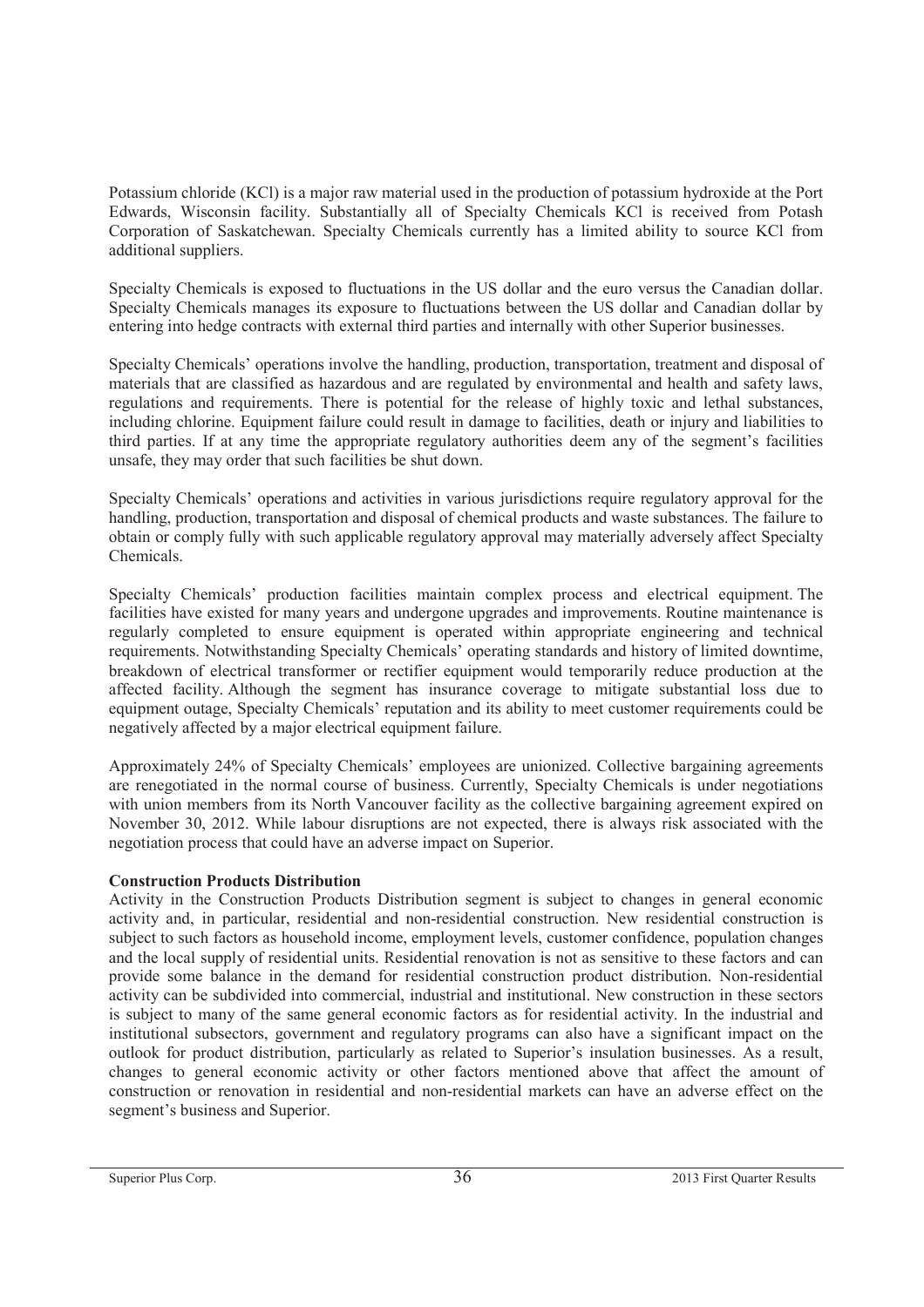Potassium chloride (KCl) is a major raw material used in the production of potassium hydroxide at the Port Edwards, Wisconsin facility. Substantially all of Specialty Chemicals KCl is received from Potash Corporation of Saskatchewan. Specialty Chemicals currently has a limited ability to source KCl from additional suppliers.

Specialty Chemicals is exposed to fluctuations in the US dollar and the euro versus the Canadian dollar. Specialty Chemicals manages its exposure to fluctuations between the US dollar and Canadian dollar by entering into hedge contracts with external third parties and internally with other Superior businesses.

Specialty Chemicals' operations involve the handling, production, transportation, treatment and disposal of materials that are classified as hazardous and are regulated by environmental and health and safety laws, regulations and requirements. There is potential for the release of highly toxic and lethal substances, including chlorine. Equipment failure could result in damage to facilities, death or injury and liabilities to third parties. If at any time the appropriate regulatory authorities deem any of the segment's facilities unsafe, they may order that such facilities be shut down.

Specialty Chemicals' operations and activities in various jurisdictions require regulatory approval for the handling, production, transportation and disposal of chemical products and waste substances. The failure to obtain or comply fully with such applicable regulatory approval may materially adversely affect Specialty Chemicals.

Specialty Chemicals' production facilities maintain complex process and electrical equipment. The facilities have existed for many years and undergone upgrades and improvements. Routine maintenance is regularly completed to ensure equipment is operated within appropriate engineering and technical requirements. Notwithstanding Specialty Chemicals' operating standards and history of limited downtime, breakdown of electrical transformer or rectifier equipment would temporarily reduce production at the affected facility. Although the segment has insurance coverage to mitigate substantial loss due to equipment outage, Specialty Chemicals' reputation and its ability to meet customer requirements could be negatively affected by a major electrical equipment failure.

Approximately 24% of Specialty Chemicals' employees are unionized. Collective bargaining agreements are renegotiated in the normal course of business. Currently, Specialty Chemicals is under negotiations with union members from its North Vancouver facility as the collective bargaining agreement expired on November 30, 2012. While labour disruptions are not expected, there is always risk associated with the negotiation process that could have an adverse impact on Superior.

**Construction Products Distribution**

Activity in the Construction Products Distribution segment is subject to changes in general economic activity and, in particular, residential and non-residential construction. New residential construction is subject to such factors as household income, employment levels, customer confidence, population changes and the local supply of residential units. Residential renovation is not as sensitive to these factors and can provide some balance in the demand for residential construction product distribution. Non-residential activity can be subdivided into commercial, industrial and institutional. New construction in these sectors is subject to many of the same general economic factors as for residential activity. In the industrial and institutional subsectors, government and regulatory programs can also have a significant impact on the outlook for product distribution, particularly as related to Superior's insulation businesses. As a result, changes to general economic activity or other factors mentioned above that affect the amount of construction or renovation in residential and non-residential markets can have an adverse effect on the segment's business and Superior.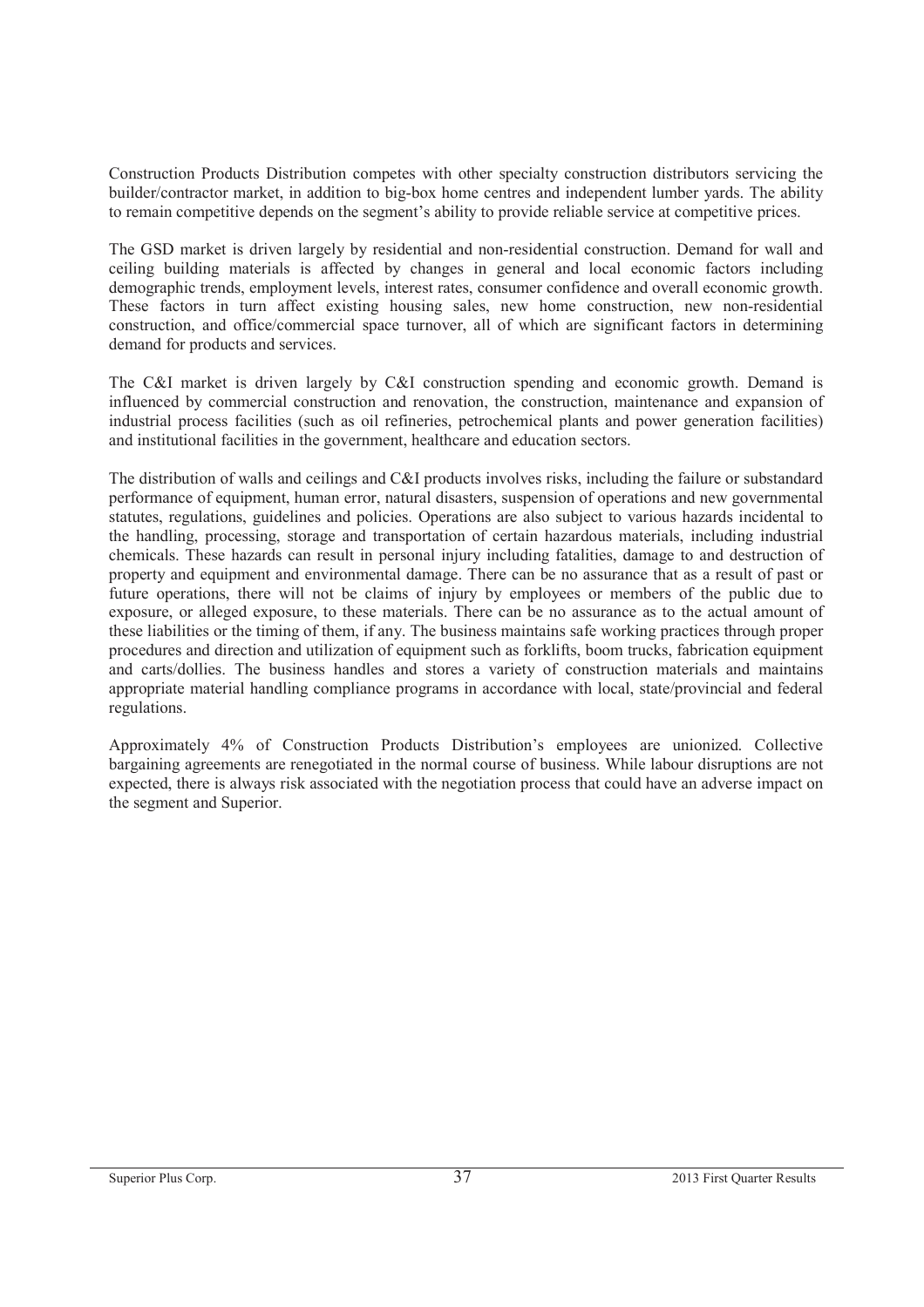Construction Products Distribution competes with other specialty construction distributors servicing the builder/contractor market, in addition to big-box home centres and independent lumber yards. The ability to remain competitive depends on the segment's ability to provide reliable service at competitive prices.

The GSD market is driven largely by residential and non-residential construction. Demand for wall and ceiling building materials is affected by changes in general and local economic factors including demographic trends, employment levels, interest rates, consumer confidence and overall economic growth. These factors in turn affect existing housing sales, new home construction, new non-residential construction, and office/commercial space turnover, all of which are significant factors in determining demand for products and services.

The C&I market is driven largely by C&I construction spending and economic growth. Demand is influenced by commercial construction and renovation, the construction, maintenance and expansion of industrial process facilities (such as oil refineries, petrochemical plants and power generation facilities) and institutional facilities in the government, healthcare and education sectors.

The distribution of walls and ceilings and C&I products involves risks, including the failure or substandard performance of equipment, human error, natural disasters, suspension of operations and new governmental statutes, regulations, guidelines and policies. Operations are also subject to various hazards incidental to the handling, processing, storage and transportation of certain hazardous materials, including industrial chemicals. These hazards can result in personal injury including fatalities, damage to and destruction of property and equipment and environmental damage. There can be no assurance that as a result of past or future operations, there will not be claims of injury by employees or members of the public due to exposure, or alleged exposure, to these materials. There can be no assurance as to the actual amount of these liabilities or the timing of them, if any. The business maintains safe working practices through proper procedures and direction and utilization of equipment such as forklifts, boom trucks, fabrication equipment and carts/dollies. The business handles and stores a variety of construction materials and maintains appropriate material handling compliance programs in accordance with local, state/provincial and federal regulations.

Approximately 4% of Construction Products Distribution's employees are unionized. Collective bargaining agreements are renegotiated in the normal course of business. While labour disruptions are not expected, there is always risk associated with the negotiation process that could have an adverse impact on the segment and Superior.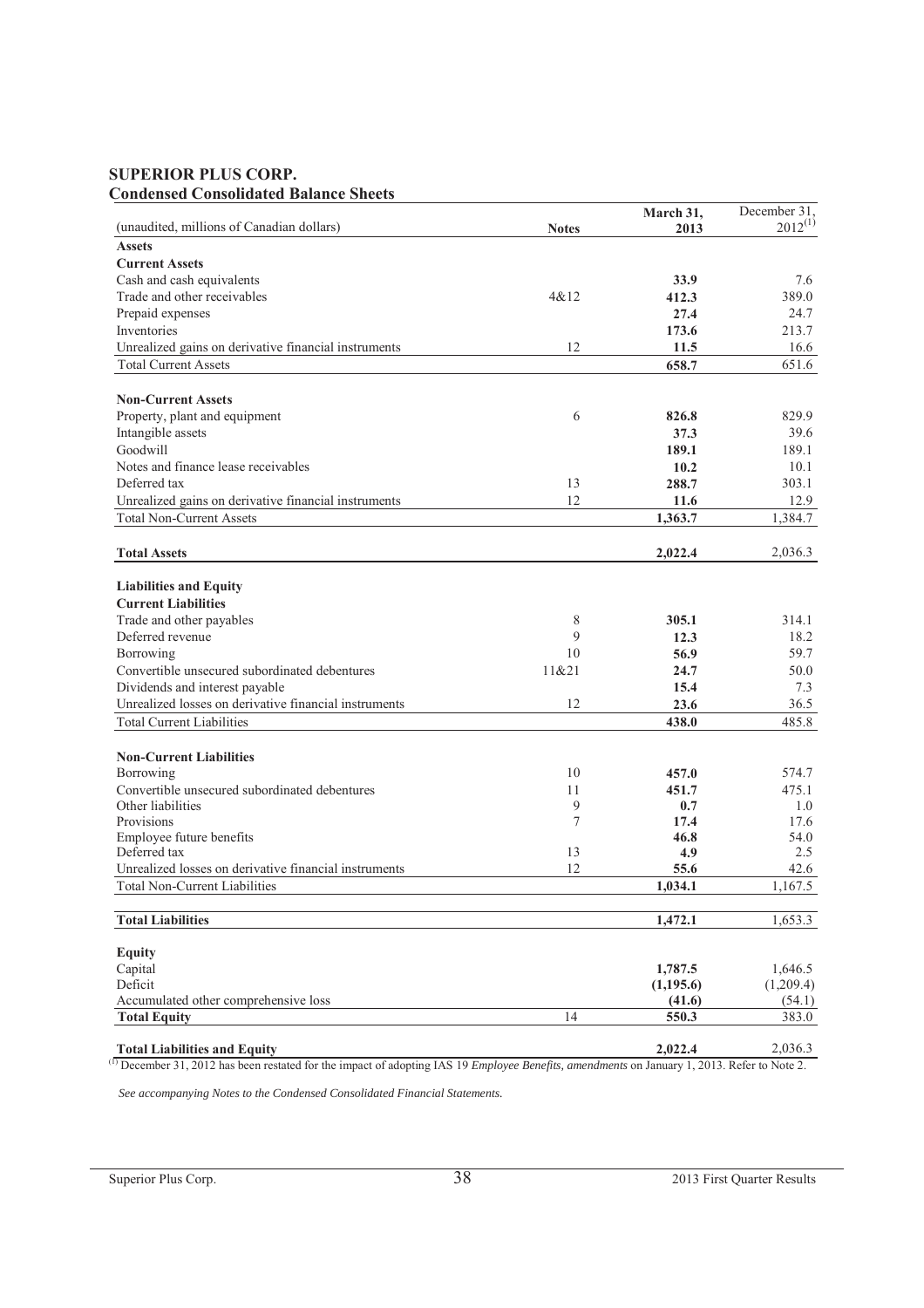# SUPERIOR PLUS CORP.

## Condensed Consolidated Balance Sheets

| (unaudited, millions of Canadian dollars) | Notes | March 31, 2013 | December 31, 2012[(1)] |
|---|---|---|---|
| **Assets** | | | |
| **Current Assets** | | | |
| Cash and cash equivalents | | **33.9** | 7.6 |
| Trade and other receivables | 4&12 | **412.3** | 389.0 |
| Prepaid expenses | | **27.4** | 24.7 |
| Inventories | | **173.6** | 213.7 |
| Unrealized gains on derivative financial instruments | 12 | **11.5** | 16.6 |
| Total Current Assets | | **658.7** | 651.6 |
| | | | |
| **Non-Current Assets** | | | |
| Property, plant and equipment | 6 | **826.8** | 829.9 |
| Intangible assets | | **37.3** | 39.6 |
| Goodwill | | **189.1** | 189.1 |
| Notes and finance lease receivables | | **10.2** | 10.1 |
| Deferred tax | 13 | **288.7** | 303.1 |
| Unrealized gains on derivative financial instruments | 12 | **11.6** | 12.9 |
| Total Non-Current Assets | | **1,363.7** | 1,384.7 |
| | | | |
| **Total Assets** | | **2,022.4** | 2,036.3 |
| | | | |
| **Liabilities and Equity** | | | |
| **Current Liabilities** | | | |
| Trade and other payables | 8 | **305.1** | 314.1 |
| Deferred revenue | 9 | **12.3** | 18.2 |
| Borrowing | 10 | **56.9** | 59.7 |
| Convertible unsecured subordinated debentures | 11&21 | **24.7** | 50.0 |
| Dividends and interest payable | | **15.4** | 7.3 |
| Unrealized losses on derivative financial instruments | 12 | **23.6** | 36.5 |
| Total Current Liabilities | | **438.0** | 485.8 |
| | | | |
| **Non-Current Liabilities** | | | |
| Borrowing | 10 | **457.0** | 574.7 |
| Convertible unsecured subordinated debentures | 11 | **451.7** | 475.1 |
| Other liabilities | 9 | **0.7** | 1.0 |
| Provisions | 7 | **17.4** | 17.6 |
| Employee future benefits | | **46.8** | 54.0 |
| Deferred tax | 13 | **4.9** | 2.5 |
| Unrealized losses on derivative financial instruments | 12 | **55.6** | 42.6 |
| Total Non-Current Liabilities | | **1,034.1** | 1,167.5 |
| | | | |
| **Total Liabilities** | | **1,472.1** | 1,653.3 |
| | | | |
| **Equity** | | | |
| Capital | | **1,787.5** | 1,646.5 |
| Deficit | | **(1,195.6)** | (1,209.4) |
| Accumulated other comprehensive loss | | **(41.6)** | (54.1) |
| **Total Equity** | 14 | **550.3** | 383.0 |
| | | | |
| **Total Liabilities and Equity** | | **2,022.4** | 2,036.3 |

(1) December 31, 2012 has been restated for the impact of adopting IAS 19 *Employee Benefits, amendments* on January 1, 2013. Refer to Note 2.

*See accompanying Notes to the Condensed Consolidated Financial Statements.*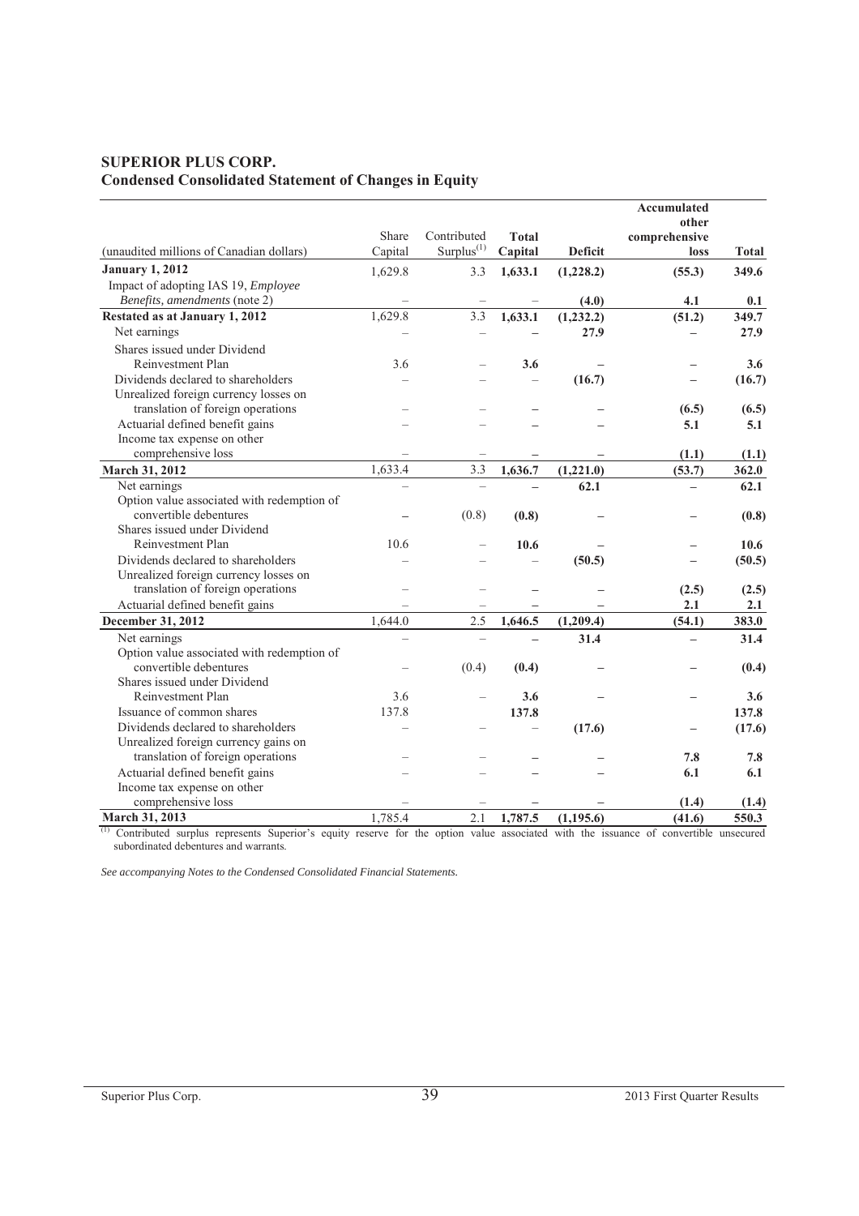# SUPERIOR PLUS CORP.
## Condensed Consolidated Statement of Changes in Equity

| (unaudited millions of Canadian dollars) | Share Capital | Contributed Surplus[(1)] | Total Capital | Deficit | Accumulated other comprehensive loss | Total |
|---|---|---|---|---|---|---|
| **January 1, 2012** | 1,629.8 | 3.3 | **1,633.1** | **(1,228.2)** | **(55.3)** | **349.6** |
| Impact of adopting IAS 19, *Employee Benefits, amendments* (note 2) | – | – | – | **(4.0)** | **4.1** | **0.1** |
| **Restated as at January 1, 2012** | 1,629.8 | 3.3 | **1,633.1** | **(1,232.2)** | **(51.2)** | **349.7** |
| Net earnings | – | – | – | **27.9** | – | **27.9** |
| Shares issued under Dividend Reinvestment Plan | 3.6 | – | **3.6** | – | – | **3.6** |
| Dividends declared to shareholders | – | – | – | **(16.7)** | – | **(16.7)** |
| Unrealized foreign currency losses on translation of foreign operations | – | – | – | – | **(6.5)** | **(6.5)** |
| Actuarial defined benefit gains | – | – | – | – | **5.1** | **5.1** |
| Income tax expense on other comprehensive loss | – | – | – | – | **(1.1)** | **(1.1)** |
| **March 31, 2012** | 1,633.4 | 3.3 | **1,636.7** | **(1,221.0)** | **(53.7)** | **362.0** |
| Net earnings | – | – | – | **62.1** | – | **62.1** |
| Option value associated with redemption of convertible debentures | – | (0.8) | **(0.8)** | – | – | **(0.8)** |
| Shares issued under Dividend Reinvestment Plan | 10.6 | – | **10.6** | – | – | **10.6** |
| Dividends declared to shareholders | – | – | – | **(50.5)** | – | **(50.5)** |
| Unrealized foreign currency losses on translation of foreign operations | – | – | – | – | **(2.5)** | **(2.5)** |
| Actuarial defined benefit gains | – | – | – | – | **2.1** | **2.1** |
| **December 31, 2012** | 1,644.0 | 2.5 | **1,646.5** | **(1,209.4)** | **(54.1)** | **383.0** |
| Net earnings | – | – | – | **31.4** | – | **31.4** |
| Option value associated with redemption of convertible debentures | – | (0.4) | **(0.4)** | – | – | **(0.4)** |
| Shares issued under Dividend Reinvestment Plan | 3.6 | – | **3.6** | – | – | **3.6** |
| Issuance of common shares | 137.8 | | **137.8** | | | **137.8** |
| Dividends declared to shareholders | – | – | – | **(17.6)** | – | **(17.6)** |
| Unrealized foreign currency gains on translation of foreign operations | – | – | – | – | **7.8** | **7.8** |
| Actuarial defined benefit gains | – | – | – | – | **6.1** | **6.1** |
| Income tax expense on other comprehensive loss | – | – | – | – | **(1.4)** | **(1.4)** |
| **March 31, 2013** | 1,785.4 | 2.1 | **1,787.5** | **(1,195.6)** | **(41.6)** | **550.3** |

(1) Contributed surplus represents Superior's equity reserve for the option value associated with the issuance of convertible unsecured subordinated debentures and warrants.

*See accompanying Notes to the Condensed Consolidated Financial Statements.*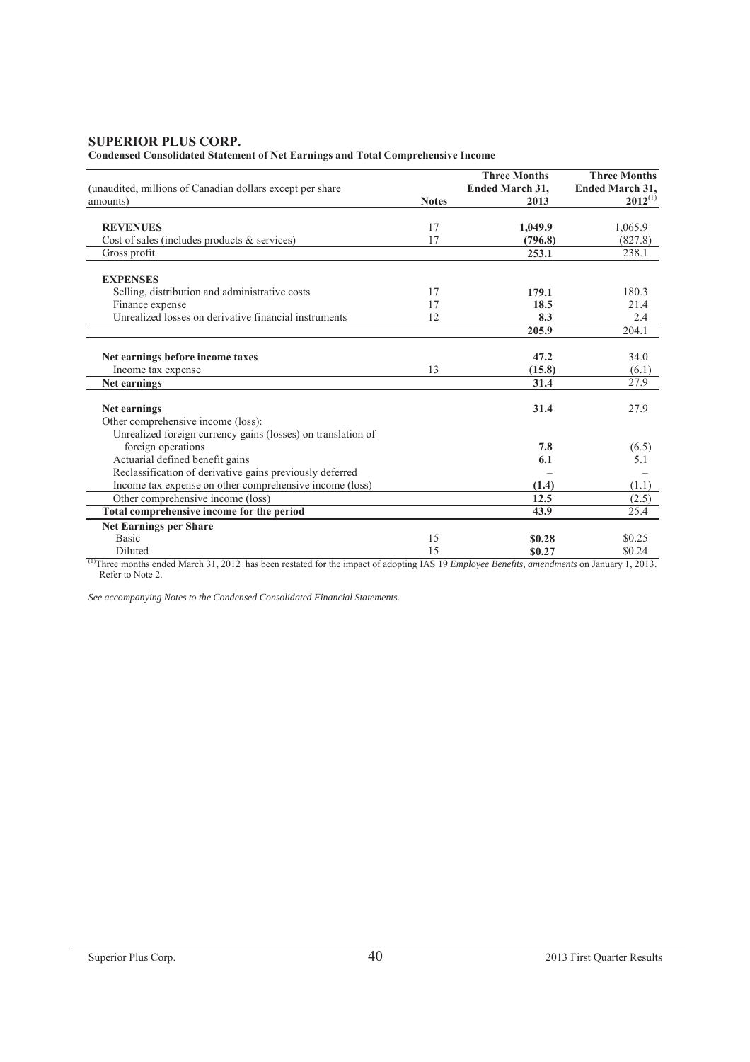# SUPERIOR PLUS CORP.

**Condensed Consolidated Statement of Net Earnings and Total Comprehensive Income**

| (unaudited, millions of Canadian dollars except per share amounts) | Notes | Three Months Ended March 31, 2013 | Three Months Ended March 31, 2012[(1)] |
|---|---|---|---|
| **REVENUES** | 17 | **1,049.9** | 1,065.9 |
| Cost of sales (includes products & services) | 17 | **(796.8)** | (827.8) |
| Gross profit | | **253.1** | 238.1 |
| **EXPENSES** | | | |
| Selling, distribution and administrative costs | 17 | **179.1** | 180.3 |
| Finance expense | 17 | **18.5** | 21.4 |
| Unrealized losses on derivative financial instruments | 12 | **8.3** | 2.4 |
| | | **205.9** | 204.1 |
| **Net earnings before income taxes** | | **47.2** | 34.0 |
| Income tax expense | 13 | **(15.8)** | (6.1) |
| **Net earnings** | | **31.4** | 27.9 |
| **Net earnings** | | **31.4** | 27.9 |
| Other comprehensive income (loss): | | | |
| Unrealized foreign currency gains (losses) on translation of foreign operations | | **7.8** | (6.5) |
| Actuarial defined benefit gains | | **6.1** | 5.1 |
| Reclassification of derivative gains previously deferred | | – | – |
| Income tax expense on other comprehensive income (loss) | | **(1.4)** | (1.1) |
| Other comprehensive income (loss) | | **12.5** | (2.5) |
| **Total comprehensive income for the period** | | **43.9** | 25.4 |
| **Net Earnings per Share** | | | |
| Basic | 15 | **\$0.28** | \$0.25 |
| Diluted | 15 | **\$0.27** | \$0.24 |

[(1)] Three months ended March 31, 2012 has been restated for the impact of adopting IAS 19 *Employee Benefits, amendments* on January 1, 2013. Refer to Note 2.

*See accompanying Notes to the Condensed Consolidated Financial Statements.*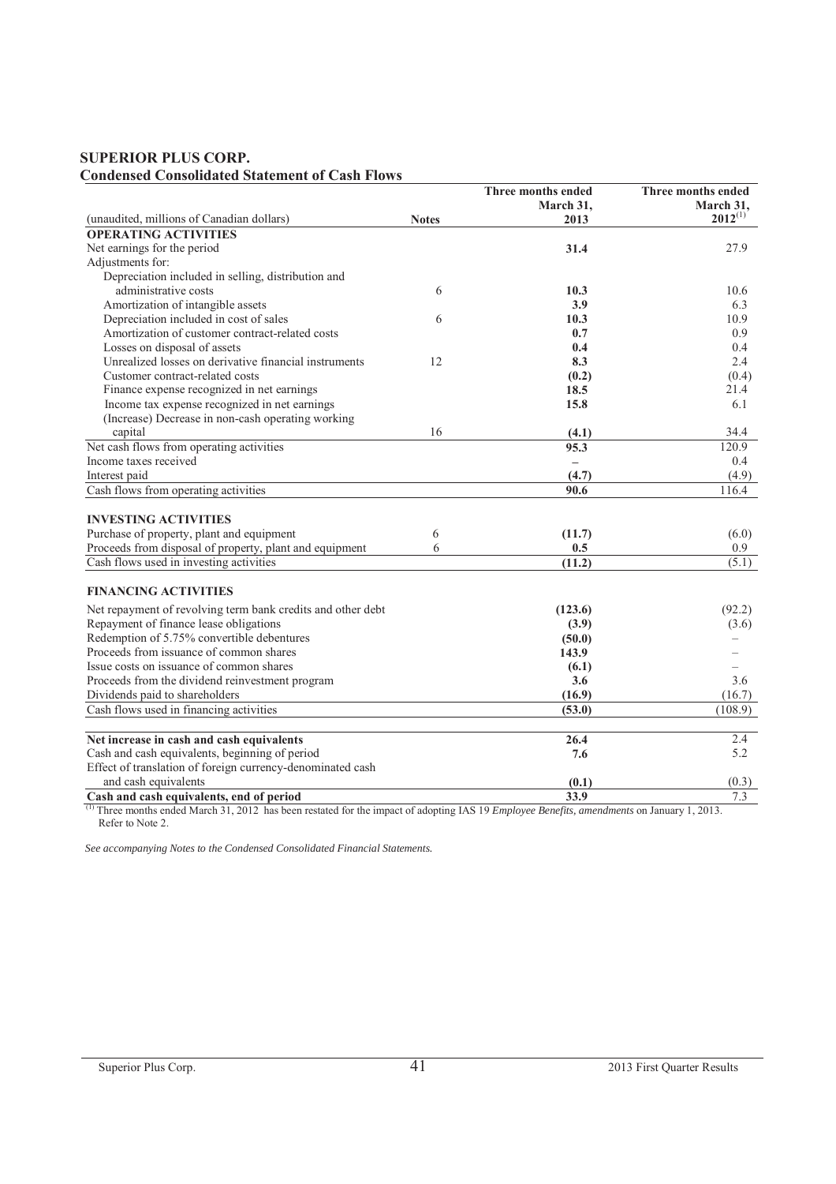## SUPERIOR PLUS CORP.
### Condensed Consolidated Statement of Cash Flows

| (unaudited, millions of Canadian dollars) | Notes | Three months ended March 31, 2013 | Three months ended March 31, 2012[(1)] |
|---|---|---|---|
| **OPERATING ACTIVITIES** | | | |
| Net earnings for the period | | **31.4** | 27.9 |
| Adjustments for: | | | |
| Depreciation included in selling, distribution and administrative costs | 6 | **10.3** | 10.6 |
| Amortization of intangible assets | | **3.9** | 6.3 |
| Depreciation included in cost of sales | 6 | **10.3** | 10.9 |
| Amortization of customer contract-related costs | | **0.7** | 0.9 |
| Losses on disposal of assets | | **0.4** | 0.4 |
| Unrealized losses on derivative financial instruments | 12 | **8.3** | 2.4 |
| Customer contract-related costs | | **(0.2)** | (0.4) |
| Finance expense recognized in net earnings | | **18.5** | 21.4 |
| Income tax expense recognized in net earnings | | **15.8** | 6.1 |
| (Increase) Decrease in non-cash operating working capital | 16 | **(4.1)** | 34.4 |
| Net cash flows from operating activities | | **95.3** | 120.9 |
| Income taxes received | | **–** | 0.4 |
| Interest paid | | **(4.7)** | (4.9) |
| Cash flows from operating activities | | **90.6** | 116.4 |
| | | | |
| **INVESTING ACTIVITIES** | | | |
| Purchase of property, plant and equipment | 6 | **(11.7)** | (6.0) |
| Proceeds from disposal of property, plant and equipment | 6 | **0.5** | 0.9 |
| Cash flows used in investing activities | | **(11.2)** | (5.1) |
| | | | |
| **FINANCING ACTIVITIES** | | | |
| Net repayment of revolving term bank credits and other debt | | **(123.6)** | (92.2) |
| Repayment of finance lease obligations | | **(3.9)** | (3.6) |
| Redemption of 5.75% convertible debentures | | **(50.0)** | – |
| Proceeds from issuance of common shares | | **143.9** | – |
| Issue costs on issuance of common shares | | **(6.1)** | – |
| Proceeds from the dividend reinvestment program | | **3.6** | 3.6 |
| Dividends paid to shareholders | | **(16.9)** | (16.7) |
| Cash flows used in financing activities | | **(53.0)** | (108.9) |
| | | | |
| **Net increase in cash and cash equivalents** | | **26.4** | 2.4 |
| Cash and cash equivalents, beginning of period | | **7.6** | 5.2 |
| Effect of translation of foreign currency-denominated cash and cash equivalents | | **(0.1)** | (0.3) |
| **Cash and cash equivalents, end of period** | | **33.9** | 7.3 |

(1) Three months ended March 31, 2012 has been restated for the impact of adopting IAS 19 *Employee Benefits, amendments* on January 1, 2013. Refer to Note 2.

*See accompanying Notes to the Condensed Consolidated Financial Statements.*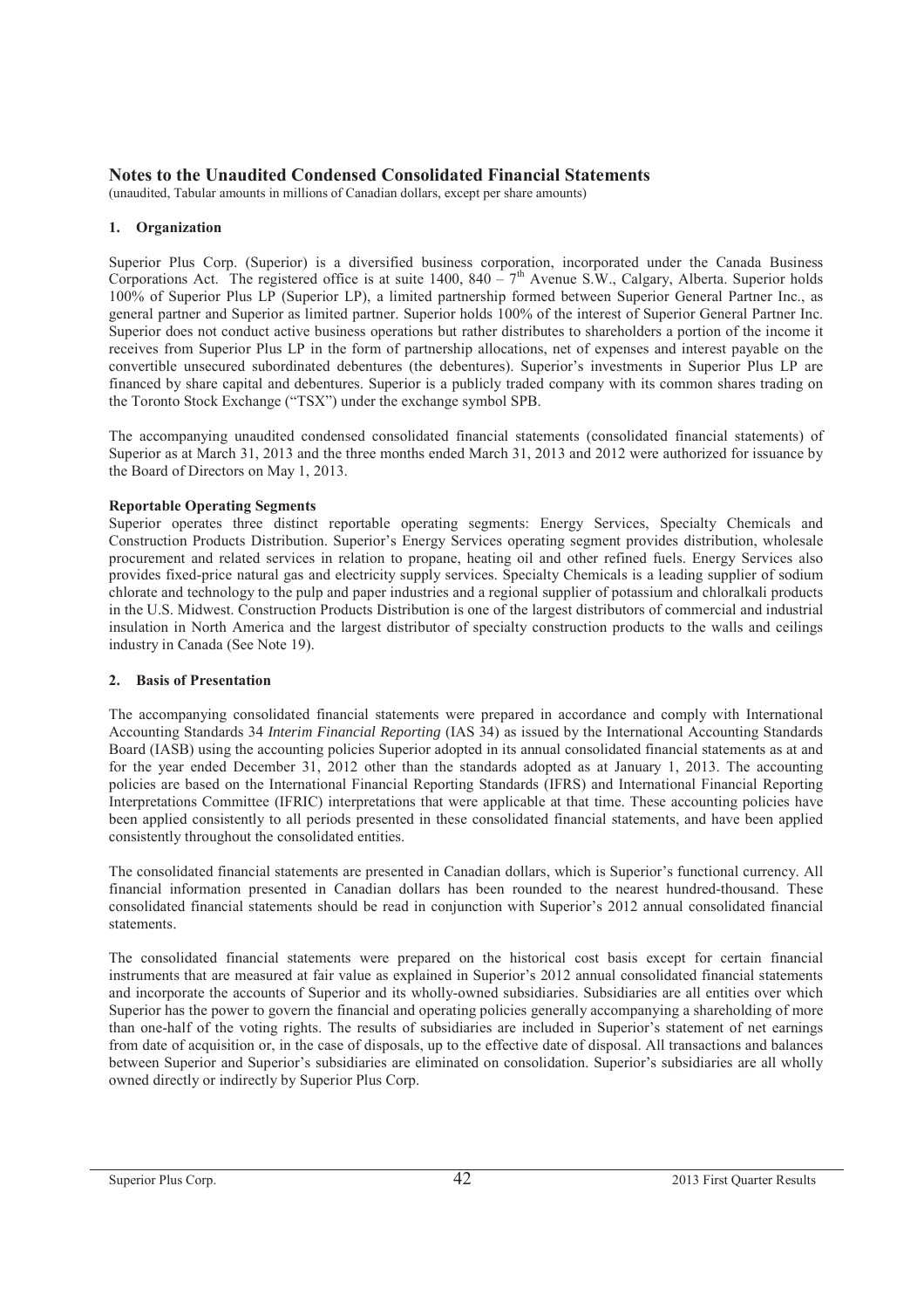# Notes to the Unaudited Condensed Consolidated Financial Statements

(unaudited, Tabular amounts in millions of Canadian dollars, except per share amounts)

## 1. Organization

Superior Plus Corp. (Superior) is a diversified business corporation, incorporated under the Canada Business Corporations Act. The registered office is at suite 1400, 840 – 7th Avenue S.W., Calgary, Alberta. Superior holds 100% of Superior Plus LP (Superior LP), a limited partnership formed between Superior General Partner Inc., as general partner and Superior as limited partner. Superior holds 100% of the interest of Superior General Partner Inc. Superior does not conduct active business operations but rather distributes to shareholders a portion of the income it receives from Superior Plus LP in the form of partnership allocations, net of expenses and interest payable on the convertible unsecured subordinated debentures (the debentures). Superior's investments in Superior Plus LP are financed by share capital and debentures. Superior is a publicly traded company with its common shares trading on the Toronto Stock Exchange ("TSX") under the exchange symbol SPB.

The accompanying unaudited condensed consolidated financial statements (consolidated financial statements) of Superior as at March 31, 2013 and the three months ended March 31, 2013 and 2012 were authorized for issuance by the Board of Directors on May 1, 2013.

**Reportable Operating Segments**

Superior operates three distinct reportable operating segments: Energy Services, Specialty Chemicals and Construction Products Distribution. Superior's Energy Services operating segment provides distribution, wholesale procurement and related services in relation to propane, heating oil and other refined fuels. Energy Services also provides fixed-price natural gas and electricity supply services. Specialty Chemicals is a leading supplier of sodium chlorate and technology to the pulp and paper industries and a regional supplier of potassium and chloralkali products in the U.S. Midwest. Construction Products Distribution is one of the largest distributors of commercial and industrial insulation in North America and the largest distributor of specialty construction products to the walls and ceilings industry in Canada (See Note 19).

## 2. Basis of Presentation

The accompanying consolidated financial statements were prepared in accordance and comply with International Accounting Standards 34 *Interim Financial Reporting* (IAS 34) as issued by the International Accounting Standards Board (IASB) using the accounting policies Superior adopted in its annual consolidated financial statements as at and for the year ended December 31, 2012 other than the standards adopted as at January 1, 2013. The accounting policies are based on the International Financial Reporting Standards (IFRS) and International Financial Reporting Interpretations Committee (IFRIC) interpretations that were applicable at that time. These accounting policies have been applied consistently to all periods presented in these consolidated financial statements, and have been applied consistently throughout the consolidated entities.

The consolidated financial statements are presented in Canadian dollars, which is Superior's functional currency. All financial information presented in Canadian dollars has been rounded to the nearest hundred-thousand. These consolidated financial statements should be read in conjunction with Superior's 2012 annual consolidated financial statements.

The consolidated financial statements were prepared on the historical cost basis except for certain financial instruments that are measured at fair value as explained in Superior's 2012 annual consolidated financial statements and incorporate the accounts of Superior and its wholly-owned subsidiaries. Subsidiaries are all entities over which Superior has the power to govern the financial and operating policies generally accompanying a shareholding of more than one-half of the voting rights. The results of subsidiaries are included in Superior's statement of net earnings from date of acquisition or, in the case of disposals, up to the effective date of disposal. All transactions and balances between Superior and Superior's subsidiaries are eliminated on consolidation. Superior's subsidiaries are all wholly owned directly or indirectly by Superior Plus Corp.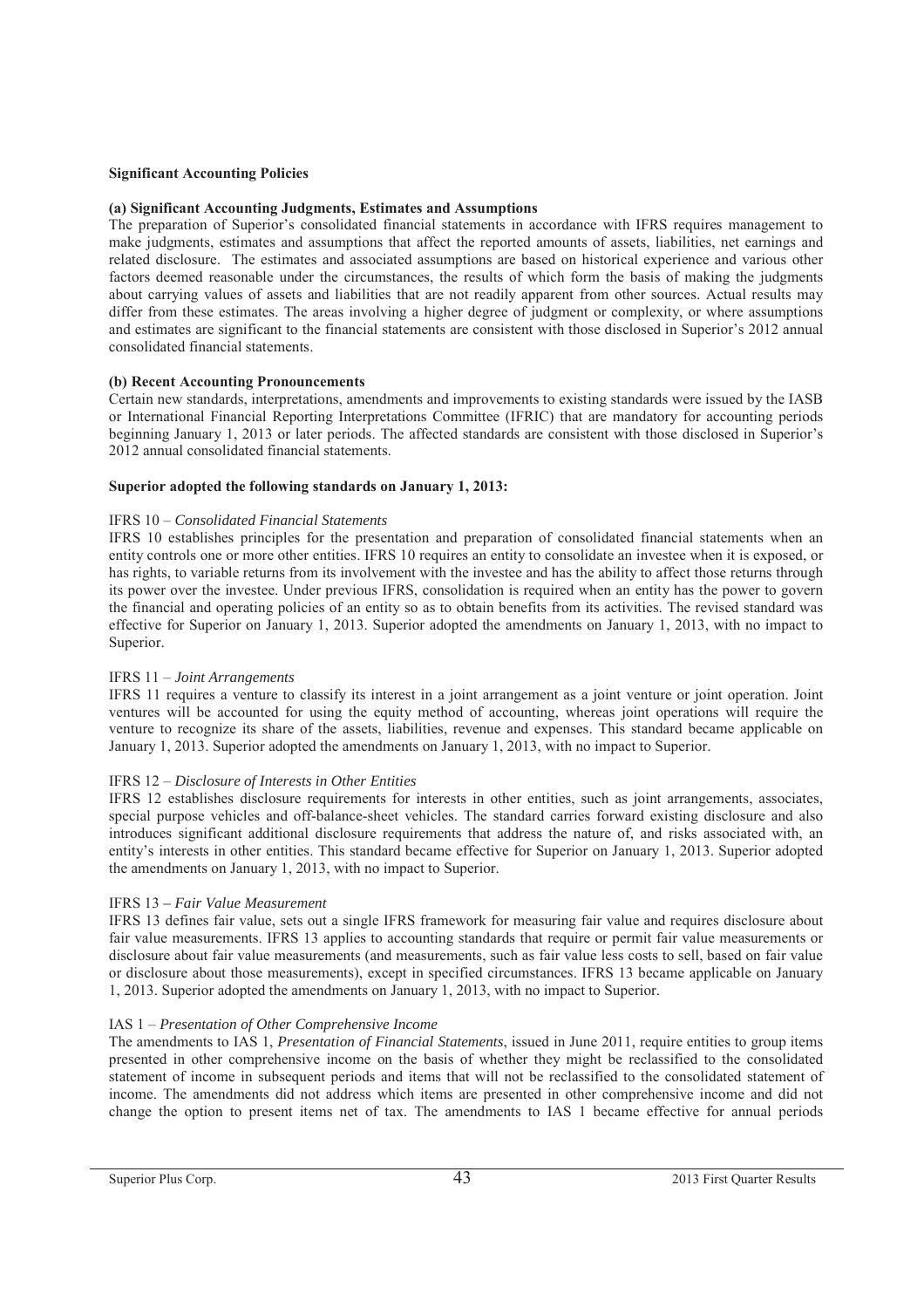**Significant Accounting Policies**

**(a) Significant Accounting Judgments, Estimates and Assumptions**

The preparation of Superior's consolidated financial statements in accordance with IFRS requires management to make judgments, estimates and assumptions that affect the reported amounts of assets, liabilities, net earnings and related disclosure. The estimates and associated assumptions are based on historical experience and various other factors deemed reasonable under the circumstances, the results of which form the basis of making the judgments about carrying values of assets and liabilities that are not readily apparent from other sources. Actual results may differ from these estimates. The areas involving a higher degree of judgment or complexity, or where assumptions and estimates are significant to the financial statements are consistent with those disclosed in Superior's 2012 annual consolidated financial statements.

**(b) Recent Accounting Pronouncements**

Certain new standards, interpretations, amendments and improvements to existing standards were issued by the IASB or International Financial Reporting Interpretations Committee (IFRIC) that are mandatory for accounting periods beginning January 1, 2013 or later periods. The affected standards are consistent with those disclosed in Superior's 2012 annual consolidated financial statements.

**Superior adopted the following standards on January 1, 2013:**

IFRS 10 – *Consolidated Financial Statements*

IFRS 10 establishes principles for the presentation and preparation of consolidated financial statements when an entity controls one or more other entities. IFRS 10 requires an entity to consolidate an investee when it is exposed, or has rights, to variable returns from its involvement with the investee and has the ability to affect those returns through its power over the investee. Under previous IFRS, consolidation is required when an entity has the power to govern the financial and operating policies of an entity so as to obtain benefits from its activities. The revised standard was effective for Superior on January 1, 2013. Superior adopted the amendments on January 1, 2013, with no impact to Superior.

IFRS 11 – *Joint Arrangements*

IFRS 11 requires a venture to classify its interest in a joint arrangement as a joint venture or joint operation. Joint ventures will be accounted for using the equity method of accounting, whereas joint operations will require the venture to recognize its share of the assets, liabilities, revenue and expenses. This standard became applicable on January 1, 2013. Superior adopted the amendments on January 1, 2013, with no impact to Superior.

IFRS 12 – *Disclosure of Interests in Other Entities*

IFRS 12 establishes disclosure requirements for interests in other entities, such as joint arrangements, associates, special purpose vehicles and off-balance-sheet vehicles. The standard carries forward existing disclosure and also introduces significant additional disclosure requirements that address the nature of, and risks associated with, an entity's interests in other entities. This standard became effective for Superior on January 1, 2013. Superior adopted the amendments on January 1, 2013, with no impact to Superior.

IFRS 13 – *Fair Value Measurement*

IFRS 13 defines fair value, sets out a single IFRS framework for measuring fair value and requires disclosure about fair value measurements. IFRS 13 applies to accounting standards that require or permit fair value measurements or disclosure about fair value measurements (and measurements, such as fair value less costs to sell, based on fair value or disclosure about those measurements), except in specified circumstances. IFRS 13 became applicable on January 1, 2013. Superior adopted the amendments on January 1, 2013, with no impact to Superior.

IAS 1 – *Presentation of Other Comprehensive Income*

The amendments to IAS 1, *Presentation of Financial Statements*, issued in June 2011, require entities to group items presented in other comprehensive income on the basis of whether they might be reclassified to the consolidated statement of income in subsequent periods and items that will not be reclassified to the consolidated statement of income. The amendments did not address which items are presented in other comprehensive income and did not change the option to present items net of tax. The amendments to IAS 1 became effective for annual periods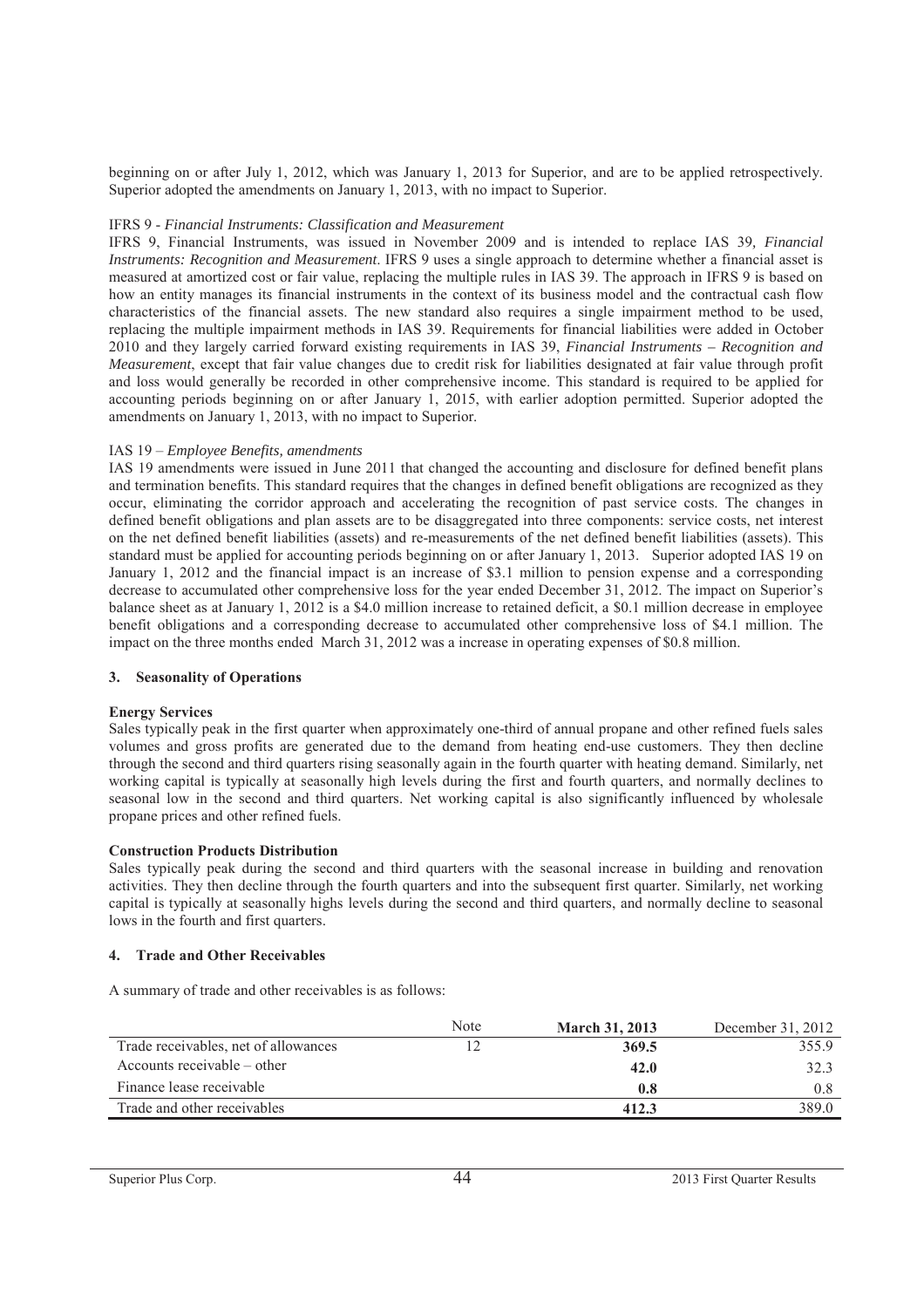beginning on or after July 1, 2012, which was January 1, 2013 for Superior, and are to be applied retrospectively. Superior adopted the amendments on January 1, 2013, with no impact to Superior.

IFRS 9 - *Financial Instruments: Classification and Measurement*

IFRS 9, Financial Instruments, was issued in November 2009 and is intended to replace IAS 39*, Financial Instruments: Recognition and Measurement*. IFRS 9 uses a single approach to determine whether a financial asset is measured at amortized cost or fair value, replacing the multiple rules in IAS 39. The approach in IFRS 9 is based on how an entity manages its financial instruments in the context of its business model and the contractual cash flow characteristics of the financial assets. The new standard also requires a single impairment method to be used, replacing the multiple impairment methods in IAS 39. Requirements for financial liabilities were added in October 2010 and they largely carried forward existing requirements in IAS 39, *Financial Instruments – Recognition and Measurement*, except that fair value changes due to credit risk for liabilities designated at fair value through profit and loss would generally be recorded in other comprehensive income. This standard is required to be applied for accounting periods beginning on or after January 1, 2015, with earlier adoption permitted. Superior adopted the amendments on January 1, 2013, with no impact to Superior.

IAS 19 – *Employee Benefits, amendments*

IAS 19 amendments were issued in June 2011 that changed the accounting and disclosure for defined benefit plans and termination benefits. This standard requires that the changes in defined benefit obligations are recognized as they occur, eliminating the corridor approach and accelerating the recognition of past service costs. The changes in defined benefit obligations and plan assets are to be disaggregated into three components: service costs, net interest on the net defined benefit liabilities (assets) and re-measurements of the net defined benefit liabilities (assets). This standard must be applied for accounting periods beginning on or after January 1, 2013. Superior adopted IAS 19 on January 1, 2012 and the financial impact is an increase of $3.1 million to pension expense and a corresponding decrease to accumulated other comprehensive loss for the year ended December 31, 2012. The impact on Superior's balance sheet as at January 1, 2012 is a $4.0 million increase to retained deficit, a $0.1 million decrease in employee benefit obligations and a corresponding decrease to accumulated other comprehensive loss of $4.1 million. The impact on the three months ended March 31, 2012 was a increase in operating expenses of $0.8 million.

## 3. Seasonality of Operations

**Energy Services**

Sales typically peak in the first quarter when approximately one-third of annual propane and other refined fuels sales volumes and gross profits are generated due to the demand from heating end-use customers. They then decline through the second and third quarters rising seasonally again in the fourth quarter with heating demand. Similarly, net working capital is typically at seasonally high levels during the first and fourth quarters, and normally declines to seasonal low in the second and third quarters. Net working capital is also significantly influenced by wholesale propane prices and other refined fuels.

**Construction Products Distribution**

Sales typically peak during the second and third quarters with the seasonal increase in building and renovation activities. They then decline through the fourth quarters and into the subsequent first quarter. Similarly, net working capital is typically at seasonally highs levels during the second and third quarters, and normally decline to seasonal lows in the fourth and first quarters.

## 4. Trade and Other Receivables

A summary of trade and other receivables is as follows:

| | Note | **March 31, 2013** | December 31, 2012 |
|---|---|---|---|
| Trade receivables, net of allowances | 12 | **369.5** | 355.9 |
| Accounts receivable – other | | **42.0** | 32.3 |
| Finance lease receivable | | **0.8** | 0.8 |
| Trade and other receivables | | **412.3** | 389.0 |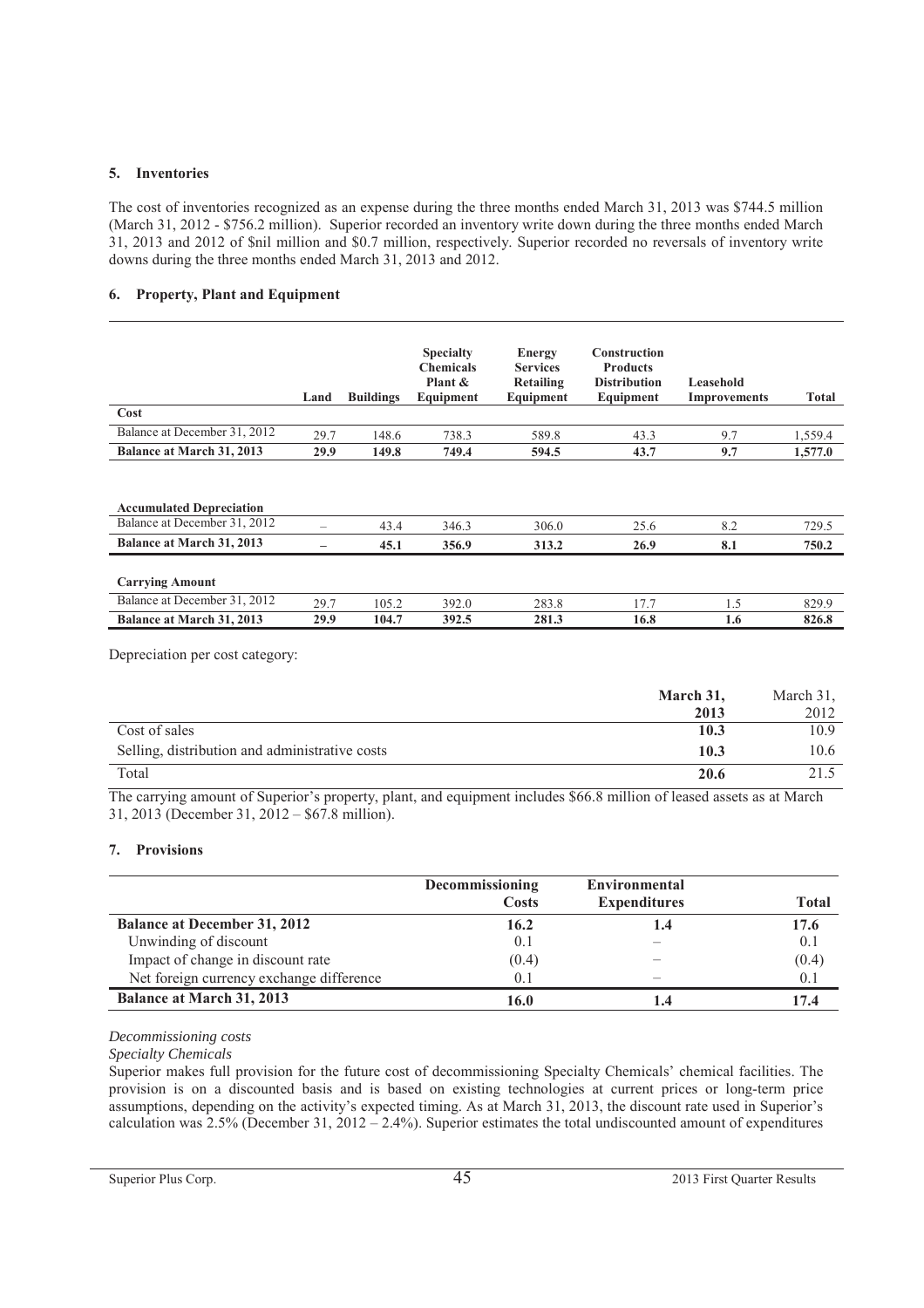## 5. Inventories

The cost of inventories recognized as an expense during the three months ended March 31, 2013 was $744.5 million (March 31, 2012 - $756.2 million). Superior recorded an inventory write down during the three months ended March 31, 2013 and 2012 of $nil million and $0.7 million, respectively. Superior recorded no reversals of inventory write downs during the three months ended March 31, 2013 and 2012.

## 6. Property, Plant and Equipment

| | Land | Buildings | Specialty Chemicals Plant & Equipment | Energy Services Retailing Equipment | Construction Products Distribution Equipment | Leasehold Improvements | Total |
|---|---|---|---|---|---|---|---|
| **Cost** | | | | | | | |
| Balance at December 31, 2012 | 29.7 | 148.6 | 738.3 | 589.8 | 43.3 | 9.7 | 1,559.4 |
| **Balance at March 31, 2013** | **29.9** | **149.8** | **749.4** | **594.5** | **43.7** | **9.7** | **1,577.0** |
| **Accumulated Depreciation** | | | | | | | |
| Balance at December 31, 2012 | – | 43.4 | 346.3 | 306.0 | 25.6 | 8.2 | 729.5 |
| **Balance at March 31, 2013** | **–** | **45.1** | **356.9** | **313.2** | **26.9** | **8.1** | **750.2** |
| **Carrying Amount** | | | | | | | |
| Balance at December 31, 2012 | 29.7 | 105.2 | 392.0 | 283.8 | 17.7 | 1.5 | 829.9 |
| **Balance at March 31, 2013** | **29.9** | **104.7** | **392.5** | **281.3** | **16.8** | **1.6** | **826.8** |

Depreciation per cost category:

| | **March 31, 2013** | March 31, 2012 |
|---|---|---|
| Cost of sales | **10.3** | 10.9 |
| Selling, distribution and administrative costs | **10.3** | 10.6 |
| Total | **20.6** | 21.5 |

The carrying amount of Superior's property, plant, and equipment includes $66.8 million of leased assets as at March 31, 2013 (December 31, 2012 – $67.8 million).

## 7. Provisions

| | Decommissioning Costs | Environmental Expenditures | Total |
|---|---|---|---|
| **Balance at December 31, 2012** | **16.2** | **1.4** | **17.6** |
| Unwinding of discount | 0.1 | – | 0.1 |
| Impact of change in discount rate | (0.4) | – | (0.4) |
| Net foreign currency exchange difference | 0.1 | – | 0.1 |
| **Balance at March 31, 2013** | **16.0** | **1.4** | **17.4** |

*Decommissioning costs*

*Specialty Chemicals*

Superior makes full provision for the future cost of decommissioning Specialty Chemicals' chemical facilities. The provision is on a discounted basis and is based on existing technologies at current prices or long-term price assumptions, depending on the activity's expected timing. As at March 31, 2013, the discount rate used in Superior's calculation was 2.5% (December 31, 2012 – 2.4%). Superior estimates the total undiscounted amount of expenditures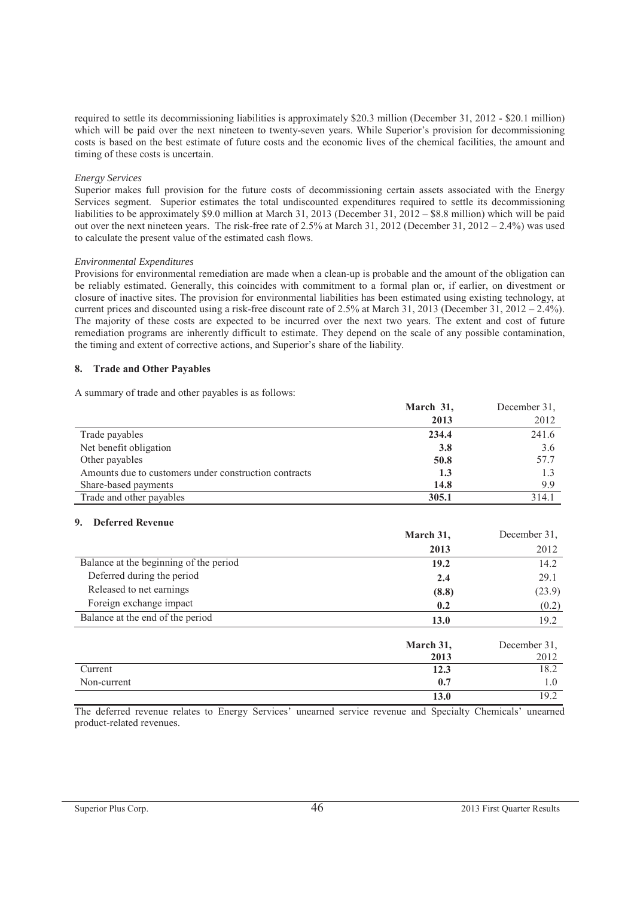required to settle its decommissioning liabilities is approximately \$20.3 million (December 31, 2012 - \$20.1 million) which will be paid over the next nineteen to twenty-seven years. While Superior's provision for decommissioning costs is based on the best estimate of future costs and the economic lives of the chemical facilities, the amount and timing of these costs is uncertain.

*Energy Services*

Superior makes full provision for the future costs of decommissioning certain assets associated with the Energy Services segment. Superior estimates the total undiscounted expenditures required to settle its decommissioning liabilities to be approximately \$9.0 million at March 31, 2013 (December 31, 2012 – \$8.8 million) which will be paid out over the next nineteen years. The risk-free rate of 2.5% at March 31, 2012 (December 31, 2012 – 2.4%) was used to calculate the present value of the estimated cash flows.

*Environmental Expenditures*

Provisions for environmental remediation are made when a clean-up is probable and the amount of the obligation can be reliably estimated. Generally, this coincides with commitment to a formal plan or, if earlier, on divestment or closure of inactive sites. The provision for environmental liabilities has been estimated using existing technology, at current prices and discounted using a risk-free discount rate of 2.5% at March 31, 2013 (December 31, 2012 – 2.4%). The majority of these costs are expected to be incurred over the next two years. The extent and cost of future remediation programs are inherently difficult to estimate. They depend on the scale of any possible contamination, the timing and extent of corrective actions, and Superior's share of the liability.

## 8. Trade and Other Payables

A summary of trade and other payables is as follows:

| | **March 31, 2013** | December 31, 2012 |
|---|---|---|
| Trade payables | **234.4** | 241.6 |
| Net benefit obligation | **3.8** | 3.6 |
| Other payables | **50.8** | 57.7 |
| Amounts due to customers under construction contracts | **1.3** | 1.3 |
| Share-based payments | **14.8** | 9.9 |
| Trade and other payables | **305.1** | 314.1 |

## 9. Deferred Revenue

| | **March 31, 2013** | December 31, 2012 |
|---|---|---|
| Balance at the beginning of the period | **19.2** | 14.2 |
| Deferred during the period | **2.4** | 29.1 |
| Released to net earnings | **(8.8)** | (23.9) |
| Foreign exchange impact | **0.2** | (0.2) |
| Balance at the end of the period | **13.0** | 19.2 |

| | **March 31, 2013** | December 31, 2012 |
|---|---|---|
| Current | **12.3** | 18.2 |
| Non-current | **0.7** | 1.0 |
| | **13.0** | 19.2 |

The deferred revenue relates to Energy Services' unearned service revenue and Specialty Chemicals' unearned product-related revenues.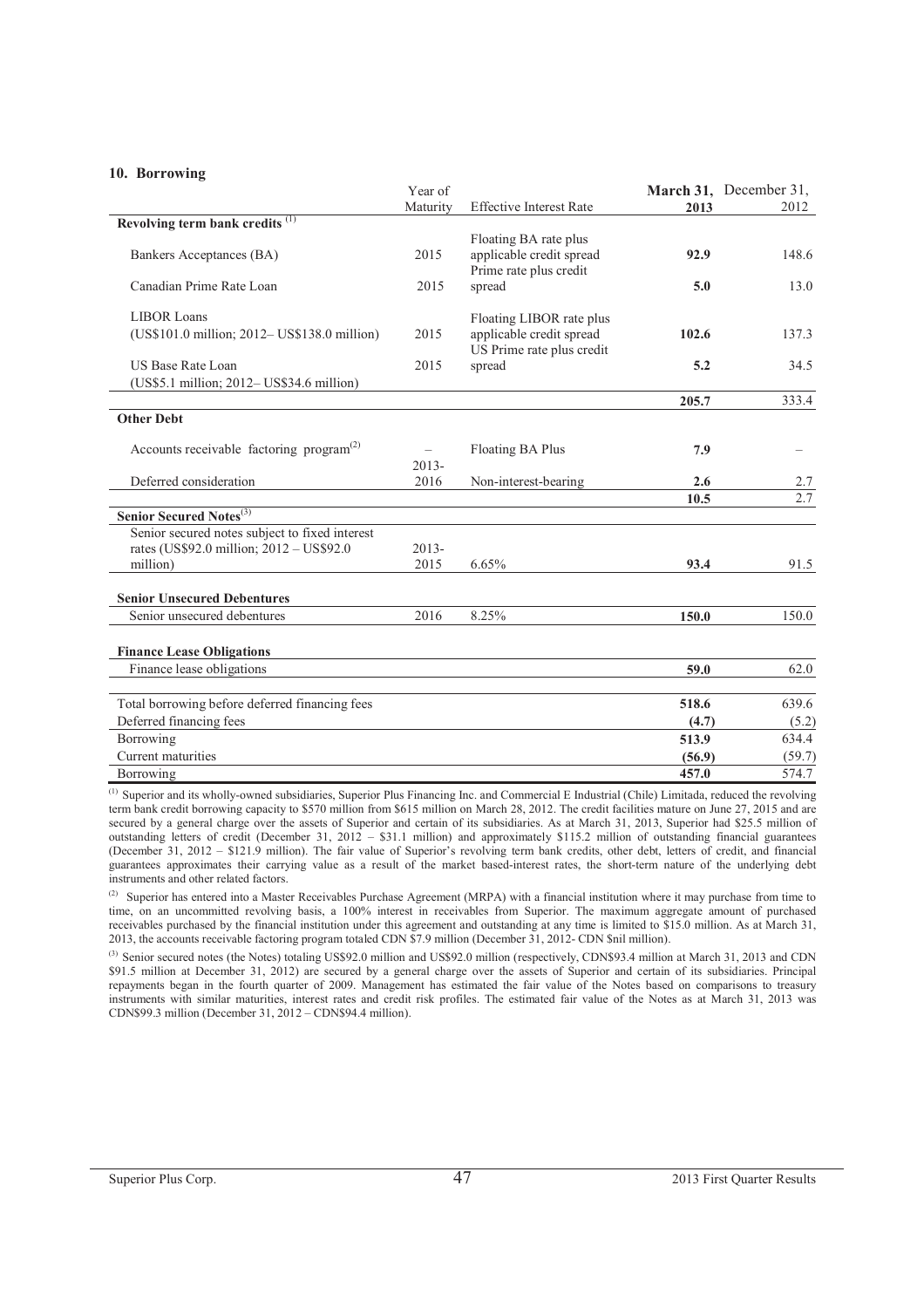## 10. Borrowing

| | Year of Maturity | Effective Interest Rate | **March 31, 2013** | December 31, 2012 |
|---|---|---|---|---|
| **Revolving term bank credits** [(1)] | | | | |
| Bankers Acceptances (BA) | 2015 | Floating BA rate plus applicable credit spread | **92.9** | 148.6 |
| Canadian Prime Rate Loan | 2015 | Prime rate plus credit spread | **5.0** | 13.0 |
| LIBOR Loans (US$101.0 million; 2012– US$138.0 million) | 2015 | Floating LIBOR rate plus applicable credit spread | **102.6** | 137.3 |
| US Base Rate Loan (US$5.1 million; 2012– US$34.6 million) | 2015 | US Prime rate plus credit spread | **5.2** | 34.5 |
| | | | **205.7** | 333.4 |
| **Other Debt** | | | | |
| Accounts receivable factoring program[(2)] | – | Floating BA Plus | **7.9** | – |
| Deferred consideration | 2013-2016 | Non-interest-bearing | **2.6** | 2.7 |
| | | | **10.5** | 2.7 |
| **Senior Secured Notes**[(3)] | | | | |
| Senior secured notes subject to fixed interest rates (US$92.0 million; 2012 – US$92.0 million) | 2013-2015 | 6.65% | **93.4** | 91.5 |
| **Senior Unsecured Debentures** | | | | |
| Senior unsecured debentures | 2016 | 8.25% | **150.0** | 150.0 |
| **Finance Lease Obligations** | | | | |
| Finance lease obligations | | | **59.0** | 62.0 |
| Total borrowing before deferred financing fees | | | **518.6** | 639.6 |
| Deferred financing fees | | | **(4.7)** | (5.2) |
| Borrowing | | | **513.9** | 634.4 |
| Current maturities | | | **(56.9)** | (59.7) |
| Borrowing | | | **457.0** | 574.7 |

(1) Superior and its wholly-owned subsidiaries, Superior Plus Financing Inc. and Commercial E Industrial (Chile) Limitada, reduced the revolving term bank credit borrowing capacity to $570 million from $615 million on March 28, 2012. The credit facilities mature on June 27, 2015 and are secured by a general charge over the assets of Superior and certain of its subsidiaries. As at March 31, 2013, Superior had $25.5 million of outstanding letters of credit (December 31, 2012 – $31.1 million) and approximately $115.2 million of outstanding financial guarantees (December 31, 2012 – $121.9 million). The fair value of Superior's revolving term bank credits, other debt, letters of credit, and financial guarantees approximates their carrying value as a result of the market based-interest rates, the short-term nature of the underlying debt instruments and other related factors.

(2) Superior has entered into a Master Receivables Purchase Agreement (MRPA) with a financial institution where it may purchase from time to time, on an uncommitted revolving basis, a 100% interest in receivables from Superior. The maximum aggregate amount of purchased receivables purchased by the financial institution under this agreement and outstanding at any time is limited to $15.0 million. As at March 31, 2013, the accounts receivable factoring program totaled CDN $7.9 million (December 31, 2012- CDN $nil million).

(3) Senior secured notes (the Notes) totaling US$92.0 million and US$92.0 million (respectively, CDN$93.4 million at March 31, 2013 and CDN $91.5 million at December 31, 2012) are secured by a general charge over the assets of Superior and certain of its subsidiaries. Principal repayments began in the fourth quarter of 2009. Management has estimated the fair value of the Notes based on comparisons to treasury instruments with similar maturities, interest rates and credit risk profiles. The estimated fair value of the Notes as at March 31, 2013 was CDN$99.3 million (December 31, 2012 – CDN$94.4 million).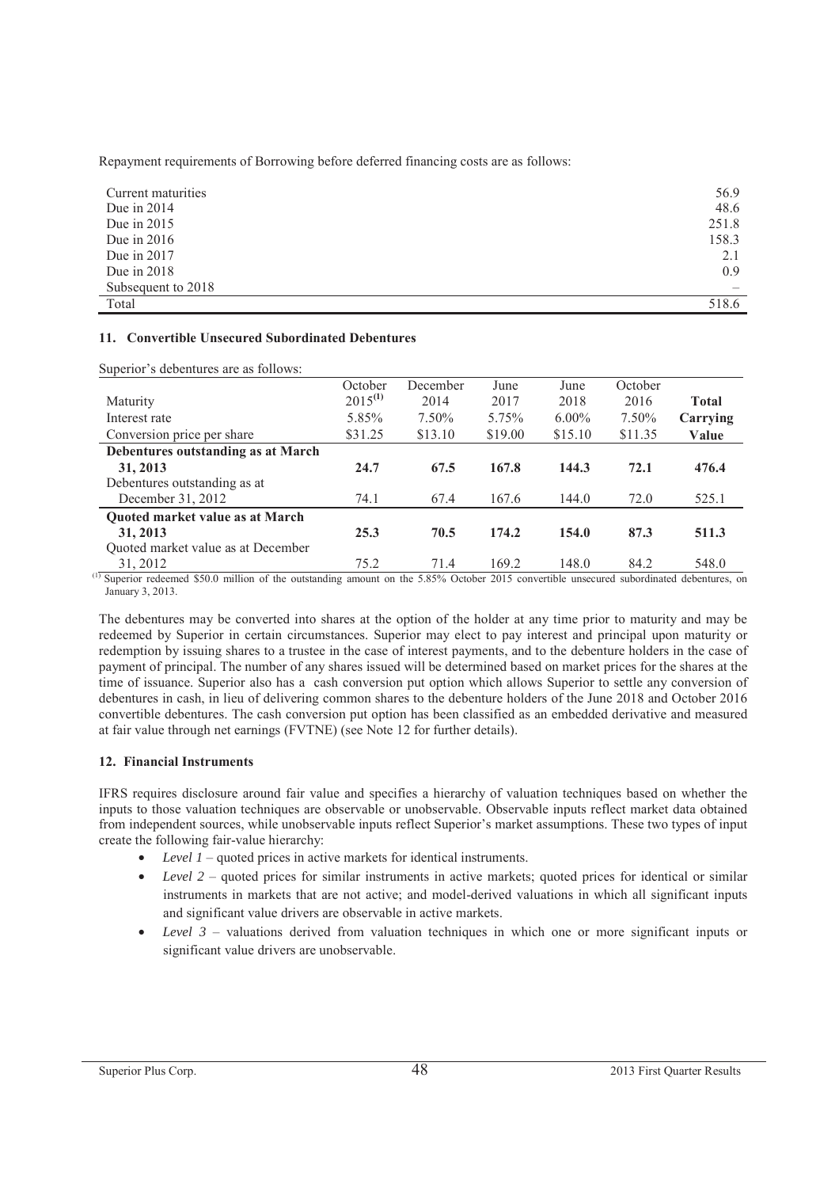Repayment requirements of Borrowing before deferred financing costs are as follows:

| | |
|---|---|
| Current maturities | 56.9 |
| Due in 2014 | 48.6 |
| Due in 2015 | 251.8 |
| Due in 2016 | 158.3 |
| Due in 2017 | 2.1 |
| Due in 2018 | 0.9 |
| Subsequent to 2018 | – |
| Total | 518.6 |

**11. Convertible Unsecured Subordinated Debentures**

Superior's debentures are as follows:

| Maturity | October 2015[1] | December 2014 | June 2017 | June 2018 | October 2016 | **Total** |
|---|---|---|---|---|---|---|
| Interest rate | 5.85% | 7.50% | 5.75% | 6.00% | 7.50% | **Carrying** |
| Conversion price per share | \$31.25 | \$13.10 | \$19.00 | \$15.10 | \$11.35 | **Value** |
| **Debentures outstanding as at March 31, 2013** | **24.7** | **67.5** | **167.8** | **144.3** | **72.1** | **476.4** |
| Debentures outstanding as at December 31, 2012 | 74.1 | 67.4 | 167.6 | 144.0 | 72.0 | 525.1 |
| **Quoted market value as at March 31, 2013** | **25.3** | **70.5** | **174.2** | **154.0** | **87.3** | **511.3** |
| Quoted market value as at December 31, 2012 | 75.2 | 71.4 | 169.2 | 148.0 | 84.2 | 548.0 |

[1] Superior redeemed \$50.0 million of the outstanding amount on the 5.85% October 2015 convertible unsecured subordinated debentures, on January 3, 2013.

The debentures may be converted into shares at the option of the holder at any time prior to maturity and may be redeemed by Superior in certain circumstances. Superior may elect to pay interest and principal upon maturity or redemption by issuing shares to a trustee in the case of interest payments, and to the debenture holders in the case of payment of principal. The number of any shares issued will be determined based on market prices for the shares at the time of issuance. Superior also has a cash conversion put option which allows Superior to settle any conversion of debentures in cash, in lieu of delivering common shares to the debenture holders of the June 2018 and October 2016 convertible debentures. The cash conversion put option has been classified as an embedded derivative and measured at fair value through net earnings (FVTNE) (see Note 12 for further details).

**12. Financial Instruments**

IFRS requires disclosure around fair value and specifies a hierarchy of valuation techniques based on whether the inputs to those valuation techniques are observable or unobservable. Observable inputs reflect market data obtained from independent sources, while unobservable inputs reflect Superior's market assumptions. These two types of input create the following fair-value hierarchy:

- *Level 1* – quoted prices in active markets for identical instruments.
- *Level 2* – quoted prices for similar instruments in active markets; quoted prices for identical or similar instruments in markets that are not active; and model-derived valuations in which all significant inputs and significant value drivers are observable in active markets.
- *Level 3* – valuations derived from valuation techniques in which one or more significant inputs or significant value drivers are unobservable.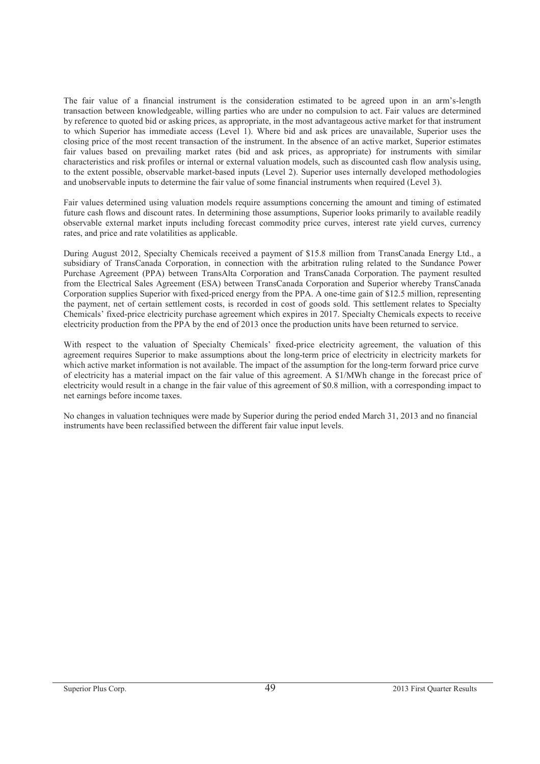The fair value of a financial instrument is the consideration estimated to be agreed upon in an arm's-length transaction between knowledgeable, willing parties who are under no compulsion to act. Fair values are determined by reference to quoted bid or asking prices, as appropriate, in the most advantageous active market for that instrument to which Superior has immediate access (Level 1). Where bid and ask prices are unavailable, Superior uses the closing price of the most recent transaction of the instrument. In the absence of an active market, Superior estimates fair values based on prevailing market rates (bid and ask prices, as appropriate) for instruments with similar characteristics and risk profiles or internal or external valuation models, such as discounted cash flow analysis using, to the extent possible, observable market-based inputs (Level 2). Superior uses internally developed methodologies and unobservable inputs to determine the fair value of some financial instruments when required (Level 3).

Fair values determined using valuation models require assumptions concerning the amount and timing of estimated future cash flows and discount rates. In determining those assumptions, Superior looks primarily to available readily observable external market inputs including forecast commodity price curves, interest rate yield curves, currency rates, and price and rate volatilities as applicable.

During August 2012, Specialty Chemicals received a payment of $15.8 million from TransCanada Energy Ltd., a subsidiary of TransCanada Corporation, in connection with the arbitration ruling related to the Sundance Power Purchase Agreement (PPA) between TransAlta Corporation and TransCanada Corporation. The payment resulted from the Electrical Sales Agreement (ESA) between TransCanada Corporation and Superior whereby TransCanada Corporation supplies Superior with fixed-priced energy from the PPA. A one-time gain of $12.5 million, representing the payment, net of certain settlement costs, is recorded in cost of goods sold. This settlement relates to Specialty Chemicals' fixed-price electricity purchase agreement which expires in 2017. Specialty Chemicals expects to receive electricity production from the PPA by the end of 2013 once the production units have been returned to service.

With respect to the valuation of Specialty Chemicals' fixed-price electricity agreement, the valuation of this agreement requires Superior to make assumptions about the long-term price of electricity in electricity markets for which active market information is not available. The impact of the assumption for the long-term forward price curve of electricity has a material impact on the fair value of this agreement. A $1/MWh change in the forecast price of electricity would result in a change in the fair value of this agreement of $0.8 million, with a corresponding impact to net earnings before income taxes.

No changes in valuation techniques were made by Superior during the period ended March 31, 2013 and no financial instruments have been reclassified between the different fair value input levels.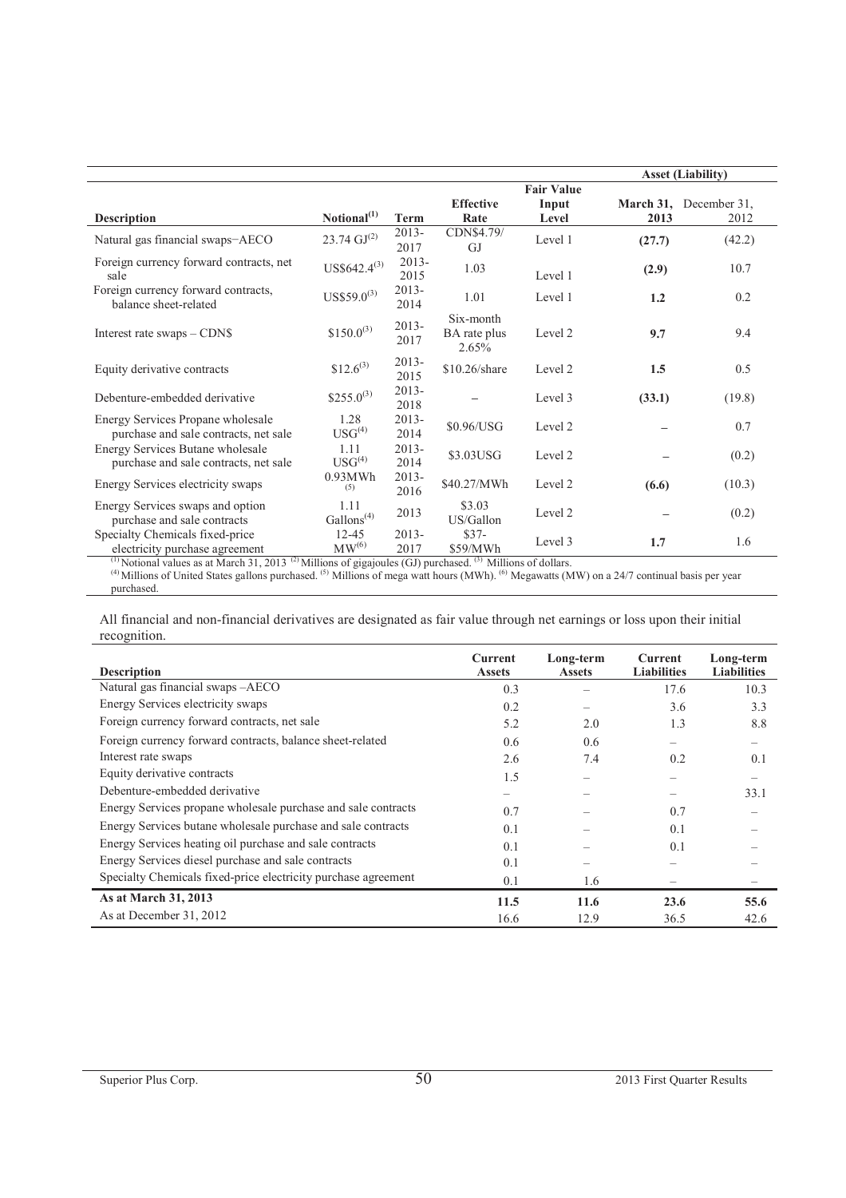| Description | Notional[(1)] | Term | Effective Rate | Fair Value Input Level | Asset (Liability) March 31, 2013 | December 31, 2012 |
|---|---|---|---|---|---|---|
| Natural gas financial swaps–AECO | 23.74 GJ[(2)] | 2013-2017 | CDN$4.79/ GJ | Level 1 | **(27.7)** | (42.2) |
| Foreign currency forward contracts, net sale | US$642.4[(3)] | 2013-2015 | 1.03 | Level 1 | **(2.9)** | 10.7 |
| Foreign currency forward contracts, balance sheet-related | US$59.0[(3)] | 2013-2014 | 1.01 | Level 1 | **1.2** | 0.2 |
| Interest rate swaps – CDN$ | $150.0[(3)] | 2013-2017 | Six-month BA rate plus 2.65% | Level 2 | **9.7** | 9.4 |
| Equity derivative contracts | $12.6[(3)] | 2013-2015 | $10.26/share | Level 2 | **1.5** | 0.5 |
| Debenture-embedded derivative | $255.0[(3)] | 2013-2018 | – | Level 3 | **(33.1)** | (19.8) |
| Energy Services Propane wholesale purchase and sale contracts, net sale | 1.28 USG[(4)] | 2013-2014 | $0.96/USG | Level 2 | **–** | 0.7 |
| Energy Services Butane wholesale purchase and sale contracts, net sale | 1.11 USG[(4)] | 2013-2014 | $3.03USG | Level 2 | **–** | (0.2) |
| Energy Services electricity swaps | 0.93MWh[(5)] | 2013-2016 | $40.27/MWh | Level 2 | **(6.6)** | (10.3) |
| Energy Services swaps and option purchase and sale contracts | 1.11 Gallons[(4)] | 2013 | $3.03 US/Gallon | Level 2 | **–** | (0.2) |
| Specialty Chemicals fixed-price electricity purchase agreement | 12-45 MW[(6)] | 2013-2017 | $37-$59/MWh | Level 3 | **1.7** | 1.6 |

[(1)] Notional values as at March 31, 2013 [(2)] Millions of gigajoules (GJ) purchased. [(3)] Millions of dollars.
[(4)] Millions of United States gallons purchased. [(5)] Millions of mega watt hours (MWh). [(6)] Megawatts (MW) on a 24/7 continual basis per year purchased.

All financial and non-financial derivatives are designated as fair value through net earnings or loss upon their initial recognition.

| Description | Current Assets | Long-term Assets | Current Liabilities | Long-term Liabilities |
|---|---|---|---|---|
| Natural gas financial swaps –AECO | 0.3 | – | 17.6 | 10.3 |
| Energy Services electricity swaps | 0.2 | – | 3.6 | 3.3 |
| Foreign currency forward contracts, net sale | 5.2 | 2.0 | 1.3 | 8.8 |
| Foreign currency forward contracts, balance sheet-related | 0.6 | 0.6 | – | – |
| Interest rate swaps | 2.6 | 7.4 | 0.2 | 0.1 |
| Equity derivative contracts | 1.5 | – | – | – |
| Debenture-embedded derivative | – | – | – | 33.1 |
| Energy Services propane wholesale purchase and sale contracts | 0.7 | – | 0.7 | – |
| Energy Services butane wholesale purchase and sale contracts | 0.1 | – | 0.1 | – |
| Energy Services heating oil purchase and sale contracts | 0.1 | – | 0.1 | – |
| Energy Services diesel purchase and sale contracts | 0.1 | – | – | – |
| Specialty Chemicals fixed-price electricity purchase agreement | 0.1 | 1.6 | – | – |
| **As at March 31, 2013** | **11.5** | **11.6** | **23.6** | **55.6** |
| As at December 31, 2012 | 16.6 | 12.9 | 36.5 | 42.6 |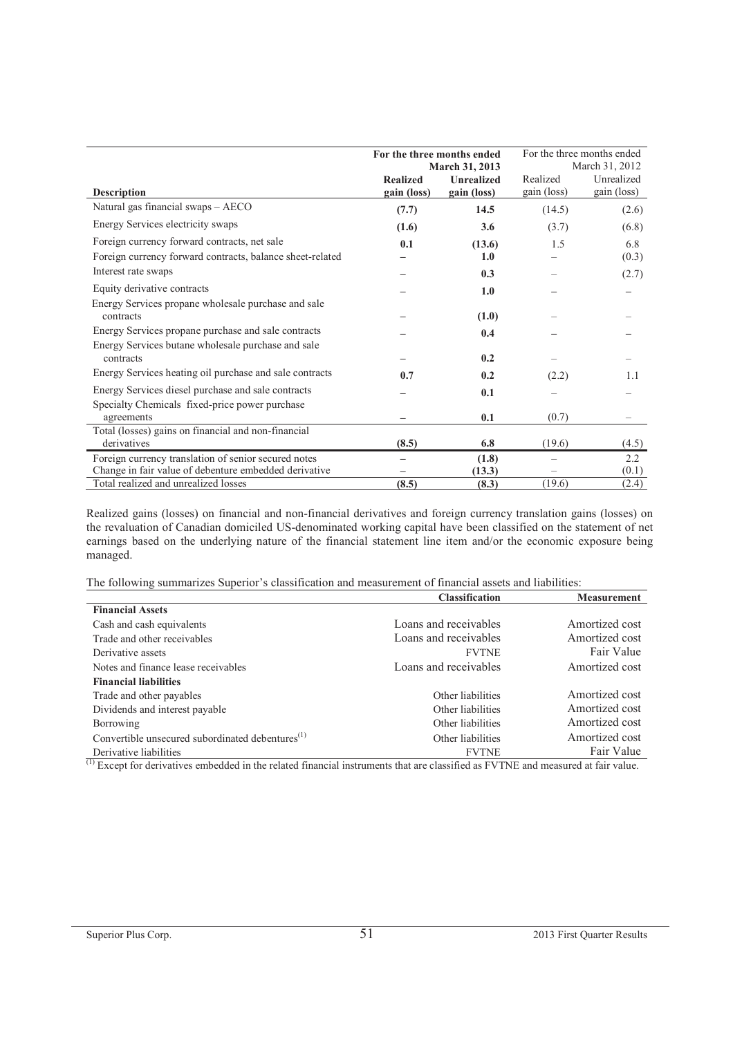| Description | For the three months ended March 31, 2013 | | For the three months ended March 31, 2012 | |
|---|---|---|---|---|
| | **Realized gain (loss)** | **Unrealized gain (loss)** | Realized gain (loss) | Unrealized gain (loss) |
| Natural gas financial swaps – AECO | **(7.7)** | **14.5** | (14.5) | (2.6) |
| Energy Services electricity swaps | **(1.6)** | **3.6** | (3.7) | (6.8) |
| Foreign currency forward contracts, net sale | **0.1** | **(13.6)** | 1.5 | 6.8 |
| Foreign currency forward contracts, balance sheet-related | **–** | **1.0** | – | (0.3) |
| Interest rate swaps | **–** | **0.3** | – | (2.7) |
| Equity derivative contracts | **–** | **1.0** | – | – |
| Energy Services propane wholesale purchase and sale contracts | **–** | **(1.0)** | – | – |
| Energy Services propane purchase and sale contracts | **–** | **0.4** | – | – |
| Energy Services butane wholesale purchase and sale contracts | **–** | **0.2** | – | – |
| Energy Services heating oil purchase and sale contracts | **0.7** | **0.2** | (2.2) | 1.1 |
| Energy Services diesel purchase and sale contracts | **–** | **0.1** | – | – |
| Specialty Chemicals fixed-price power purchase agreements | **–** | **0.1** | (0.7) | – |
| Total (losses) gains on financial and non-financial derivatives | **(8.5)** | **6.8** | (19.6) | (4.5) |
| Foreign currency translation of senior secured notes | **–** | **(1.8)** | – | 2.2 |
| Change in fair value of debenture embedded derivative | **–** | **(13.3)** | – | (0.1) |
| Total realized and unrealized losses | **(8.5)** | **(8.3)** | (19.6) | (2.4) |

Realized gains (losses) on financial and non-financial derivatives and foreign currency translation gains (losses) on the revaluation of Canadian domiciled US-denominated working capital have been classified on the statement of net earnings based on the underlying nature of the financial statement line item and/or the economic exposure being managed.

The following summarizes Superior's classification and measurement of financial assets and liabilities:

| | Classification | Measurement |
|---|---|---|
| **Financial Assets** | | |
| Cash and cash equivalents | Loans and receivables | Amortized cost |
| Trade and other receivables | Loans and receivables | Amortized cost |
| Derivative assets | FVTNE | Fair Value |
| Notes and finance lease receivables | Loans and receivables | Amortized cost |
| **Financial liabilities** | | |
| Trade and other payables | Other liabilities | Amortized cost |
| Dividends and interest payable | Other liabilities | Amortized cost |
| Borrowing | Other liabilities | Amortized cost |
| Convertible unsecured subordinated debentures[(1)] | Other liabilities | Amortized cost |
| Derivative liabilities | FVTNE | Fair Value |

[(1)] Except for derivatives embedded in the related financial instruments that are classified as FVTNE and measured at fair value.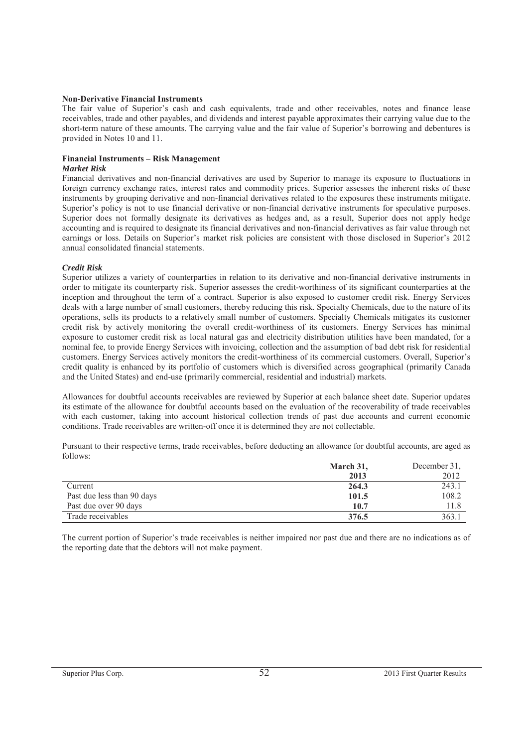**Non-Derivative Financial Instruments**

The fair value of Superior's cash and cash equivalents, trade and other receivables, notes and finance lease receivables, trade and other payables, and dividends and interest payable approximates their carrying value due to the short-term nature of these amounts. The carrying value and the fair value of Superior's borrowing and debentures is provided in Notes 10 and 11.

**Financial Instruments – Risk Management**

***Market Risk***

Financial derivatives and non-financial derivatives are used by Superior to manage its exposure to fluctuations in foreign currency exchange rates, interest rates and commodity prices. Superior assesses the inherent risks of these instruments by grouping derivative and non-financial derivatives related to the exposures these instruments mitigate. Superior's policy is not to use financial derivative or non-financial derivative instruments for speculative purposes. Superior does not formally designate its derivatives as hedges and, as a result, Superior does not apply hedge accounting and is required to designate its financial derivatives and non-financial derivatives as fair value through net earnings or loss. Details on Superior's market risk policies are consistent with those disclosed in Superior's 2012 annual consolidated financial statements.

***Credit Risk***

Superior utilizes a variety of counterparties in relation to its derivative and non-financial derivative instruments in order to mitigate its counterparty risk. Superior assesses the credit-worthiness of its significant counterparties at the inception and throughout the term of a contract. Superior is also exposed to customer credit risk. Energy Services deals with a large number of small customers, thereby reducing this risk. Specialty Chemicals, due to the nature of its operations, sells its products to a relatively small number of customers. Specialty Chemicals mitigates its customer credit risk by actively monitoring the overall credit-worthiness of its customers. Energy Services has minimal exposure to customer credit risk as local natural gas and electricity distribution utilities have been mandated, for a nominal fee, to provide Energy Services with invoicing, collection and the assumption of bad debt risk for residential customers. Energy Services actively monitors the credit-worthiness of its commercial customers. Overall, Superior's credit quality is enhanced by its portfolio of customers which is diversified across geographical (primarily Canada and the United States) and end-use (primarily commercial, residential and industrial) markets.

Allowances for doubtful accounts receivables are reviewed by Superior at each balance sheet date. Superior updates its estimate of the allowance for doubtful accounts based on the evaluation of the recoverability of trade receivables with each customer, taking into account historical collection trends of past due accounts and current economic conditions. Trade receivables are written-off once it is determined they are not collectable.

Pursuant to their respective terms, trade receivables, before deducting an allowance for doubtful accounts, are aged as follows:

| | **March 31, 2013** | December 31, 2012 |
|---|---|---|
| Current | **264.3** | 243.1 |
| Past due less than 90 days | **101.5** | 108.2 |
| Past due over 90 days | **10.7** | 11.8 |
| Trade receivables | **376.5** | 363.1 |

The current portion of Superior's trade receivables is neither impaired nor past due and there are no indications as of the reporting date that the debtors will not make payment.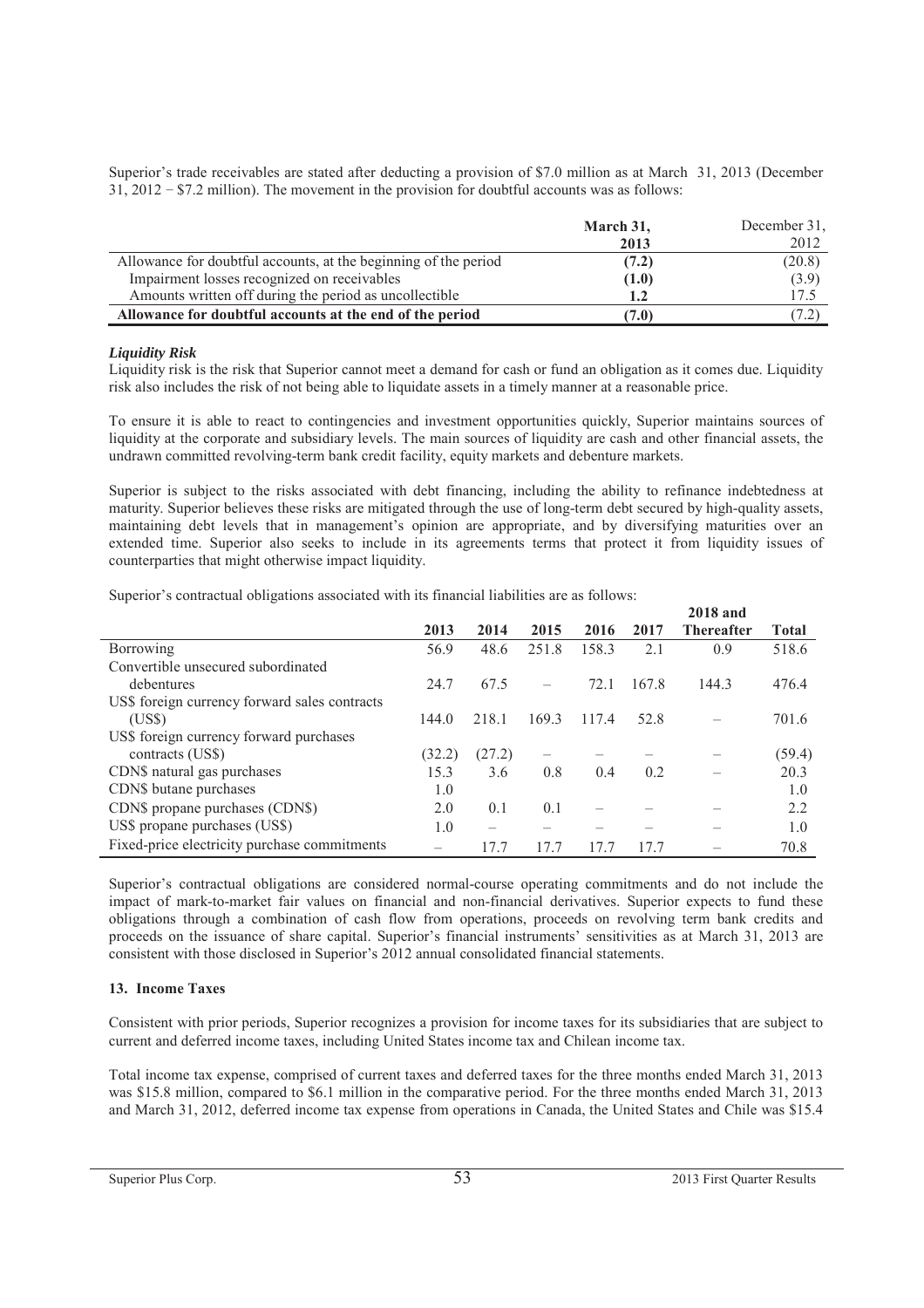Superior's trade receivables are stated after deducting a provision of $7.0 million as at March 31, 2013 (December 31, 2012 – $7.2 million). The movement in the provision for doubtful accounts was as follows:

| | **March 31, 2013** | December 31, 2012 |
|---|---|---|
| Allowance for doubtful accounts, at the beginning of the period | **(7.2)** | (20.8) |
| Impairment losses recognized on receivables | **(1.0)** | (3.9) |
| Amounts written off during the period as uncollectible | **1.2** | 17.5 |
| **Allowance for doubtful accounts at the end of the period** | **(7.0)** | (7.2) |

***Liquidity Risk***

Liquidity risk is the risk that Superior cannot meet a demand for cash or fund an obligation as it comes due. Liquidity risk also includes the risk of not being able to liquidate assets in a timely manner at a reasonable price.

To ensure it is able to react to contingencies and investment opportunities quickly, Superior maintains sources of liquidity at the corporate and subsidiary levels. The main sources of liquidity are cash and other financial assets, the undrawn committed revolving-term bank credit facility, equity markets and debenture markets.

Superior is subject to the risks associated with debt financing, including the ability to refinance indebtedness at maturity. Superior believes these risks are mitigated through the use of long-term debt secured by high-quality assets, maintaining debt levels that in management's opinion are appropriate, and by diversifying maturities over an extended time. Superior also seeks to include in its agreements terms that protect it from liquidity issues of counterparties that might otherwise impact liquidity.

Superior's contractual obligations associated with its financial liabilities are as follows:

| | 2013 | 2014 | 2015 | 2016 | 2017 | 2018 and Thereafter | Total |
|---|---|---|---|---|---|---|---|
| Borrowing | 56.9 | 48.6 | 251.8 | 158.3 | 2.1 | 0.9 | 518.6 |
| Convertible unsecured subordinated debentures | 24.7 | 67.5 | – | 72.1 | 167.8 | 144.3 | 476.4 |
| US$ foreign currency forward sales contracts (US$) | 144.0 | 218.1 | 169.3 | 117.4 | 52.8 | – | 701.6 |
| US$ foreign currency forward purchases contracts (US$) | (32.2) | (27.2) | – | – | – | – | (59.4) |
| CDN$ natural gas purchases | 15.3 | 3.6 | 0.8 | 0.4 | 0.2 | – | 20.3 |
| CDN$ butane purchases | 1.0 | | | | | | 1.0 |
| CDN$ propane purchases (CDN$) | 2.0 | 0.1 | 0.1 | – | – | – | 2.2 |
| US$ propane purchases (US$) | 1.0 | – | – | – | – | – | 1.0 |
| Fixed-price electricity purchase commitments | – | 17.7 | 17.7 | 17.7 | 17.7 | – | 70.8 |

Superior's contractual obligations are considered normal-course operating commitments and do not include the impact of mark-to-market fair values on financial and non-financial derivatives. Superior expects to fund these obligations through a combination of cash flow from operations, proceeds on revolving term bank credits and proceeds on the issuance of share capital. Superior's financial instruments' sensitivities as at March 31, 2013 are consistent with those disclosed in Superior's 2012 annual consolidated financial statements.

### 13. Income Taxes

Consistent with prior periods, Superior recognizes a provision for income taxes for its subsidiaries that are subject to current and deferred income taxes, including United States income tax and Chilean income tax.

Total income tax expense, comprised of current taxes and deferred taxes for the three months ended March 31, 2013 was $15.8 million, compared to $6.1 million in the comparative period. For the three months ended March 31, 2013 and March 31, 2012, deferred income tax expense from operations in Canada, the United States and Chile was $15.4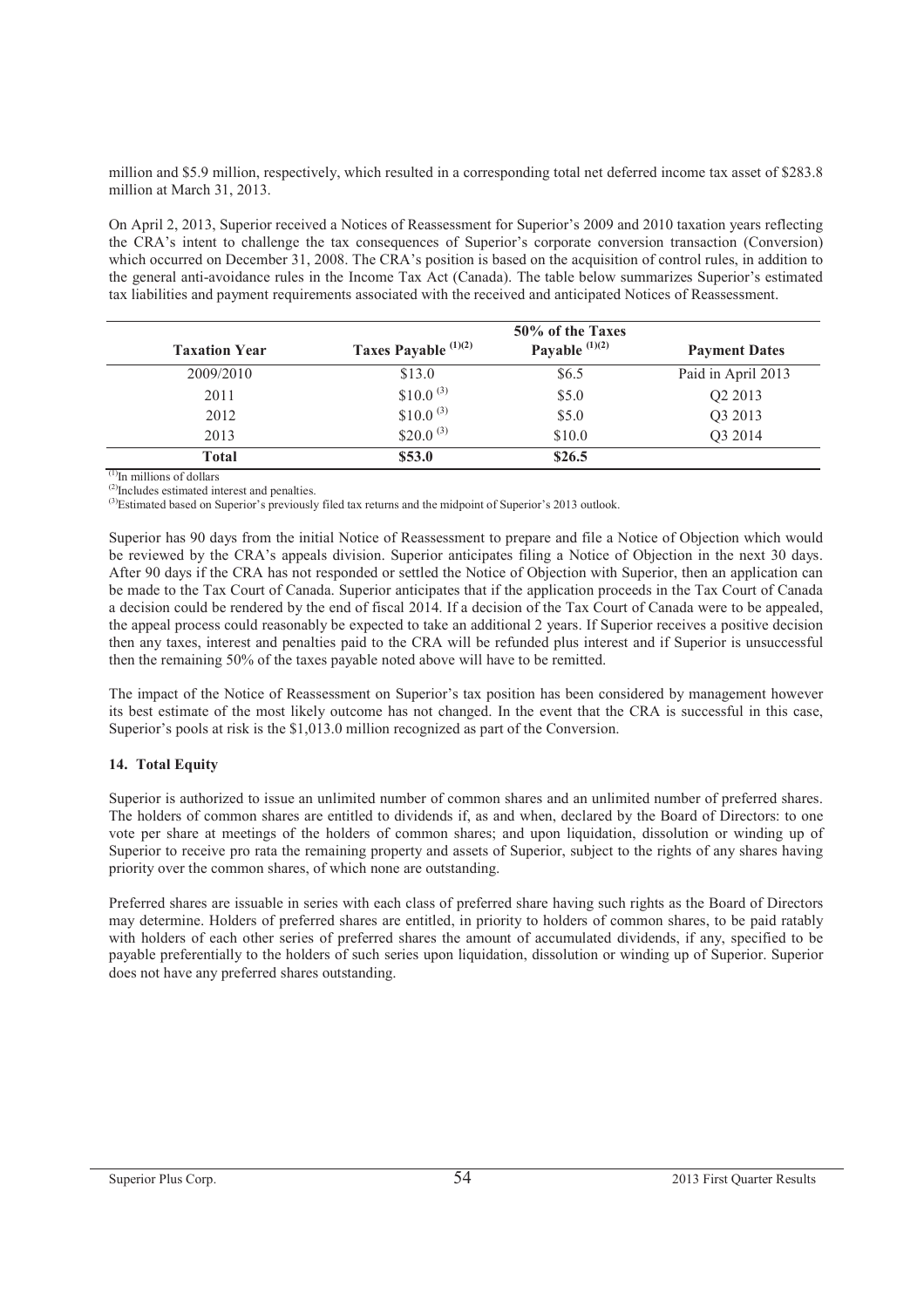million and $5.9 million, respectively, which resulted in a corresponding total net deferred income tax asset of $283.8 million at March 31, 2013.

On April 2, 2013, Superior received a Notices of Reassessment for Superior's 2009 and 2010 taxation years reflecting the CRA's intent to challenge the tax consequences of Superior's corporate conversion transaction (Conversion) which occurred on December 31, 2008. The CRA's position is based on the acquisition of control rules, in addition to the general anti-avoidance rules in the Income Tax Act (Canada). The table below summarizes Superior's estimated tax liabilities and payment requirements associated with the received and anticipated Notices of Reassessment.

| Taxation Year | Taxes Payable (1)(2) | 50% of the Taxes Payable (1)(2) | Payment Dates |
|---|---|---|---|
| 2009/2010 | $13.0 | $6.5 | Paid in April 2013 |
| 2011 | $10.0 (3) | $5.0 | Q2 2013 |
| 2012 | $10.0 (3) | $5.0 | Q3 2013 |
| 2013 | $20.0 (3) | $10.0 | Q3 2014 |
| **Total** | **$53.0** | **$26.5** | |

(1) In millions of dollars
(2) Includes estimated interest and penalties.
(3) Estimated based on Superior's previously filed tax returns and the midpoint of Superior's 2013 outlook.

Superior has 90 days from the initial Notice of Reassessment to prepare and file a Notice of Objection which would be reviewed by the CRA's appeals division. Superior anticipates filing a Notice of Objection in the next 30 days. After 90 days if the CRA has not responded or settled the Notice of Objection with Superior, then an application can be made to the Tax Court of Canada. Superior anticipates that if the application proceeds in the Tax Court of Canada a decision could be rendered by the end of fiscal 2014. If a decision of the Tax Court of Canada were to be appealed, the appeal process could reasonably be expected to take an additional 2 years. If Superior receives a positive decision then any taxes, interest and penalties paid to the CRA will be refunded plus interest and if Superior is unsuccessful then the remaining 50% of the taxes payable noted above will have to be remitted.

The impact of the Notice of Reassessment on Superior's tax position has been considered by management however its best estimate of the most likely outcome has not changed. In the event that the CRA is successful in this case, Superior's pools at risk is the $1,013.0 million recognized as part of the Conversion.

## 14. Total Equity

Superior is authorized to issue an unlimited number of common shares and an unlimited number of preferred shares. The holders of common shares are entitled to dividends if, as and when, declared by the Board of Directors: to one vote per share at meetings of the holders of common shares; and upon liquidation, dissolution or winding up of Superior to receive pro rata the remaining property and assets of Superior, subject to the rights of any shares having priority over the common shares, of which none are outstanding.

Preferred shares are issuable in series with each class of preferred share having such rights as the Board of Directors may determine. Holders of preferred shares are entitled, in priority to holders of common shares, to be paid ratably with holders of each other series of preferred shares the amount of accumulated dividends, if any, specified to be payable preferentially to the holders of such series upon liquidation, dissolution or winding up of Superior. Superior does not have any preferred shares outstanding.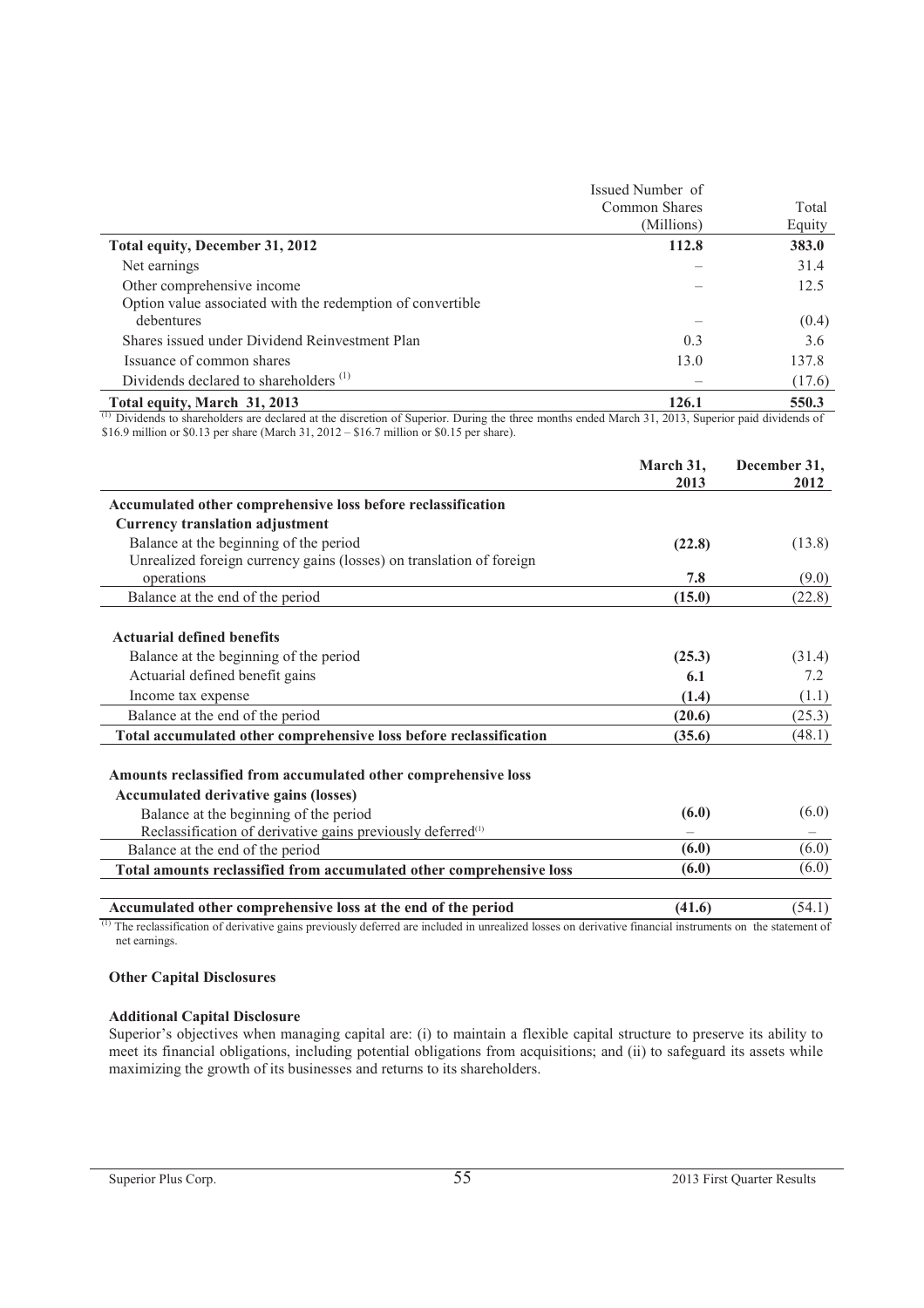| | Issued Number of Common Shares (Millions) | Total Equity |
|---|---|---|
| **Total equity, December 31, 2012** | **112.8** | **383.0** |
| Net earnings | – | 31.4 |
| Other comprehensive income | – | 12.5 |
| Option value associated with the redemption of convertible debentures | – | (0.4) |
| Shares issued under Dividend Reinvestment Plan | 0.3 | 3.6 |
| Issuance of common shares | 13.0 | 137.8 |
| Dividends declared to shareholders [(1)] | – | (17.6) |
| **Total equity, March 31, 2013** | **126.1** | **550.3** |

[(1)] Dividends to shareholders are declared at the discretion of Superior. During the three months ended March 31, 2013, Superior paid dividends of $16.9 million or $0.13 per share (March 31, 2012 – $16.7 million or $0.15 per share).

| | March 31, 2013 | December 31, 2012 |
|---|---|---|
| **Accumulated other comprehensive loss before reclassification** | | |
| **Currency translation adjustment** | | |
| Balance at the beginning of the period | **(22.8)** | (13.8) |
| Unrealized foreign currency gains (losses) on translation of foreign operations | **7.8** | (9.0) |
| Balance at the end of the period | **(15.0)** | (22.8) |
| **Actuarial defined benefits** | | |
| Balance at the beginning of the period | **(25.3)** | (31.4) |
| Actuarial defined benefit gains | **6.1** | 7.2 |
| Income tax expense | **(1.4)** | (1.1) |
| Balance at the end of the period | **(20.6)** | (25.3) |
| **Total accumulated other comprehensive loss before reclassification** | **(35.6)** | (48.1) |
| **Amounts reclassified from accumulated other comprehensive loss** | | |
| **Accumulated derivative gains (losses)** | | |
| Balance at the beginning of the period | **(6.0)** | (6.0) |
| Reclassification of derivative gains previously deferred[(1)] | – | – |
| Balance at the end of the period | **(6.0)** | (6.0) |
| **Total amounts reclassified from accumulated other comprehensive loss** | **(6.0)** | (6.0) |
| **Accumulated other comprehensive loss at the end of the period** | **(41.6)** | (54.1) |

[(1)] The reclassification of derivative gains previously deferred are included in unrealized losses on derivative financial instruments on the statement of net earnings.

**Other Capital Disclosures**

**Additional Capital Disclosure**

Superior's objectives when managing capital are: (i) to maintain a flexible capital structure to preserve its ability to meet its financial obligations, including potential obligations from acquisitions; and (ii) to safeguard its assets while maximizing the growth of its businesses and returns to its shareholders.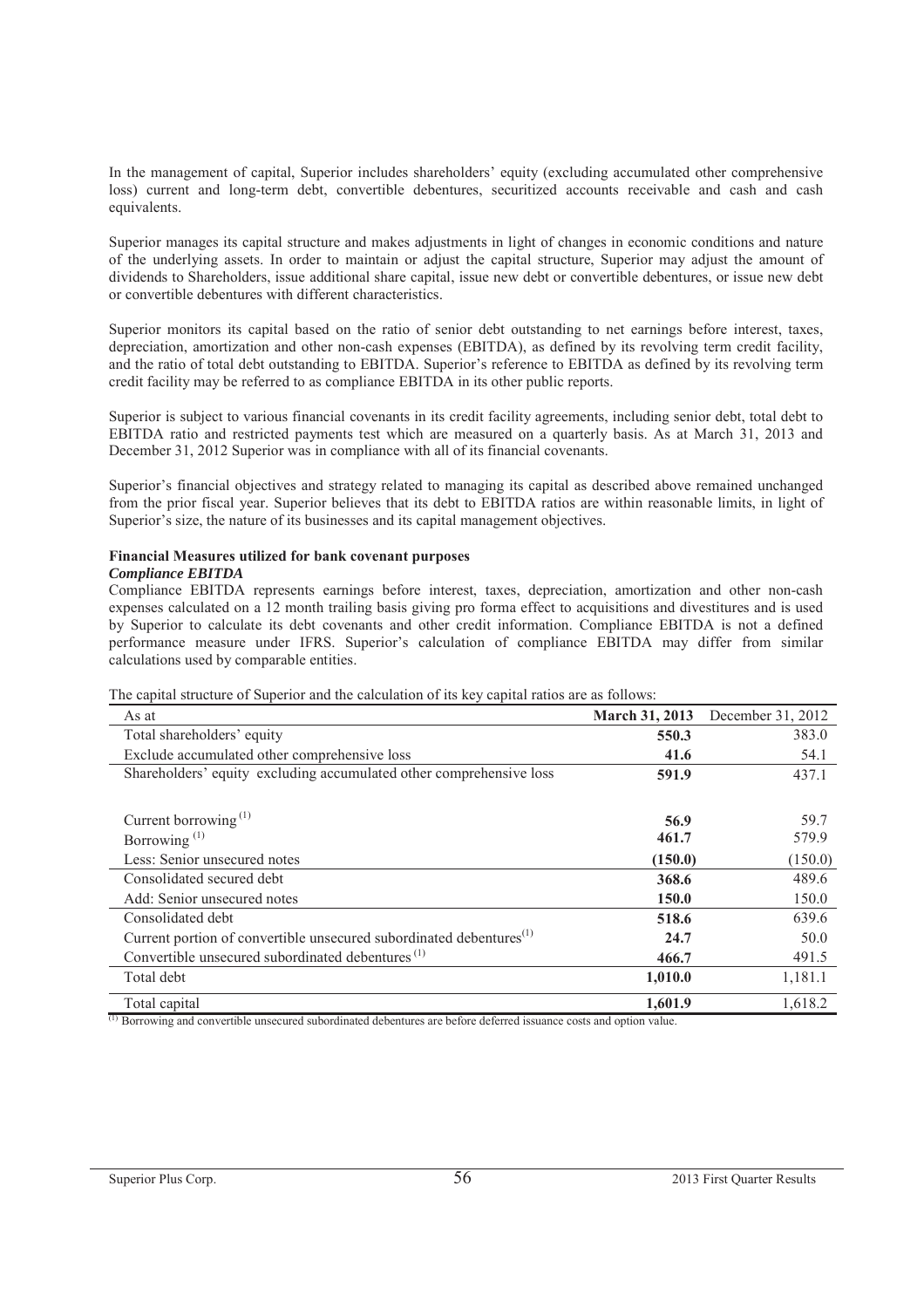In the management of capital, Superior includes shareholders' equity (excluding accumulated other comprehensive loss) current and long-term debt, convertible debentures, securitized accounts receivable and cash and cash equivalents.

Superior manages its capital structure and makes adjustments in light of changes in economic conditions and nature of the underlying assets. In order to maintain or adjust the capital structure, Superior may adjust the amount of dividends to Shareholders, issue additional share capital, issue new debt or convertible debentures, or issue new debt or convertible debentures with different characteristics.

Superior monitors its capital based on the ratio of senior debt outstanding to net earnings before interest, taxes, depreciation, amortization and other non-cash expenses (EBITDA), as defined by its revolving term credit facility, and the ratio of total debt outstanding to EBITDA. Superior's reference to EBITDA as defined by its revolving term credit facility may be referred to as compliance EBITDA in its other public reports.

Superior is subject to various financial covenants in its credit facility agreements, including senior debt, total debt to EBITDA ratio and restricted payments test which are measured on a quarterly basis. As at March 31, 2013 and December 31, 2012 Superior was in compliance with all of its financial covenants.

Superior's financial objectives and strategy related to managing its capital as described above remained unchanged from the prior fiscal year. Superior believes that its debt to EBITDA ratios are within reasonable limits, in light of Superior's size, the nature of its businesses and its capital management objectives.

**Financial Measures utilized for bank covenant purposes**

***Compliance EBITDA***

Compliance EBITDA represents earnings before interest, taxes, depreciation, amortization and other non-cash expenses calculated on a 12 month trailing basis giving pro forma effect to acquisitions and divestitures and is used by Superior to calculate its debt covenants and other credit information. Compliance EBITDA is not a defined performance measure under IFRS. Superior's calculation of compliance EBITDA may differ from similar calculations used by comparable entities.

The capital structure of Superior and the calculation of its key capital ratios are as follows:

| As at | **March 31, 2013** | December 31, 2012 |
|---|---|---|
| Total shareholders' equity | **550.3** | 383.0 |
| Exclude accumulated other comprehensive loss | **41.6** | 54.1 |
| Shareholders' equity excluding accumulated other comprehensive loss | **591.9** | 437.1 |
| | | |
| Current borrowing [(1)] | **56.9** | 59.7 |
| Borrowing [(1)] | **461.7** | 579.9 |
| Less: Senior unsecured notes | **(150.0)** | (150.0) |
| Consolidated secured debt | **368.6** | 489.6 |
| Add: Senior unsecured notes | **150.0** | 150.0 |
| Consolidated debt | **518.6** | 639.6 |
| Current portion of convertible unsecured subordinated debentures[(1)] | **24.7** | 50.0 |
| Convertible unsecured subordinated debentures [(1)] | **466.7** | 491.5 |
| Total debt | **1,010.0** | 1,181.1 |
| Total capital | **1,601.9** | 1,618.2 |

(1) Borrowing and convertible unsecured subordinated debentures are before deferred issuance costs and option value.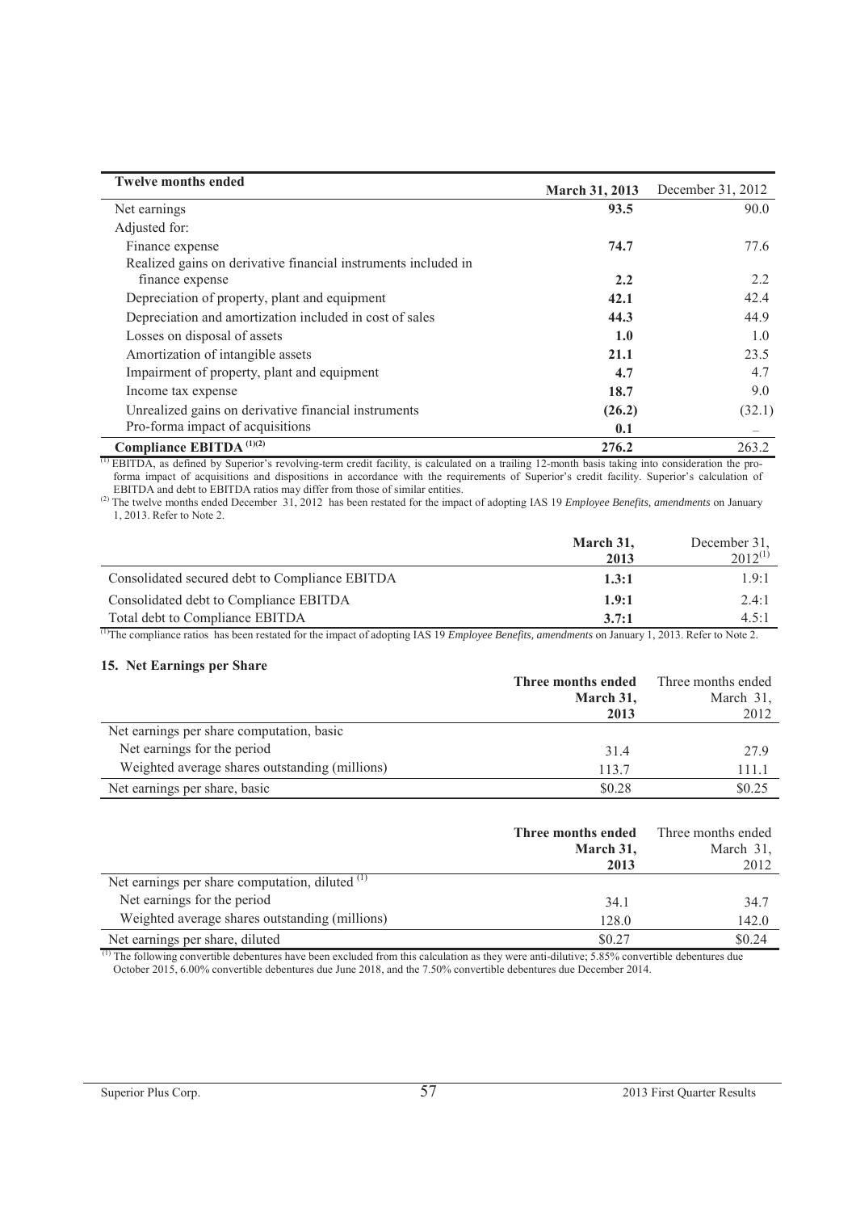| Twelve months ended | March 31, 2013 | December 31, 2012 |
| --- | --- | --- |
| Net earnings | **93.5** | 90.0 |
| Adjusted for: | | |
| Finance expense | **74.7** | 77.6 |
| Realized gains on derivative financial instruments included in finance expense | **2.2** | 2.2 |
| Depreciation of property, plant and equipment | **42.1** | 42.4 |
| Depreciation and amortization included in cost of sales | **44.3** | 44.9 |
| Losses on disposal of assets | **1.0** | 1.0 |
| Amortization of intangible assets | **21.1** | 23.5 |
| Impairment of property, plant and equipment | **4.7** | 4.7 |
| Income tax expense | **18.7** | 9.0 |
| Unrealized gains on derivative financial instruments | **(26.2)** | (32.1) |
| Pro-forma impact of acquisitions | **0.1** | – |
| **Compliance EBITDA** [(1)(2)] | **276.2** | 263.2 |

[(1)] EBITDA, as defined by Superior's revolving-term credit facility, is calculated on a trailing 12-month basis taking into consideration the pro-forma impact of acquisitions and dispositions in accordance with the requirements of Superior's credit facility. Superior's calculation of EBITDA and debt to EBITDA ratios may differ from those of similar entities.

[(2)] The twelve months ended December 31, 2012 has been restated for the impact of adopting IAS 19 *Employee Benefits, amendments* on January 1, 2013. Refer to Note 2.

| | March 31, 2013 | December 31, 2012[(1)] |
| --- | --- | --- |
| Consolidated secured debt to Compliance EBITDA | **1.3:1** | 1.9:1 |
| Consolidated debt to Compliance EBITDA | **1.9:1** | 2.4:1 |
| Total debt to Compliance EBITDA | **3.7:1** | 4.5:1 |

[(1)]The compliance ratios has been restated for the impact of adopting IAS 19 *Employee Benefits, amendments* on January 1, 2013. Refer to Note 2.

## 15. Net Earnings per Share

| | Three months ended March 31, 2013 | Three months ended March 31, 2012 |
| --- | --- | --- |
| Net earnings per share computation, basic | | |
| Net earnings for the period | 31.4 | 27.9 |
| Weighted average shares outstanding (millions) | 113.7 | 111.1 |
| Net earnings per share, basic | $0.28 | $0.25 |

| | Three months ended March 31, 2013 | Three months ended March 31, 2012 |
| --- | --- | --- |
| Net earnings per share computation, diluted [(1)] | | |
| Net earnings for the period | 34.1 | 34.7 |
| Weighted average shares outstanding (millions) | 128.0 | 142.0 |
| Net earnings per share, diluted | $0.27 | $0.24 |

[(1)] The following convertible debentures have been excluded from this calculation as they were anti-dilutive; 5.85% convertible debentures due October 2015, 6.00% convertible debentures due June 2018, and the 7.50% convertible debentures due December 2014.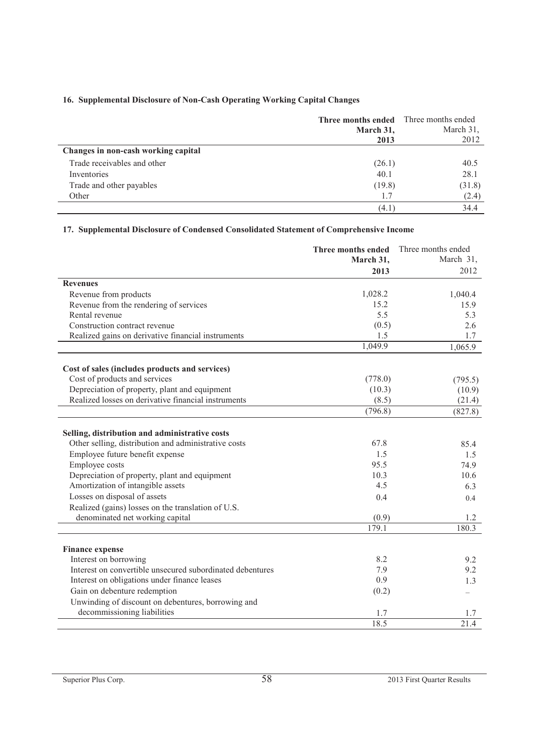## 16. Supplemental Disclosure of Non-Cash Operating Working Capital Changes

| | **Three months ended March 31, 2013** | Three months ended March 31, 2012 |
|---|---|---|
| **Changes in non-cash working capital** | | |
| Trade receivables and other | (26.1) | 40.5 |
| Inventories | 40.1 | 28.1 |
| Trade and other payables | (19.8) | (31.8) |
| Other | 1.7 | (2.4) |
| | (4.1) | 34.4 |

## 17. Supplemental Disclosure of Condensed Consolidated Statement of Comprehensive Income

| | **Three months ended March 31, 2013** | Three months ended March 31, 2012 |
|---|---|---|
| **Revenues** | | |
| Revenue from products | 1,028.2 | 1,040.4 |
| Revenue from the rendering of services | 15.2 | 15.9 |
| Rental revenue | 5.5 | 5.3 |
| Construction contract revenue | (0.5) | 2.6 |
| Realized gains on derivative financial instruments | 1.5 | 1.7 |
| | 1,049.9 | 1,065.9 |
| | | |
| **Cost of sales (includes products and services)** | | |
| Cost of products and services | (778.0) | (795.5) |
| Depreciation of property, plant and equipment | (10.3) | (10.9) |
| Realized losses on derivative financial instruments | (8.5) | (21.4) |
| | (796.8) | (827.8) |
| | | |
| **Selling, distribution and administrative costs** | | |
| Other selling, distribution and administrative costs | 67.8 | 85.4 |
| Employee future benefit expense | 1.5 | 1.5 |
| Employee costs | 95.5 | 74.9 |
| Depreciation of property, plant and equipment | 10.3 | 10.6 |
| Amortization of intangible assets | 4.5 | 6.3 |
| Losses on disposal of assets | 0.4 | 0.4 |
| Realized (gains) losses on the translation of U.S. denominated net working capital | (0.9) | 1.2 |
| | 179.1 | 180.3 |
| | | |
| **Finance expense** | | |
| Interest on borrowing | 8.2 | 9.2 |
| Interest on convertible unsecured subordinated debentures | 7.9 | 9.2 |
| Interest on obligations under finance leases | 0.9 | 1.3 |
| Gain on debenture redemption | (0.2) | – |
| Unwinding of discount on debentures, borrowing and decommissioning liabilities | 1.7 | 1.7 |
| | 18.5 | 21.4 |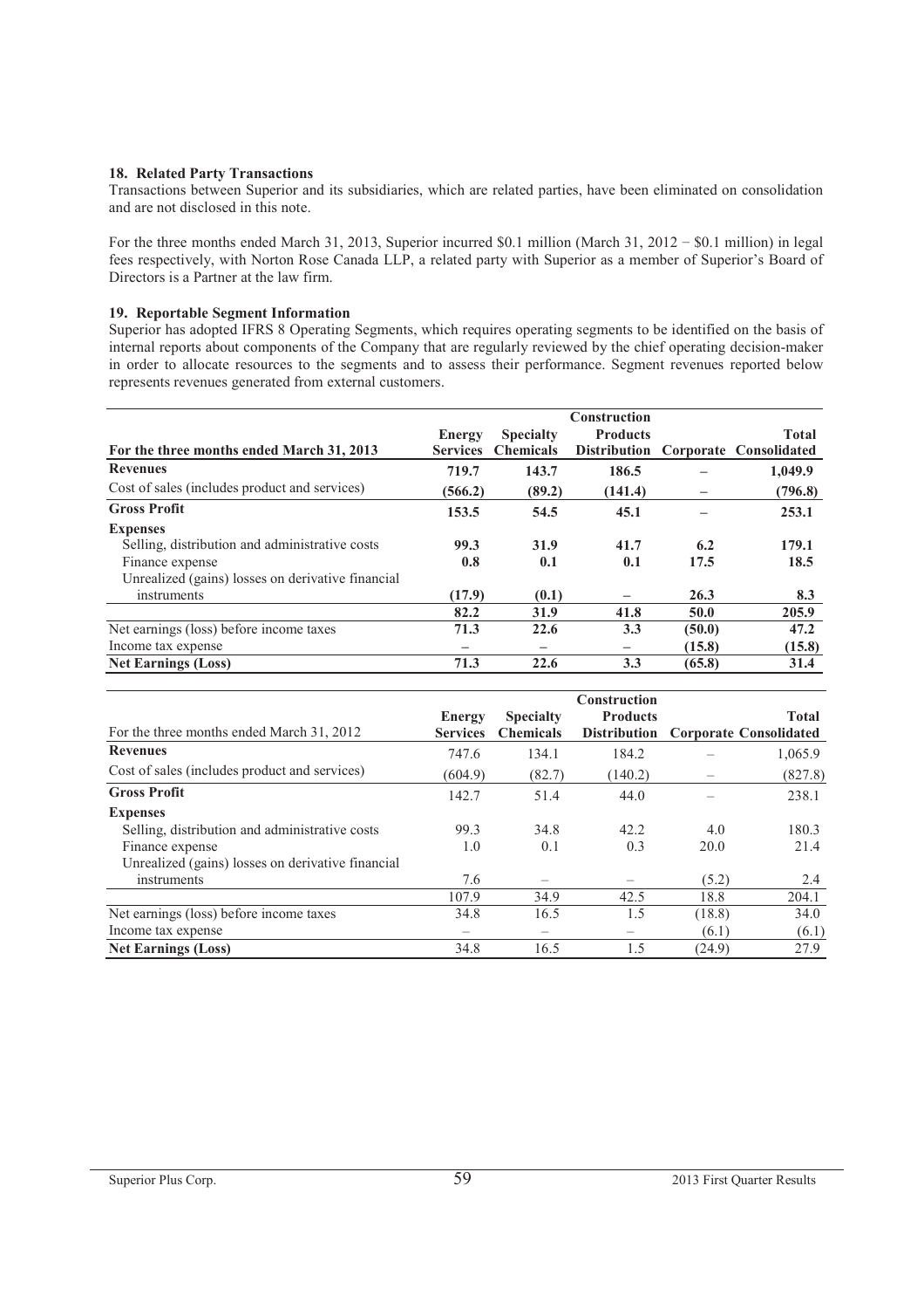**18. Related Party Transactions**

Transactions between Superior and its subsidiaries, which are related parties, have been eliminated on consolidation and are not disclosed in this note.

For the three months ended March 31, 2013, Superior incurred $0.1 million (March 31, 2012 – $0.1 million) in legal fees respectively, with Norton Rose Canada LLP, a related party with Superior as a member of Superior's Board of Directors is a Partner at the law firm.

**19. Reportable Segment Information**

Superior has adopted IFRS 8 Operating Segments, which requires operating segments to be identified on the basis of internal reports about components of the Company that are regularly reviewed by the chief operating decision-maker in order to allocate resources to the segments and to assess their performance. Segment revenues reported below represents revenues generated from external customers.

| **For the three months ended March 31, 2013** | **Energy Services** | **Specialty Chemicals** | **Construction Products Distribution** | **Corporate** | **Total Consolidated** |
|---|---|---|---|---|---|
| **Revenues** | **719.7** | **143.7** | **186.5** | **–** | **1,049.9** |
| Cost of sales (includes product and services) | **(566.2)** | **(89.2)** | **(141.4)** | **–** | **(796.8)** |
| **Gross Profit** | **153.5** | **54.5** | **45.1** | **–** | **253.1** |
| **Expenses** | | | | | |
| Selling, distribution and administrative costs | **99.3** | **31.9** | **41.7** | **6.2** | **179.1** |
| Finance expense | **0.8** | **0.1** | **0.1** | **17.5** | **18.5** |
| Unrealized (gains) losses on derivative financial instruments | **(17.9)** | **(0.1)** | **–** | **26.3** | **8.3** |
| | **82.2** | **31.9** | **41.8** | **50.0** | **205.9** |
| Net earnings (loss) before income taxes | **71.3** | **22.6** | **3.3** | **(50.0)** | **47.2** |
| Income tax expense | **–** | **–** | **–** | **(15.8)** | **(15.8)** |
| **Net Earnings (Loss)** | **71.3** | **22.6** | **3.3** | **(65.8)** | **31.4** |

| For the three months ended March 31, 2012 | **Energy Services** | **Specialty Chemicals** | **Construction Products Distribution** | **Corporate** | **Total Consolidated** |
|---|---|---|---|---|---|
| **Revenues** | 747.6 | 134.1 | 184.2 | – | 1,065.9 |
| Cost of sales (includes product and services) | (604.9) | (82.7) | (140.2) | – | (827.8) |
| **Gross Profit** | 142.7 | 51.4 | 44.0 | – | 238.1 |
| **Expenses** | | | | | |
| Selling, distribution and administrative costs | 99.3 | 34.8 | 42.2 | 4.0 | 180.3 |
| Finance expense | 1.0 | 0.1 | 0.3 | 20.0 | 21.4 |
| Unrealized (gains) losses on derivative financial instruments | 7.6 | – | – | (5.2) | 2.4 |
| | 107.9 | 34.9 | 42.5 | 18.8 | 204.1 |
| Net earnings (loss) before income taxes | 34.8 | 16.5 | 1.5 | (18.8) | 34.0 |
| Income tax expense | – | – | – | (6.1) | (6.1) |
| **Net Earnings (Loss)** | 34.8 | 16.5 | 1.5 | (24.9) | 27.9 |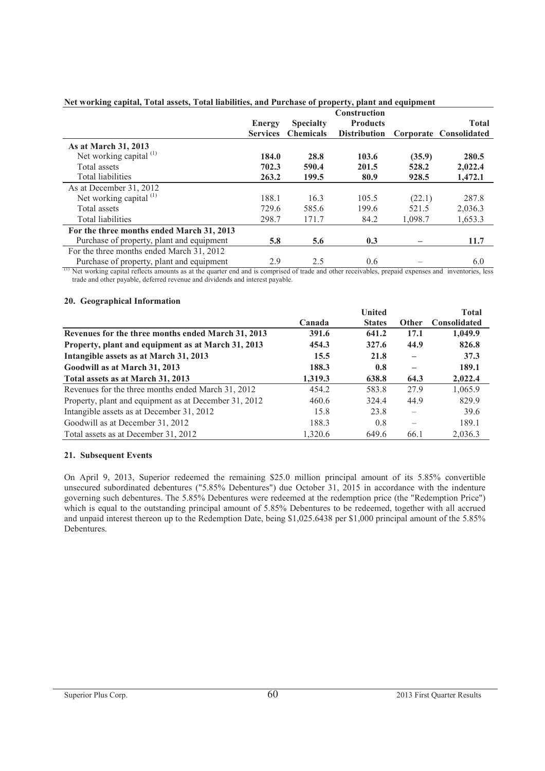**Net working capital, Total assets, Total liabilities, and Purchase of property, plant and equipment**

| | Energy Services | Specialty Chemicals | Construction Products Distribution | Corporate | Total Consolidated |
|---|---|---|---|---|---|
| **As at March 31, 2013** | | | | | |
| Net working capital [(1)] | **184.0** | **28.8** | **103.6** | **(35.9)** | **280.5** |
| Total assets | **702.3** | **590.4** | **201.5** | **528.2** | **2,022.4** |
| Total liabilities | **263.2** | **199.5** | **80.9** | **928.5** | **1,472.1** |
| As at December 31, 2012 | | | | | |
| Net working capital [(1)] | 188.1 | 16.3 | 105.5 | (22.1) | 287.8 |
| Total assets | 729.6 | 585.6 | 199.6 | 521.5 | 2,036.3 |
| Total liabilities | 298.7 | 171.7 | 84.2 | 1,098.7 | 1,653.3 |
| **For the three months ended March 31, 2013** | | | | | |
| Purchase of property, plant and equipment | **5.8** | **5.6** | **0.3** | **–** | **11.7** |
| For the three months ended March 31, 2012 | | | | | |
| Purchase of property, plant and equipment | 2.9 | 2.5 | 0.6 | – | 6.0 |

[(1)] Net working capital reflects amounts as at the quarter end and is comprised of trade and other receivables, prepaid expenses and inventories, less trade and other payable, deferred revenue and dividends and interest payable.

### 20. Geographical Information

| | Canada | United States | Other | Total Consolidated |
|---|---|---|---|---|
| **Revenues for the three months ended March 31, 2013** | **391.6** | **641.2** | **17.1** | **1,049.9** |
| **Property, plant and equipment as at March 31, 2013** | **454.3** | **327.6** | **44.9** | **826.8** |
| **Intangible assets as at March 31, 2013** | **15.5** | **21.8** | **–** | **37.3** |
| **Goodwill as at March 31, 2013** | **188.3** | **0.8** | **–** | **189.1** |
| **Total assets as at March 31, 2013** | **1,319.3** | **638.8** | **64.3** | **2,022.4** |
| Revenues for the three months ended March 31, 2012 | 454.2 | 583.8 | 27.9 | 1,065.9 |
| Property, plant and equipment as at December 31, 2012 | 460.6 | 324.4 | 44.9 | 829.9 |
| Intangible assets as at December 31, 2012 | 15.8 | 23.8 | – | 39.6 |
| Goodwill as at December 31, 2012 | 188.3 | 0.8 | – | 189.1 |
| Total assets as at December 31, 2012 | 1,320.6 | 649.6 | 66.1 | 2,036.3 |

### 21. Subsequent Events

On April 9, 2013, Superior redeemed the remaining $25.0 million principal amount of its 5.85% convertible unsecured subordinated debentures ("5.85% Debentures") due October 31, 2015 in accordance with the indenture governing such debentures. The 5.85% Debentures were redeemed at the redemption price (the "Redemption Price") which is equal to the outstanding principal amount of 5.85% Debentures to be redeemed, together with all accrued and unpaid interest thereon up to the Redemption Date, being $1,025.6438 per $1,000 principal amount of the 5.85% Debentures.